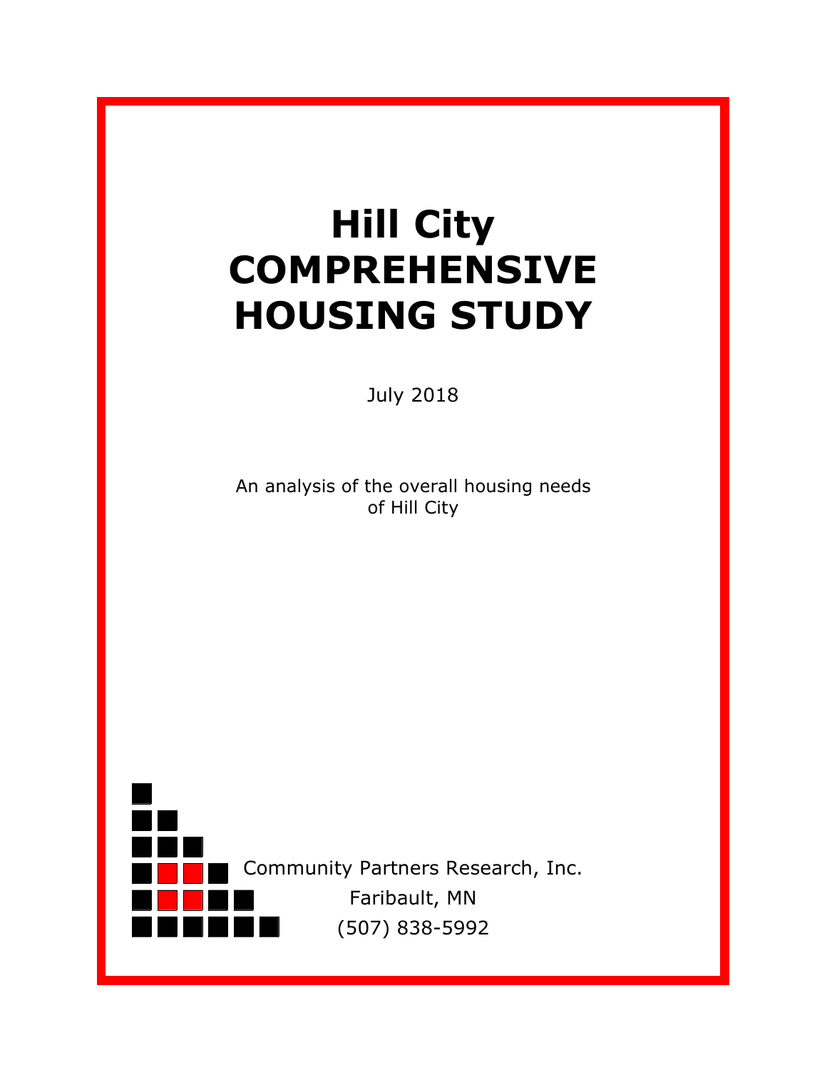# Hill City COMPREHENSIVE HOUSING STUDY

July 2018

An analysis of the overall housing needs of Hill City

Community Partners Research, Inc.

Faribault, MN

(507) 838-5992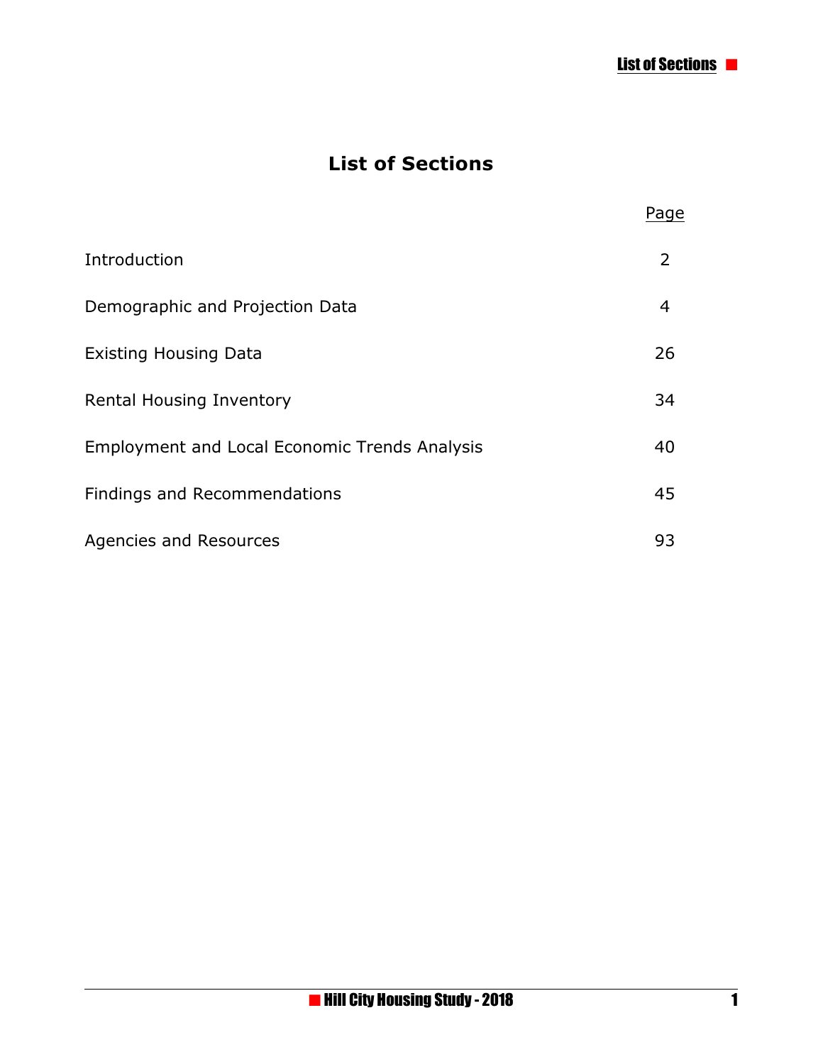# List of Sections

| | Page |
|---|---|
| Introduction | 2 |
| Demographic and Projection Data | 4 |
| Existing Housing Data | 26 |
| Rental Housing Inventory | 34 |
| Employment and Local Economic Trends Analysis | 40 |
| Findings and Recommendations | 45 |
| Agencies and Resources | 93 |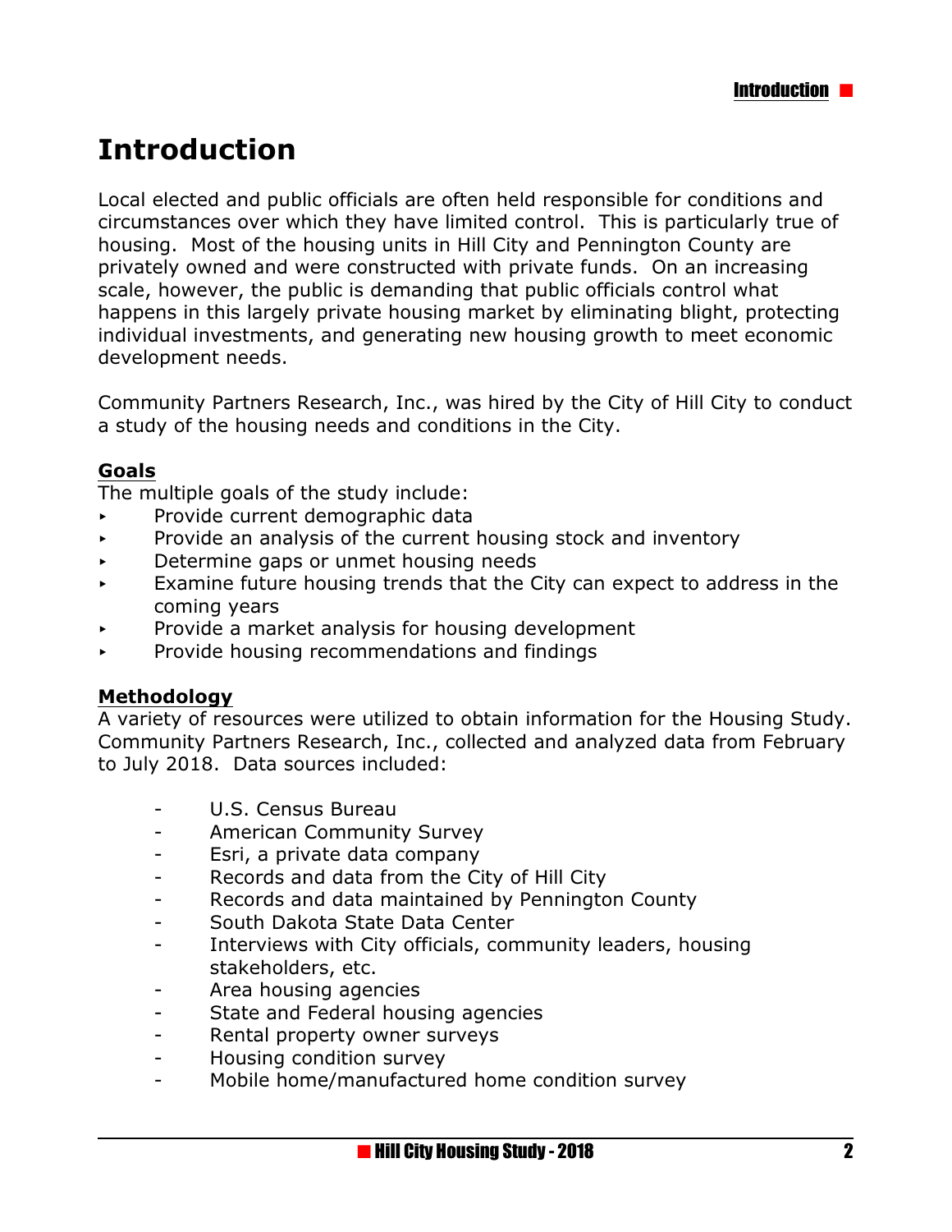# Introduction

Local elected and public officials are often held responsible for conditions and circumstances over which they have limited control. This is particularly true of housing. Most of the housing units in Hill City and Pennington County are privately owned and were constructed with private funds. On an increasing scale, however, the public is demanding that public officials control what happens in this largely private housing market by eliminating blight, protecting individual investments, and generating new housing growth to meet economic development needs.

Community Partners Research, Inc., was hired by the City of Hill City to conduct a study of the housing needs and conditions in the City.

**Goals**

The multiple goals of the study include:

- Provide current demographic data
- Provide an analysis of the current housing stock and inventory
- Determine gaps or unmet housing needs
- Examine future housing trends that the City can expect to address in the coming years
- Provide a market analysis for housing development
- Provide housing recommendations and findings

**Methodology**

A variety of resources were utilized to obtain information for the Housing Study. Community Partners Research, Inc., collected and analyzed data from February to July 2018. Data sources included:

- U.S. Census Bureau
- American Community Survey
- Esri, a private data company
- Records and data from the City of Hill City
- Records and data maintained by Pennington County
- South Dakota State Data Center
- Interviews with City officials, community leaders, housing stakeholders, etc.
- Area housing agencies
- State and Federal housing agencies
- Rental property owner surveys
- Housing condition survey
- Mobile home/manufactured home condition survey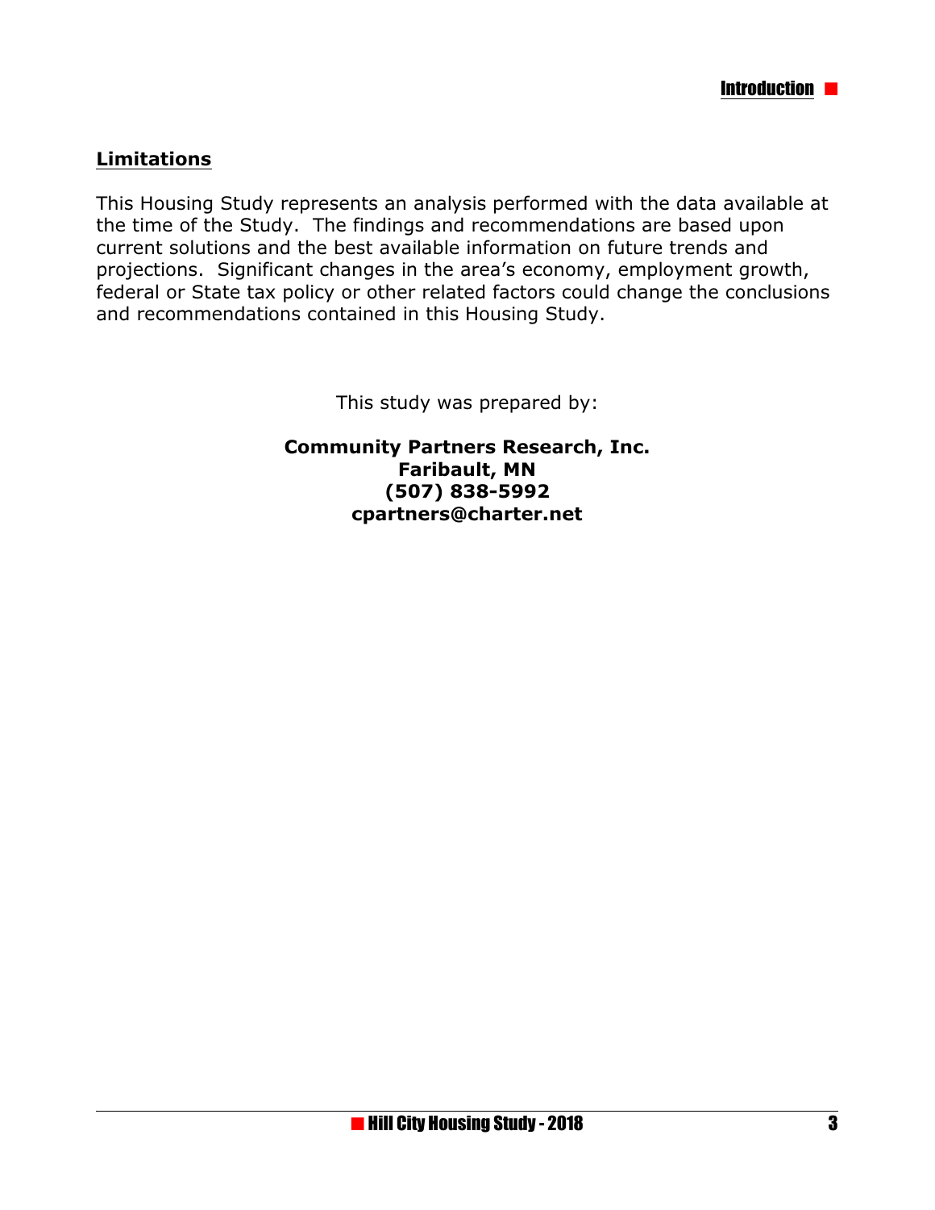## Limitations

This Housing Study represents an analysis performed with the data available at the time of the Study. The findings and recommendations are based upon current solutions and the best available information on future trends and projections. Significant changes in the area's economy, employment growth, federal or State tax policy or other related factors could change the conclusions and recommendations contained in this Housing Study.

This study was prepared by:

**Community Partners Research, Inc.**
**Faribault, MN**
**(507) 838-5992**
**cpartners@charter.net**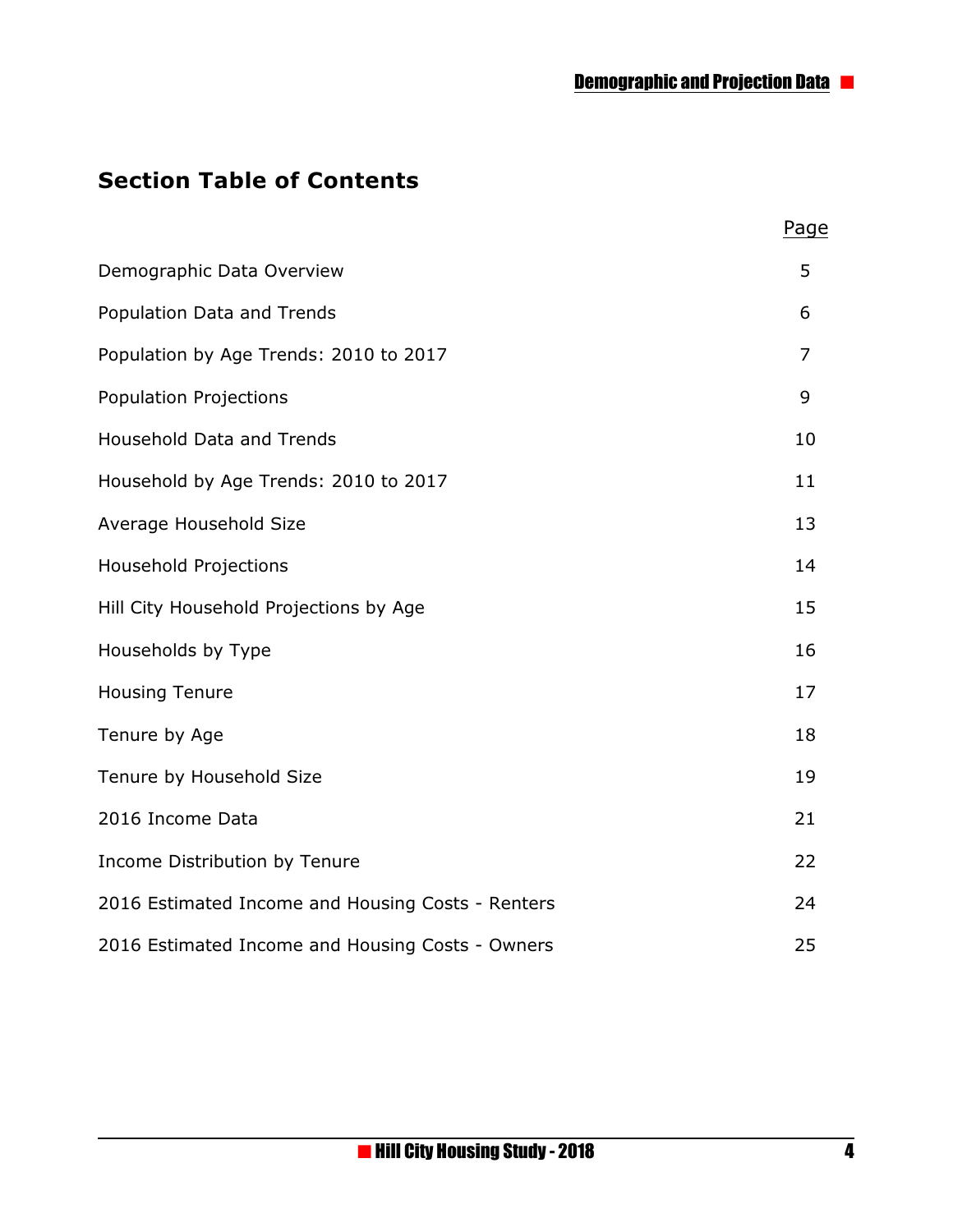## Section Table of Contents

| | Page |
|---|---|
| Demographic Data Overview | 5 |
| Population Data and Trends | 6 |
| Population by Age Trends: 2010 to 2017 | 7 |
| Population Projections | 9 |
| Household Data and Trends | 10 |
| Household by Age Trends: 2010 to 2017 | 11 |
| Average Household Size | 13 |
| Household Projections | 14 |
| Hill City Household Projections by Age | 15 |
| Households by Type | 16 |
| Housing Tenure | 17 |
| Tenure by Age | 18 |
| Tenure by Household Size | 19 |
| 2016 Income Data | 21 |
| Income Distribution by Tenure | 22 |
| 2016 Estimated Income and Housing Costs - Renters | 24 |
| 2016 Estimated Income and Housing Costs - Owners | 25 |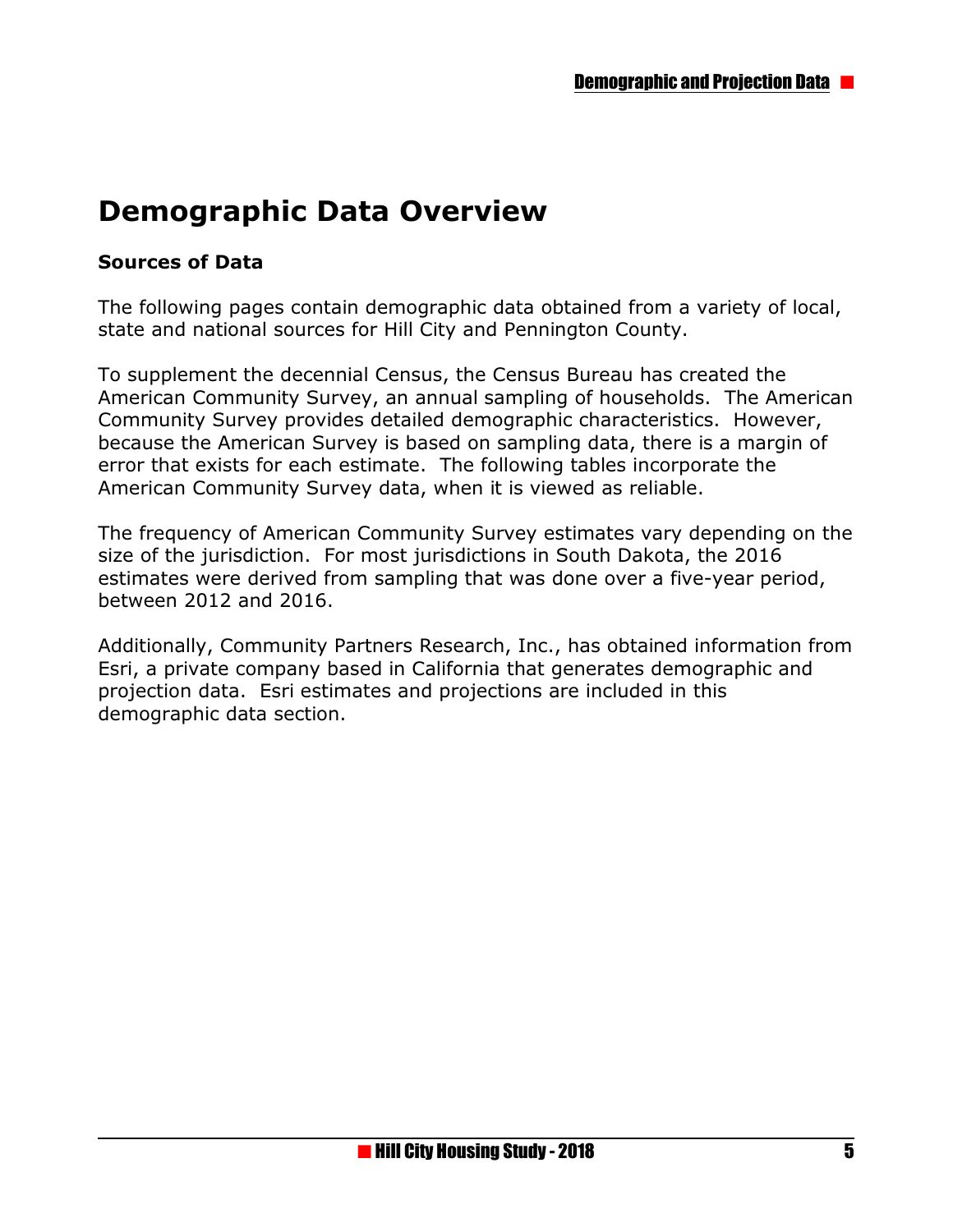# Demographic Data Overview

**Sources of Data**

The following pages contain demographic data obtained from a variety of local, state and national sources for Hill City and Pennington County.

To supplement the decennial Census, the Census Bureau has created the American Community Survey, an annual sampling of households. The American Community Survey provides detailed demographic characteristics. However, because the American Survey is based on sampling data, there is a margin of error that exists for each estimate. The following tables incorporate the American Community Survey data, when it is viewed as reliable.

The frequency of American Community Survey estimates vary depending on the size of the jurisdiction. For most jurisdictions in South Dakota, the 2016 estimates were derived from sampling that was done over a five-year period, between 2012 and 2016.

Additionally, Community Partners Research, Inc., has obtained information from Esri, a private company based in California that generates demographic and projection data. Esri estimates and projections are included in this demographic data section.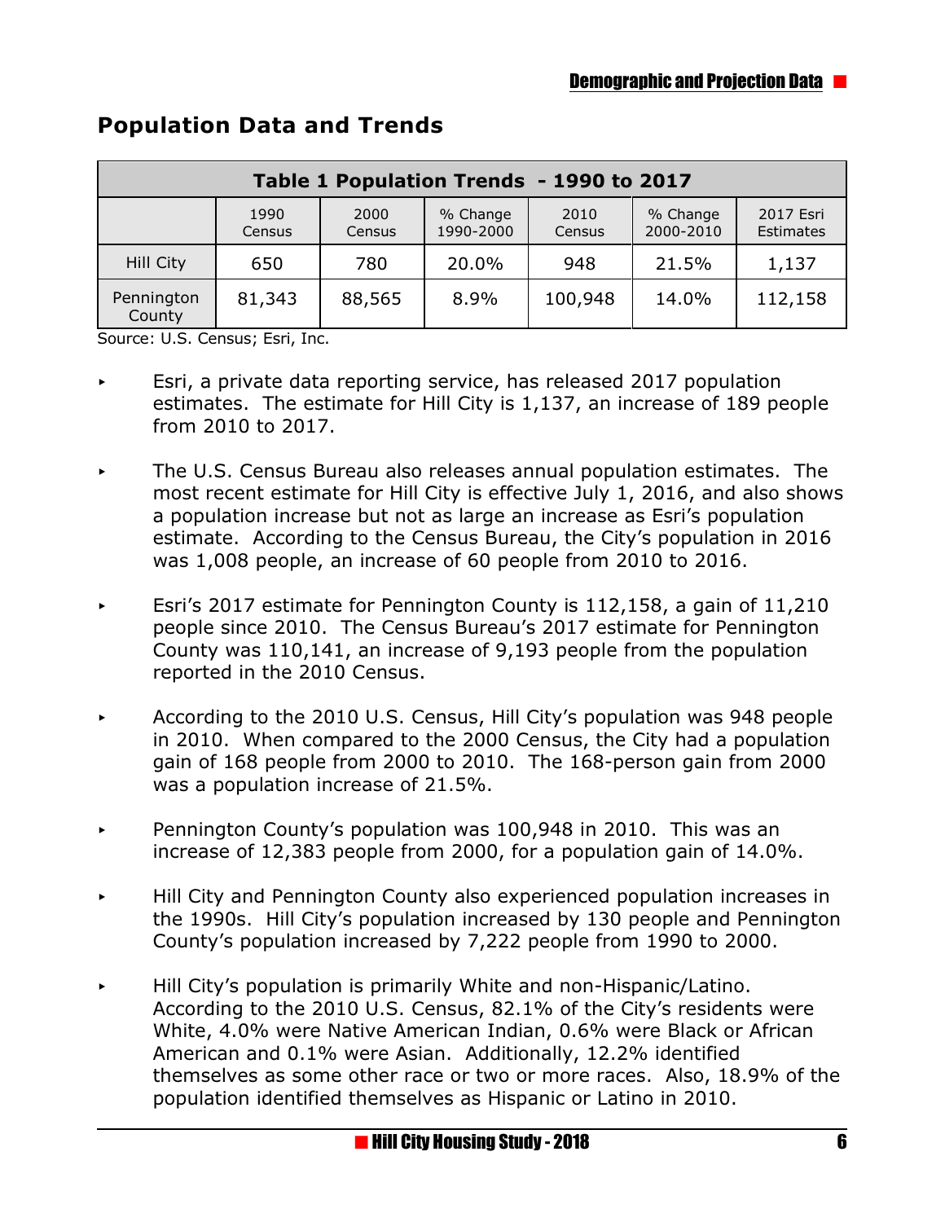## Population Data and Trends

| Table 1 Population Trends - 1990 to 2017 | | | | | | |
|---|---|---|---|---|---|---|
| | 1990 Census | 2000 Census | % Change 1990-2000 | 2010 Census | % Change 2000-2010 | 2017 Esri Estimates |
| Hill City | 650 | 780 | 20.0% | 948 | 21.5% | 1,137 |
| Pennington County | 81,343 | 88,565 | 8.9% | 100,948 | 14.0% | 112,158 |

Source: U.S. Census; Esri, Inc.

- Esri, a private data reporting service, has released 2017 population estimates. The estimate for Hill City is 1,137, an increase of 189 people from 2010 to 2017.
- The U.S. Census Bureau also releases annual population estimates. The most recent estimate for Hill City is effective July 1, 2016, and also shows a population increase but not as large an increase as Esri's population estimate. According to the Census Bureau, the City's population in 2016 was 1,008 people, an increase of 60 people from 2010 to 2016.
- Esri's 2017 estimate for Pennington County is 112,158, a gain of 11,210 people since 2010. The Census Bureau's 2017 estimate for Pennington County was 110,141, an increase of 9,193 people from the population reported in the 2010 Census.
- According to the 2010 U.S. Census, Hill City's population was 948 people in 2010. When compared to the 2000 Census, the City had a population gain of 168 people from 2000 to 2010. The 168-person gain from 2000 was a population increase of 21.5%.
- Pennington County's population was 100,948 in 2010. This was an increase of 12,383 people from 2000, for a population gain of 14.0%.
- Hill City and Pennington County also experienced population increases in the 1990s. Hill City's population increased by 130 people and Pennington County's population increased by 7,222 people from 1990 to 2000.
- Hill City's population is primarily White and non-Hispanic/Latino. According to the 2010 U.S. Census, 82.1% of the City's residents were White, 4.0% were Native American Indian, 0.6% were Black or African American and 0.1% were Asian. Additionally, 12.2% identified themselves as some other race or two or more races. Also, 18.9% of the population identified themselves as Hispanic or Latino in 2010.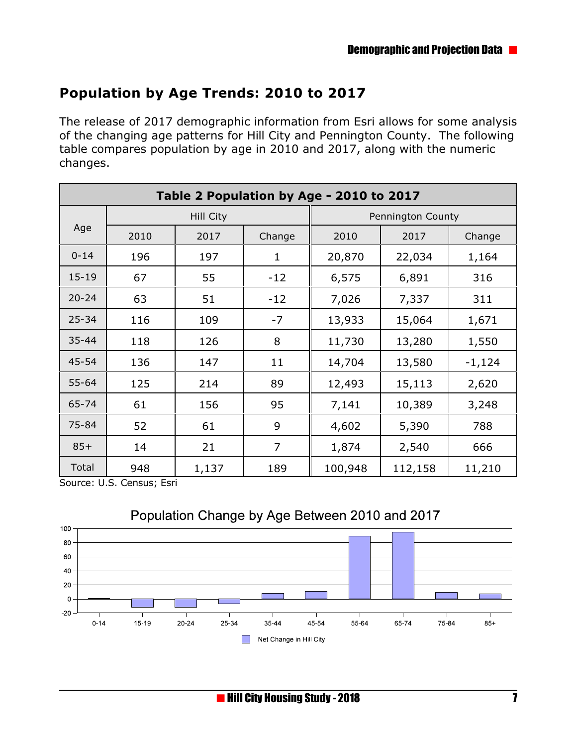## Population by Age Trends: 2010 to 2017

The release of 2017 demographic information from Esri allows for some analysis of the changing age patterns for Hill City and Pennington County. The following table compares population by age in 2010 and 2017, along with the numeric changes.

**Table 2 Population by Age - 2010 to 2017**

| Age | Hill City | | | Pennington County | | |
|---|---|---|---|---|---|---|
| | 2010 | 2017 | Change | 2010 | 2017 | Change |
| 0-14 | 196 | 197 | 1 | 20,870 | 22,034 | 1,164 |
| 15-19 | 67 | 55 | -12 | 6,575 | 6,891 | 316 |
| 20-24 | 63 | 51 | -12 | 7,026 | 7,337 | 311 |
| 25-34 | 116 | 109 | -7 | 13,933 | 15,064 | 1,671 |
| 35-44 | 118 | 126 | 8 | 11,730 | 13,280 | 1,550 |
| 45-54 | 136 | 147 | 11 | 14,704 | 13,580 | -1,124 |
| 55-64 | 125 | 214 | 89 | 12,493 | 15,113 | 2,620 |
| 65-74 | 61 | 156 | 95 | 7,141 | 10,389 | 3,248 |
| 75-84 | 52 | 61 | 9 | 4,602 | 5,390 | 788 |
| 85+ | 14 | 21 | 7 | 1,874 | 2,540 | 666 |
| Total | 948 | 1,137 | 189 | 100,948 | 112,158 | 11,210 |

Source: U.S. Census; Esri

**Population Change by Age Between 2010 and 2017**

| Age | Net Change in Hill City |
|---|---|
| 0-14 | 1 |
| 15-19 | -12 |
| 20-24 | -12 |
| 25-34 | -7 |
| 35-44 | 8 |
| 45-54 | 11 |
| 55-64 | 89 |
| 65-74 | 95 |
| 75-84 | 9 |
| 85+ | 7 |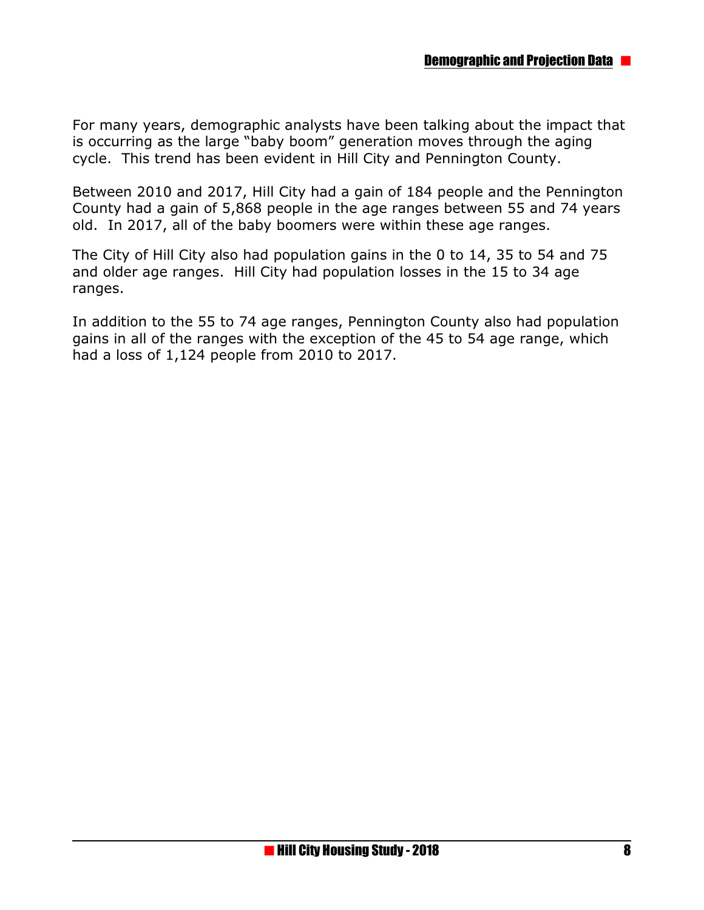For many years, demographic analysts have been talking about the impact that is occurring as the large “baby boom” generation moves through the aging cycle. This trend has been evident in Hill City and Pennington County.

Between 2010 and 2017, Hill City had a gain of 184 people and the Pennington County had a gain of 5,868 people in the age ranges between 55 and 74 years old. In 2017, all of the baby boomers were within these age ranges.

The City of Hill City also had population gains in the 0 to 14, 35 to 54 and 75 and older age ranges. Hill City had population losses in the 15 to 34 age ranges.

In addition to the 55 to 74 age ranges, Pennington County also had population gains in all of the ranges with the exception of the 45 to 54 age range, which had a loss of 1,124 people from 2010 to 2017.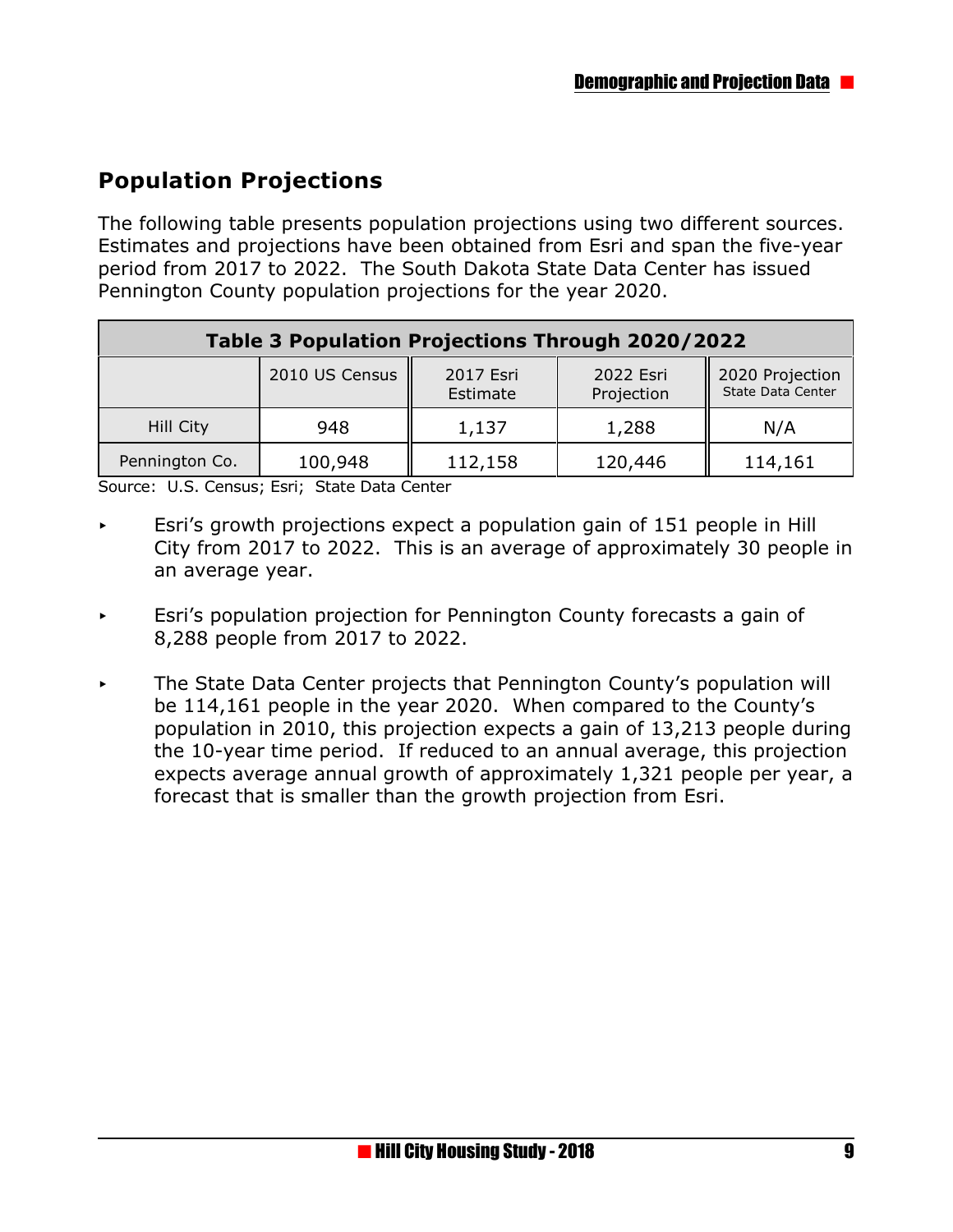## Population Projections

The following table presents population projections using two different sources. Estimates and projections have been obtained from Esri and span the five-year period from 2017 to 2022. The South Dakota State Data Center has issued Pennington County population projections for the year 2020.

| Table 3 Population Projections Through 2020/2022 | | | | |
|---|---|---|---|---|
| | 2010 US Census | 2017 Esri Estimate | 2022 Esri Projection | 2020 Projection State Data Center |
| Hill City | 948 | 1,137 | 1,288 | N/A |
| Pennington Co. | 100,948 | 112,158 | 120,446 | 114,161 |

Source: U.S. Census; Esri; State Data Center

- Esri's growth projections expect a population gain of 151 people in Hill City from 2017 to 2022. This is an average of approximately 30 people in an average year.
- Esri's population projection for Pennington County forecasts a gain of 8,288 people from 2017 to 2022.
- The State Data Center projects that Pennington County's population will be 114,161 people in the year 2020. When compared to the County's population in 2010, this projection expects a gain of 13,213 people during the 10-year time period. If reduced to an annual average, this projection expects average annual growth of approximately 1,321 people per year, a forecast that is smaller than the growth projection from Esri.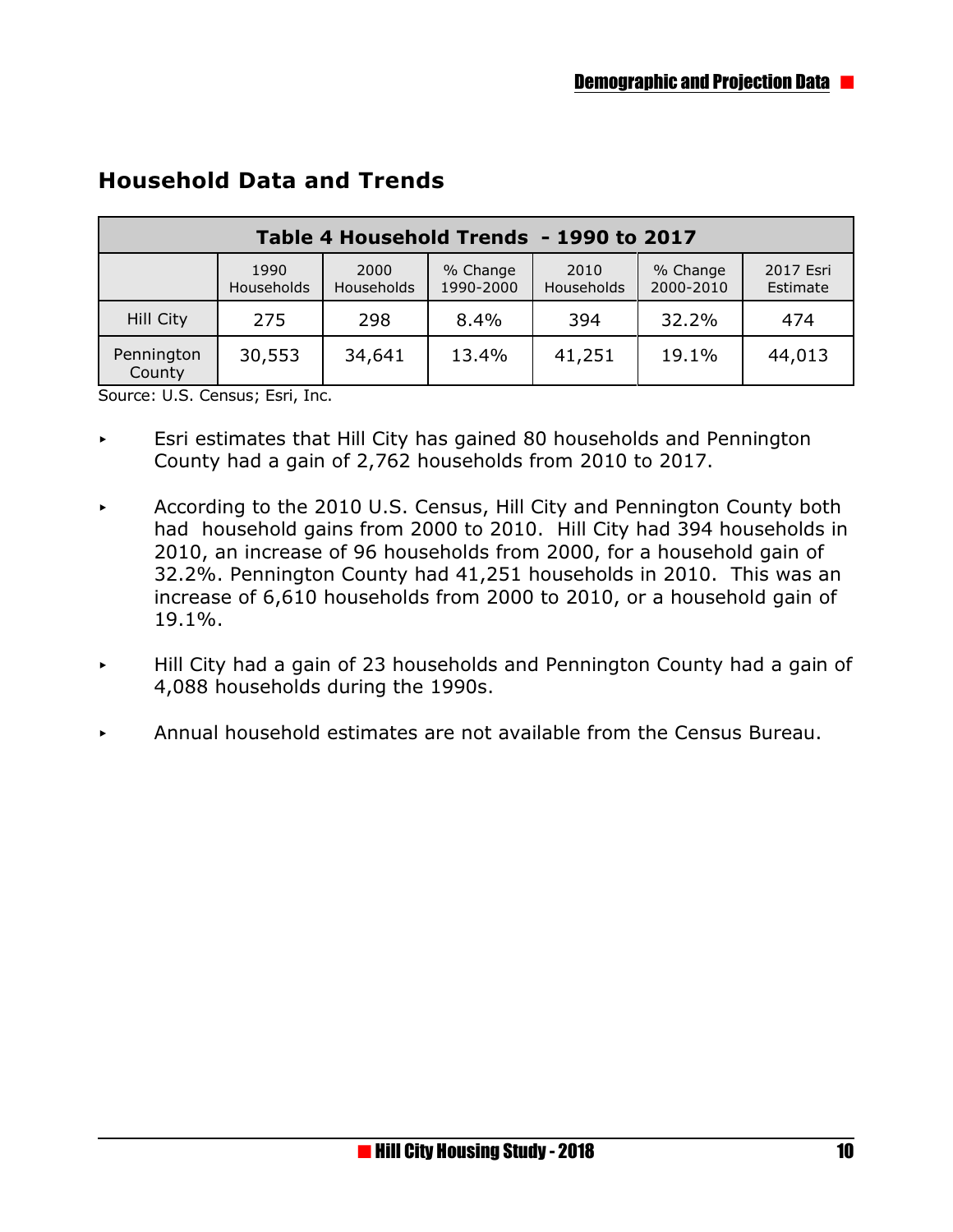## Household Data and Trends

| Table 4 Household Trends - 1990 to 2017 | | | | | | |
|---|---|---|---|---|---|---|
| | 1990 Households | 2000 Households | % Change 1990-2000 | 2010 Households | % Change 2000-2010 | 2017 Esri Estimate |
| Hill City | 275 | 298 | 8.4% | 394 | 32.2% | 474 |
| Pennington County | 30,553 | 34,641 | 13.4% | 41,251 | 19.1% | 44,013 |

Source: U.S. Census; Esri, Inc.

- Esri estimates that Hill City has gained 80 households and Pennington County had a gain of 2,762 households from 2010 to 2017.
- According to the 2010 U.S. Census, Hill City and Pennington County both had household gains from 2000 to 2010. Hill City had 394 households in 2010, an increase of 96 households from 2000, for a household gain of 32.2%. Pennington County had 41,251 households in 2010. This was an increase of 6,610 households from 2000 to 2010, or a household gain of 19.1%.
- Hill City had a gain of 23 households and Pennington County had a gain of 4,088 households during the 1990s.
- Annual household estimates are not available from the Census Bureau.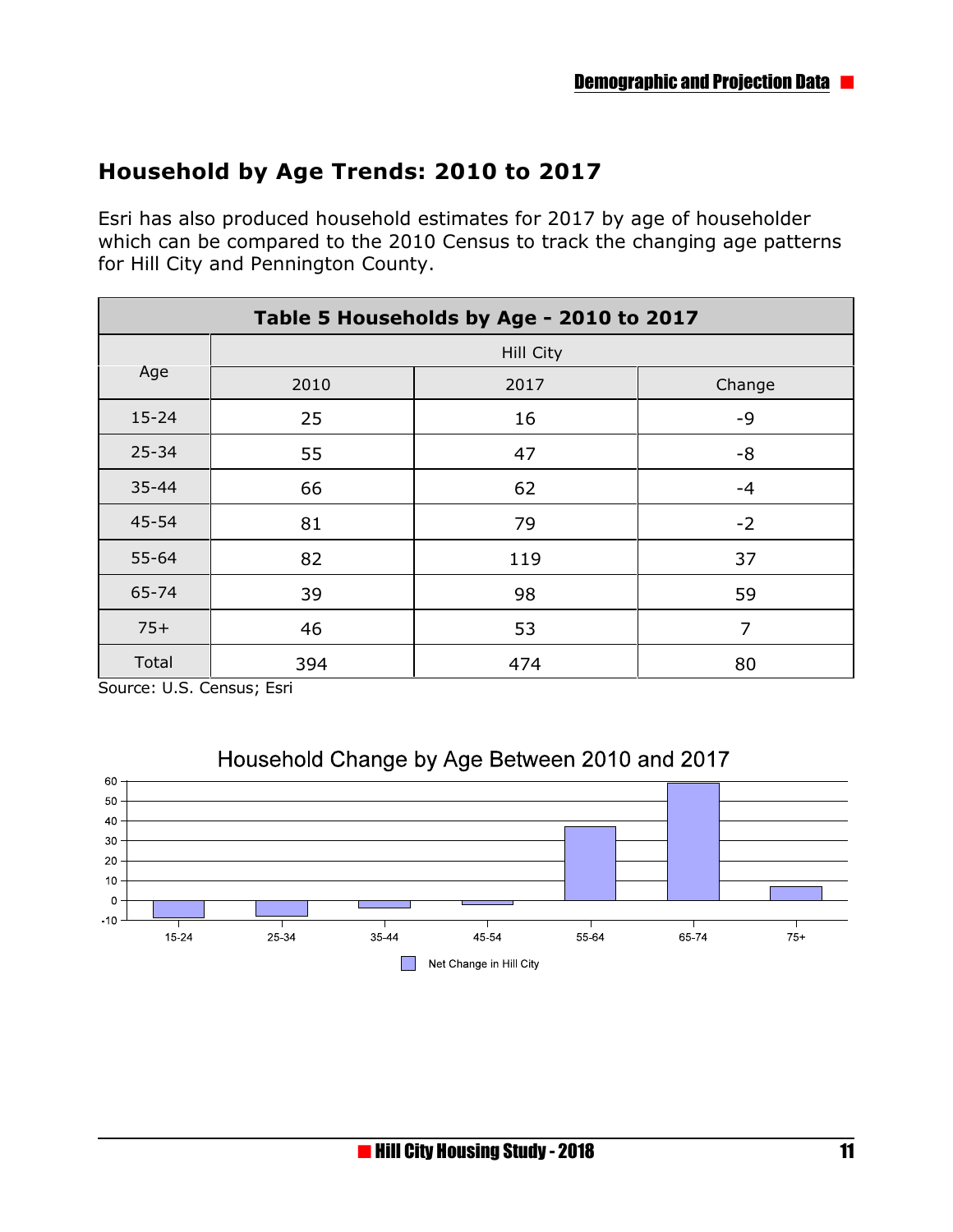## Household by Age Trends: 2010 to 2017

Esri has also produced household estimates for 2017 by age of householder which can be compared to the 2010 Census to track the changing age patterns for Hill City and Pennington County.

| Table 5 Households by Age - 2010 to 2017 | | | |
|---|---|---|---|
| Age | Hill City | | |
| | 2010 | 2017 | Change |
| 15-24 | 25 | 16 | -9 |
| 25-34 | 55 | 47 | -8 |
| 35-44 | 66 | 62 | -4 |
| 45-54 | 81 | 79 | -2 |
| 55-64 | 82 | 119 | 37 |
| 65-74 | 39 | 98 | 59 |
| 75+ | 46 | 53 | 7 |
| Total | 394 | 474 | 80 |

Source: U.S. Census; Esri

Household Change by Age Between 2010 and 2017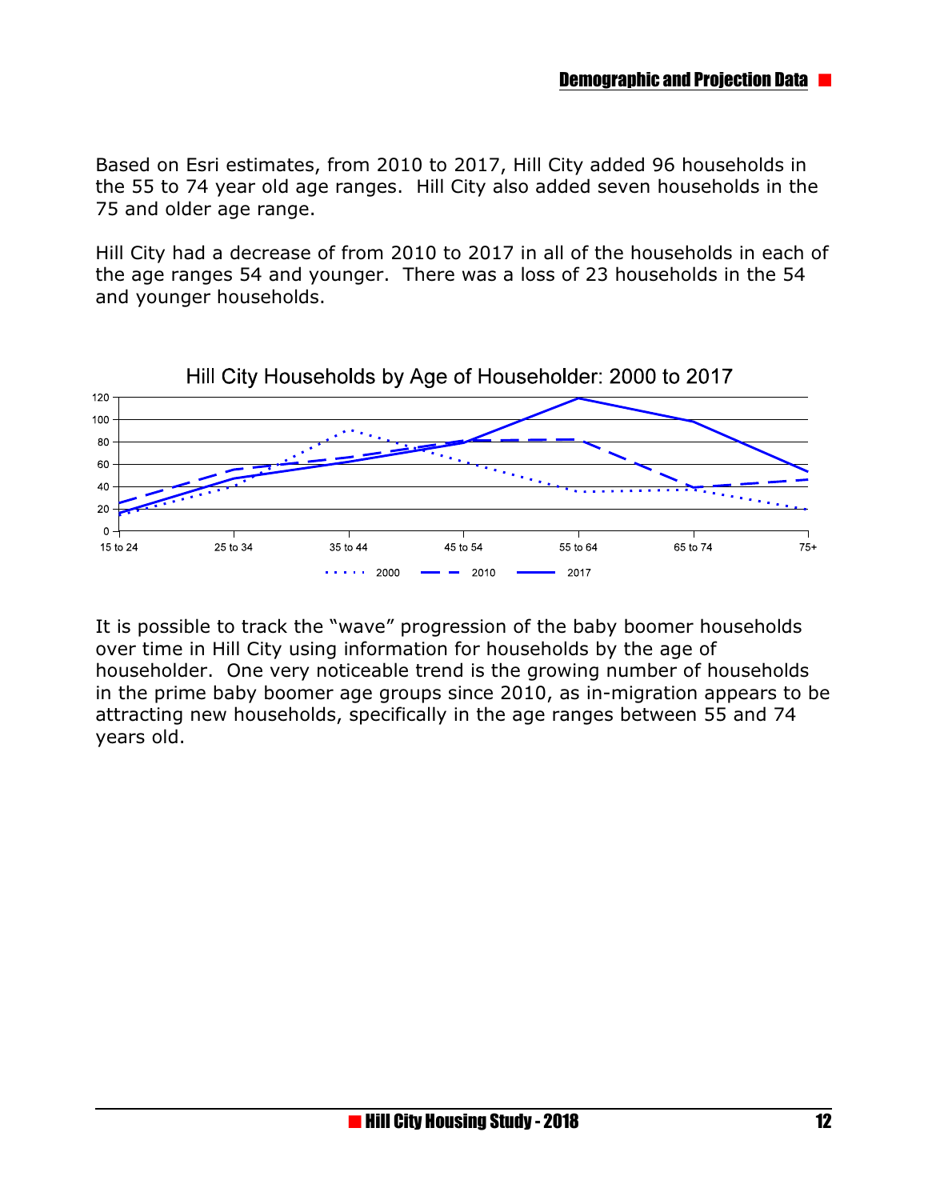Based on Esri estimates, from 2010 to 2017, Hill City added 96 households in the 55 to 74 year old age ranges. Hill City also added seven households in the 75 and older age range.

Hill City had a decrease of from 2010 to 2017 in all of the households in each of the age ranges 54 and younger. There was a loss of 23 households in the 54 and younger households.

Hill City Households by Age of Householder: 2000 to 2017

It is possible to track the "wave" progression of the baby boomer households over time in Hill City using information for households by the age of householder. One very noticeable trend is the growing number of households in the prime baby boomer age groups since 2010, as in-migration appears to be attracting new households, specifically in the age ranges between 55 and 74 years old.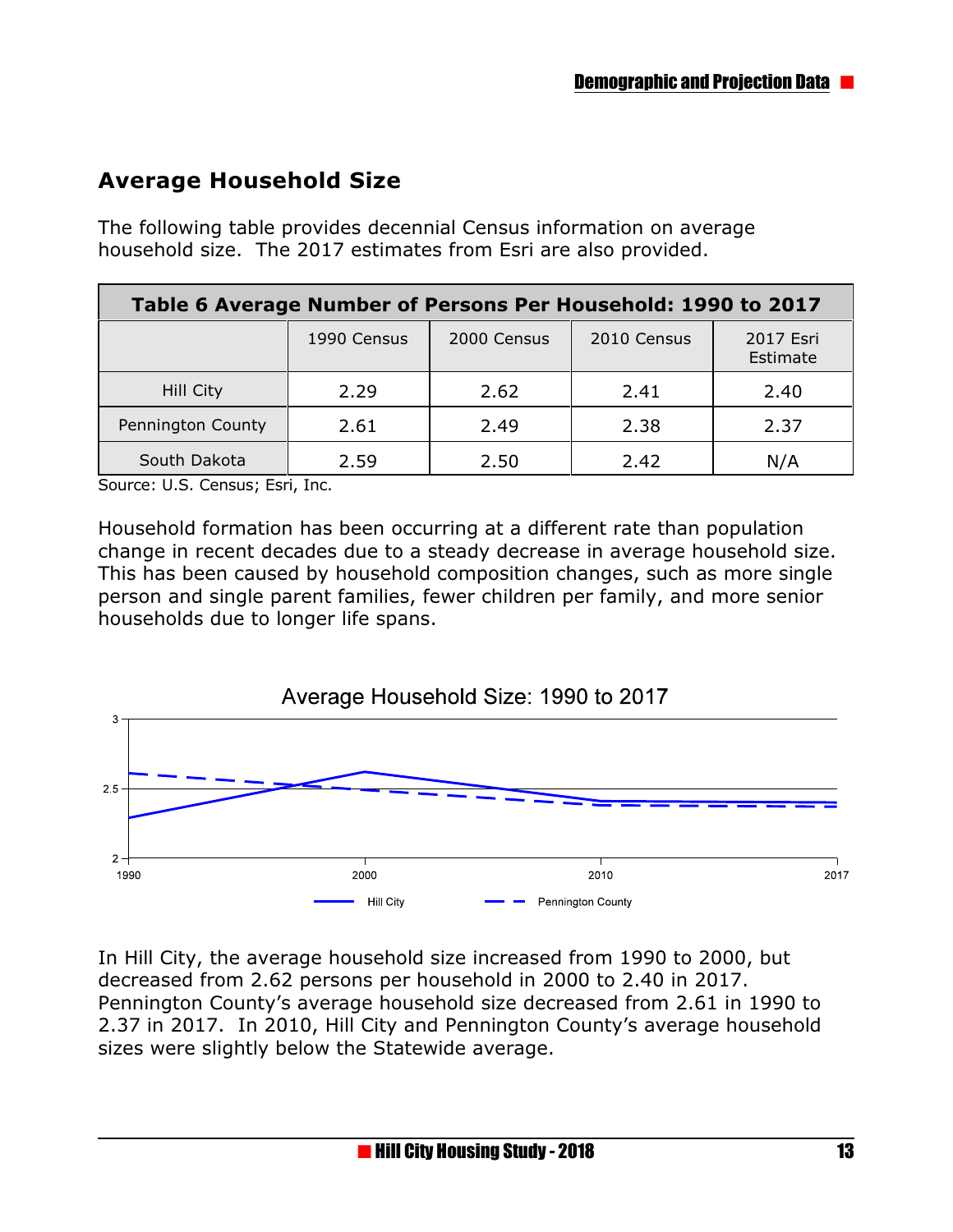## Average Household Size

The following table provides decennial Census information on average household size. The 2017 estimates from Esri are also provided.

| Table 6 Average Number of Persons Per Household: 1990 to 2017 | | | | |
|---|---|---|---|---|
| | 1990 Census | 2000 Census | 2010 Census | 2017 Esri Estimate |
| Hill City | 2.29 | 2.62 | 2.41 | 2.40 |
| Pennington County | 2.61 | 2.49 | 2.38 | 2.37 |
| South Dakota | 2.59 | 2.50 | 2.42 | N/A |

Source: U.S. Census; Esri, Inc.

Household formation has been occurring at a different rate than population change in recent decades due to a steady decrease in average household size. This has been caused by household composition changes, such as more single person and single parent families, fewer children per family, and more senior households due to longer life spans.

Average Household Size: 1990 to 2017

In Hill City, the average household size increased from 1990 to 2000, but decreased from 2.62 persons per household in 2000 to 2.40 in 2017. Pennington County's average household size decreased from 2.61 in 1990 to 2.37 in 2017. In 2010, Hill City and Pennington County's average household sizes were slightly below the Statewide average.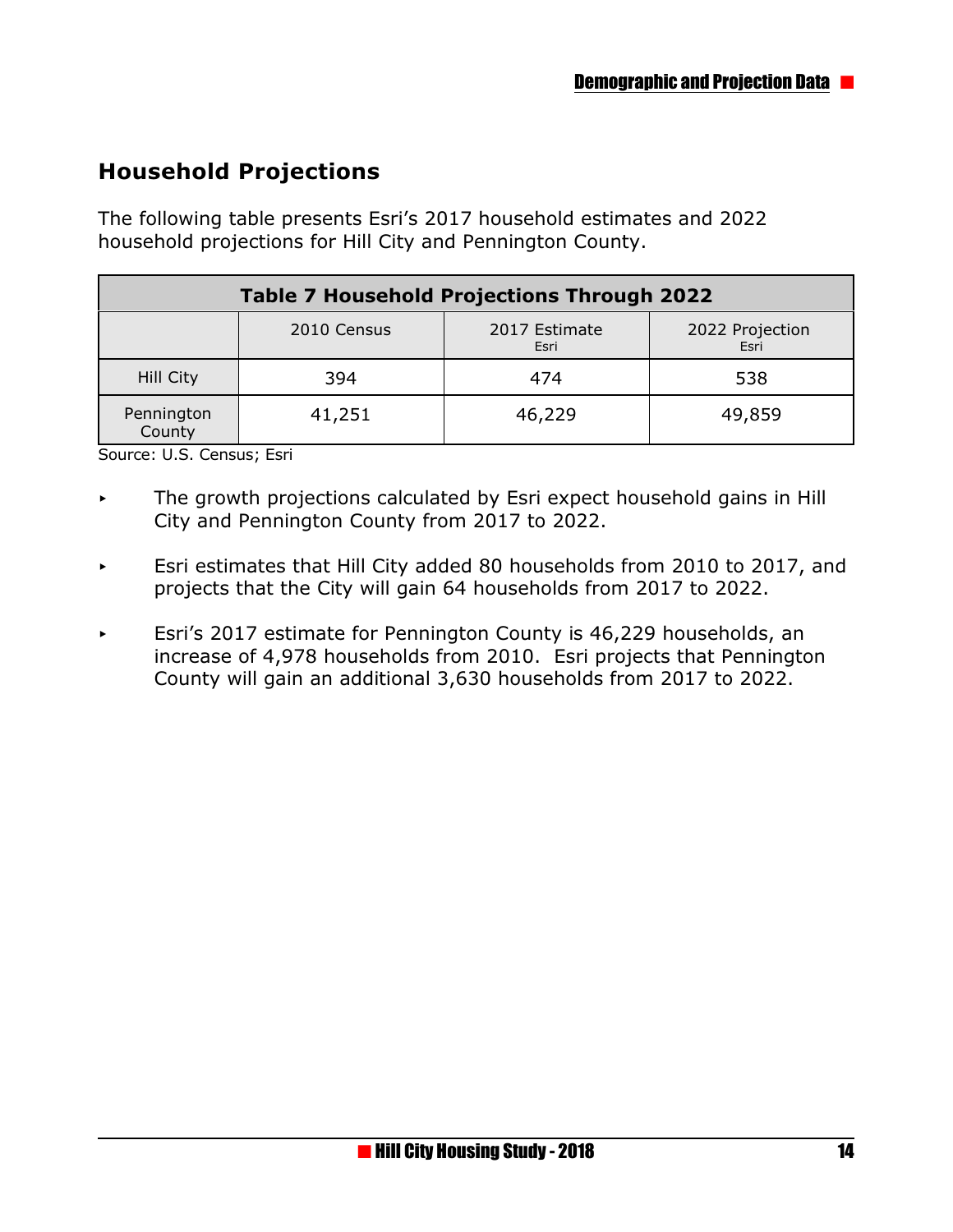## Household Projections

The following table presents Esri's 2017 household estimates and 2022 household projections for Hill City and Pennington County.

| Table 7 Household Projections Through 2022 | | | |
|---|---|---|---|
| | 2010 Census | 2017 Estimate Esri | 2022 Projection Esri |
| Hill City | 394 | 474 | 538 |
| Pennington County | 41,251 | 46,229 | 49,859 |

Source: U.S. Census; Esri

- The growth projections calculated by Esri expect household gains in Hill City and Pennington County from 2017 to 2022.
- Esri estimates that Hill City added 80 households from 2010 to 2017, and projects that the City will gain 64 households from 2017 to 2022.
- Esri's 2017 estimate for Pennington County is 46,229 households, an increase of 4,978 households from 2010. Esri projects that Pennington County will gain an additional 3,630 households from 2017 to 2022.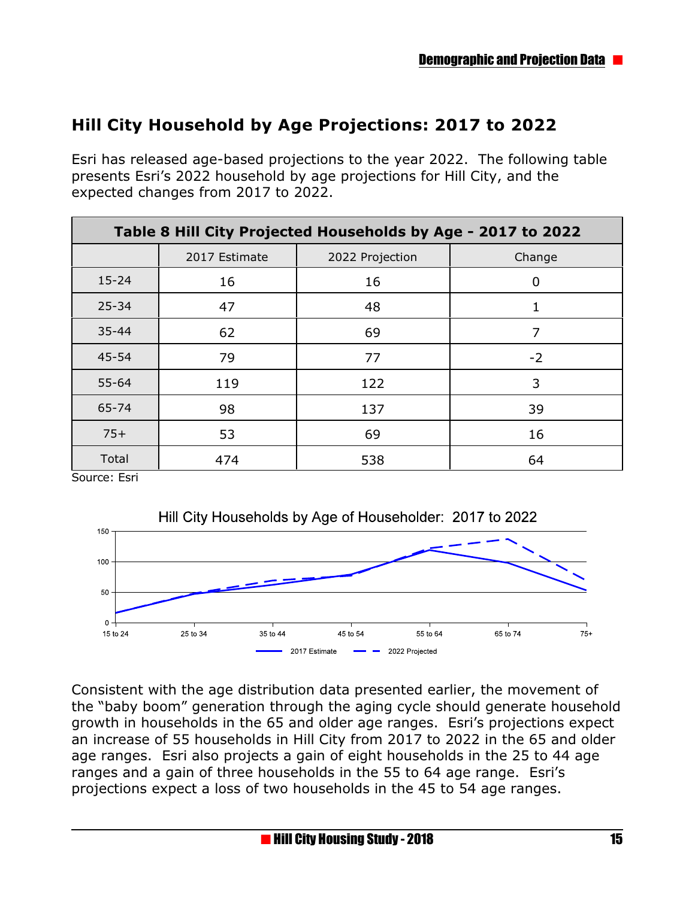## Hill City Household by Age Projections: 2017 to 2022

Esri has released age-based projections to the year 2022. The following table presents Esri's 2022 household by age projections for Hill City, and the expected changes from 2017 to 2022.

| Table 8 Hill City Projected Households by Age - 2017 to 2022 | | | |
|---|---|---|---|
| | 2017 Estimate | 2022 Projection | Change |
| 15-24 | 16 | 16 | 0 |
| 25-34 | 47 | 48 | 1 |
| 35-44 | 62 | 69 | 7 |
| 45-54 | 79 | 77 | -2 |
| 55-64 | 119 | 122 | 3 |
| 65-74 | 98 | 137 | 39 |
| 75+ | 53 | 69 | 16 |
| Total | 474 | 538 | 64 |

Source: Esri

Hill City Households by Age of Householder: 2017 to 2022

Consistent with the age distribution data presented earlier, the movement of the "baby boom" generation through the aging cycle should generate household growth in households in the 65 and older age ranges. Esri's projections expect an increase of 55 households in Hill City from 2017 to 2022 in the 65 and older age ranges. Esri also projects a gain of eight households in the 25 to 44 age ranges and a gain of three households in the 55 to 64 age range. Esri's projections expect a loss of two households in the 45 to 54 age ranges.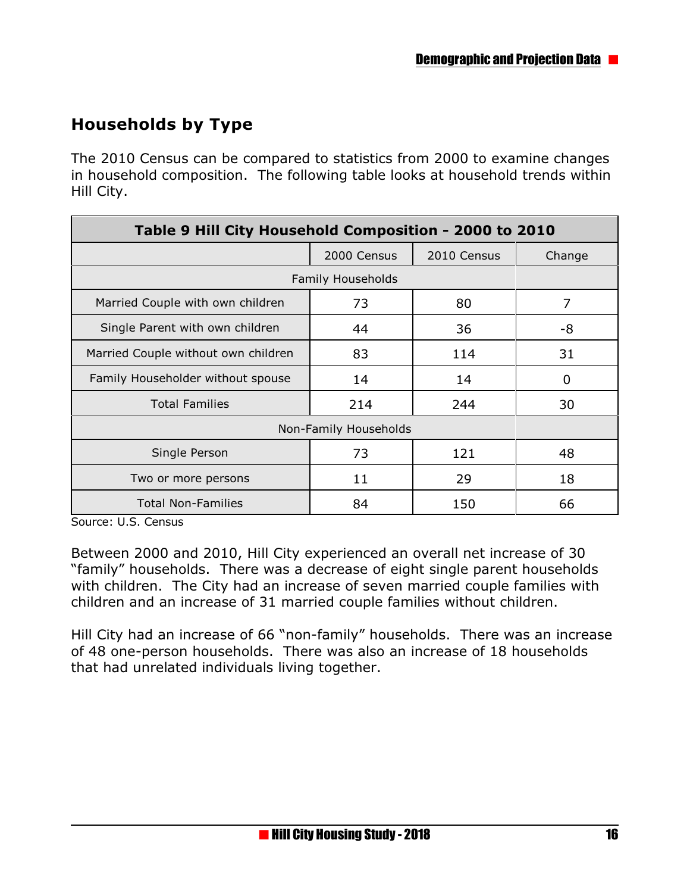## Households by Type

The 2010 Census can be compared to statistics from 2000 to examine changes in household composition. The following table looks at household trends within Hill City.

| Table 9 Hill City Household Composition - 2000 to 2010 | | | |
|---|---|---|---|
| | 2000 Census | 2010 Census | Change |
| Family Households | | | |
| Married Couple with own children | 73 | 80 | 7 |
| Single Parent with own children | 44 | 36 | -8 |
| Married Couple without own children | 83 | 114 | 31 |
| Family Householder without spouse | 14 | 14 | 0 |
| Total Families | 214 | 244 | 30 |
| Non-Family Households | | | |
| Single Person | 73 | 121 | 48 |
| Two or more persons | 11 | 29 | 18 |
| Total Non-Families | 84 | 150 | 66 |

Source: U.S. Census

Between 2000 and 2010, Hill City experienced an overall net increase of 30 "family" households. There was a decrease of eight single parent households with children. The City had an increase of seven married couple families with children and an increase of 31 married couple families without children.

Hill City had an increase of 66 "non-family" households. There was an increase of 48 one-person households. There was also an increase of 18 households that had unrelated individuals living together.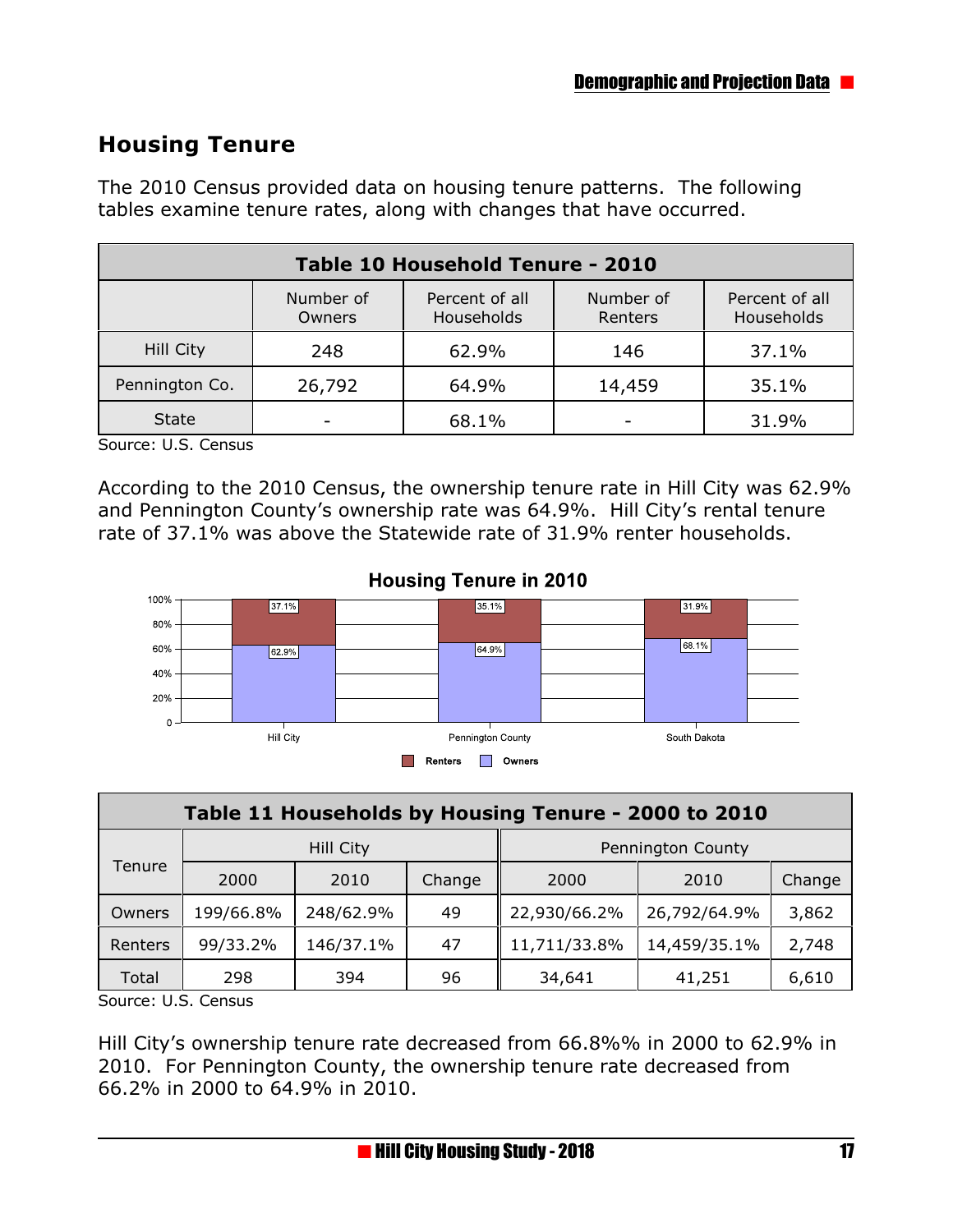## Housing Tenure

The 2010 Census provided data on housing tenure patterns. The following tables examine tenure rates, along with changes that have occurred.

| Table 10 Household Tenure - 2010 | | | | |
|---|---|---|---|---|
| | Number of Owners | Percent of all Households | Number of Renters | Percent of all Households |
| Hill City | 248 | 62.9% | 146 | 37.1% |
| Pennington Co. | 26,792 | 64.9% | 14,459 | 35.1% |
| State | - | 68.1% | - | 31.9% |

Source: U.S. Census

According to the 2010 Census, the ownership tenure rate in Hill City was 62.9% and Pennington County's ownership rate was 64.9%. Hill City's rental tenure rate of 37.1% was above the Statewide rate of 31.9% renter households.

**Housing Tenure in 2010**

| | Hill City | Pennington County | South Dakota |
|---|---|---|---|
| Renters | 37.1% | 35.1% | 31.9% |
| Owners | 62.9% | 64.9% | 68.1% |

| Table 11 Households by Housing Tenure - 2000 to 2010 | | | | | | |
|---|---|---|---|---|---|---|
| Tenure | Hill City | | | Pennington County | | |
| | 2000 | 2010 | Change | 2000 | 2010 | Change |
| Owners | 199/66.8% | 248/62.9% | 49 | 22,930/66.2% | 26,792/64.9% | 3,862 |
| Renters | 99/33.2% | 146/37.1% | 47 | 11,711/33.8% | 14,459/35.1% | 2,748 |
| Total | 298 | 394 | 96 | 34,641 | 41,251 | 6,610 |

Source: U.S. Census

Hill City's ownership tenure rate decreased from 66.8%% in 2000 to 62.9% in 2010. For Pennington County, the ownership tenure rate decreased from 66.2% in 2000 to 64.9% in 2010.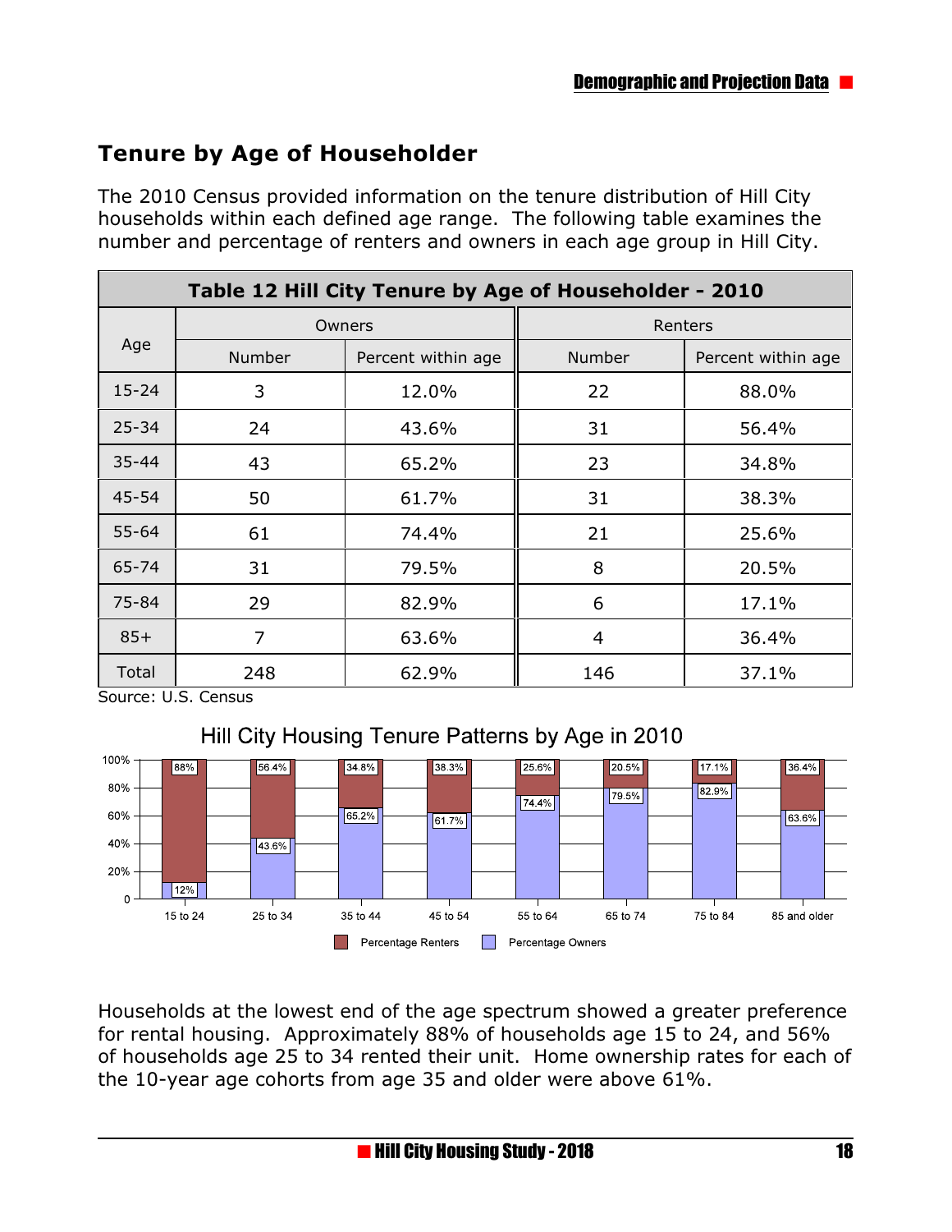## Tenure by Age of Householder

The 2010 Census provided information on the tenure distribution of Hill City households within each defined age range. The following table examines the number and percentage of renters and owners in each age group in Hill City.

| Table 12 Hill City Tenure by Age of Householder - 2010 | | | | |
|---|---|---|---|---|
| Age | Owners | | Renters | |
| | Number | Percent within age | Number | Percent within age |
| 15-24 | 3 | 12.0% | 22 | 88.0% |
| 25-34 | 24 | 43.6% | 31 | 56.4% |
| 35-44 | 43 | 65.2% | 23 | 34.8% |
| 45-54 | 50 | 61.7% | 31 | 38.3% |
| 55-64 | 61 | 74.4% | 21 | 25.6% |
| 65-74 | 31 | 79.5% | 8 | 20.5% |
| 75-84 | 29 | 82.9% | 6 | 17.1% |
| 85+ | 7 | 63.6% | 4 | 36.4% |
| Total | 248 | 62.9% | 146 | 37.1% |

Source: U.S. Census

Hill City Housing Tenure Patterns by Age in 2010

| Age | Percentage Renters | Percentage Owners |
|---|---|---|
| 15 to 24 | 88% | 12% |
| 25 to 34 | 56.4% | 43.6% |
| 35 to 44 | 34.8% | 65.2% |
| 45 to 54 | 38.3% | 61.7% |
| 55 to 64 | 25.6% | 74.4% |
| 65 to 74 | 20.5% | 79.5% |
| 75 to 84 | 17.1% | 82.9% |
| 85 and older | 36.4% | 63.6% |

Households at the lowest end of the age spectrum showed a greater preference for rental housing. Approximately 88% of households age 15 to 24, and 56% of households age 25 to 34 rented their unit. Home ownership rates for each of the 10-year age cohorts from age 35 and older were above 61%.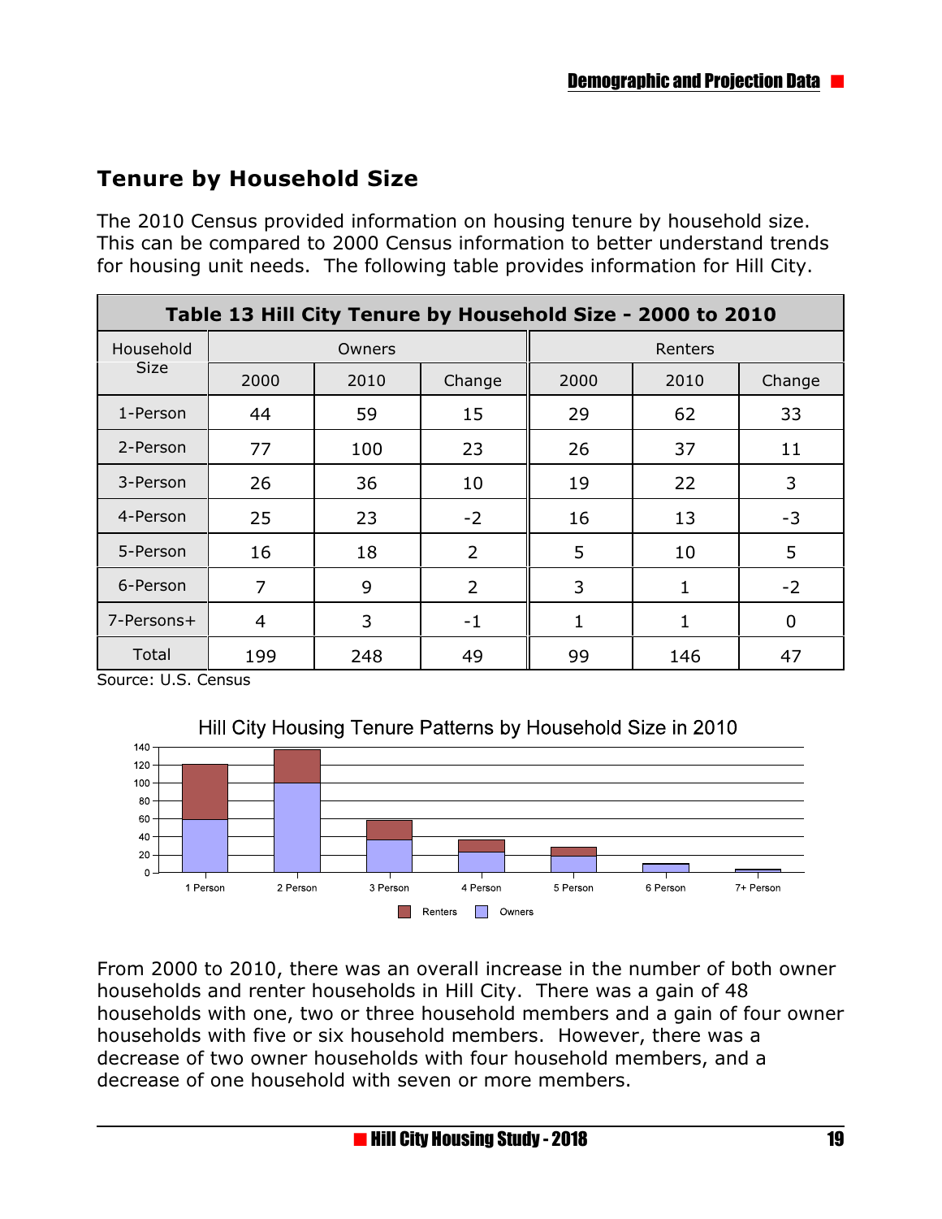## Tenure by Household Size

The 2010 Census provided information on housing tenure by household size. This can be compared to 2000 Census information to better understand trends for housing unit needs. The following table provides information for Hill City.

**Table 13 Hill City Tenure by Household Size - 2000 to 2010**

| Household Size | Owners | | | Renters | | |
|---|---|---|---|---|---|---|
| | 2000 | 2010 | Change | 2000 | 2010 | Change |
| 1-Person | 44 | 59 | 15 | 29 | 62 | 33 |
| 2-Person | 77 | 100 | 23 | 26 | 37 | 11 |
| 3-Person | 26 | 36 | 10 | 19 | 22 | 3 |
| 4-Person | 25 | 23 | -2 | 16 | 13 | -3 |
| 5-Person | 16 | 18 | 2 | 5 | 10 | 5 |
| 6-Person | 7 | 9 | 2 | 3 | 1 | -2 |
| 7-Persons+ | 4 | 3 | -1 | 1 | 1 | 0 |
| Total | 199 | 248 | 49 | 99 | 146 | 47 |

Source: U.S. Census

Hill City Housing Tenure Patterns by Household Size in 2010

From 2000 to 2010, there was an overall increase in the number of both owner households and renter households in Hill City. There was a gain of 48 households with one, two or three household members and a gain of four owner households with five or six household members. However, there was a decrease of two owner households with four household members, and a decrease of one household with seven or more members.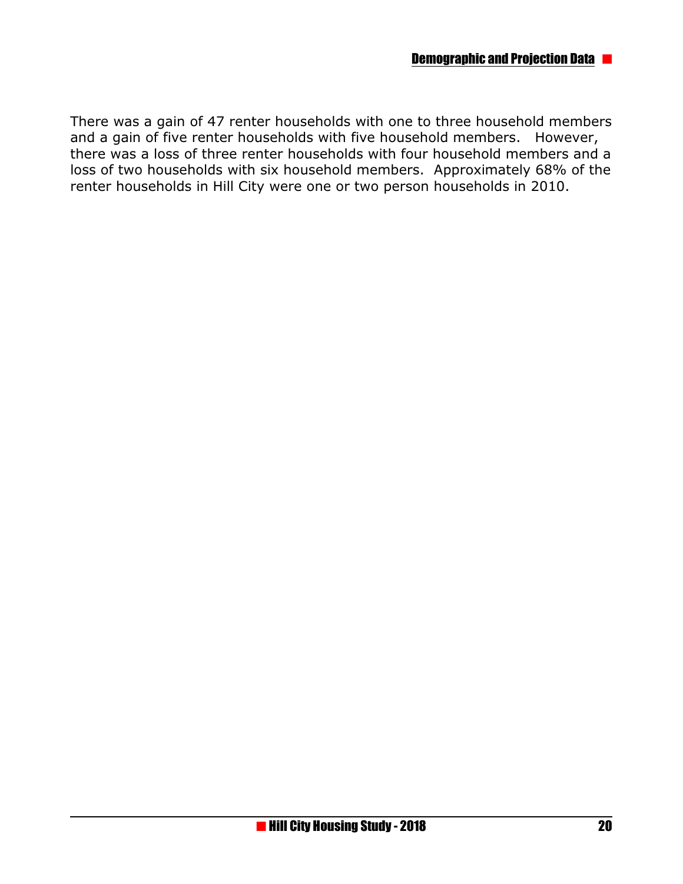There was a gain of 47 renter households with one to three household members and a gain of five renter households with five household members. However, there was a loss of three renter households with four household members and a loss of two households with six household members. Approximately 68% of the renter households in Hill City were one or two person households in 2010.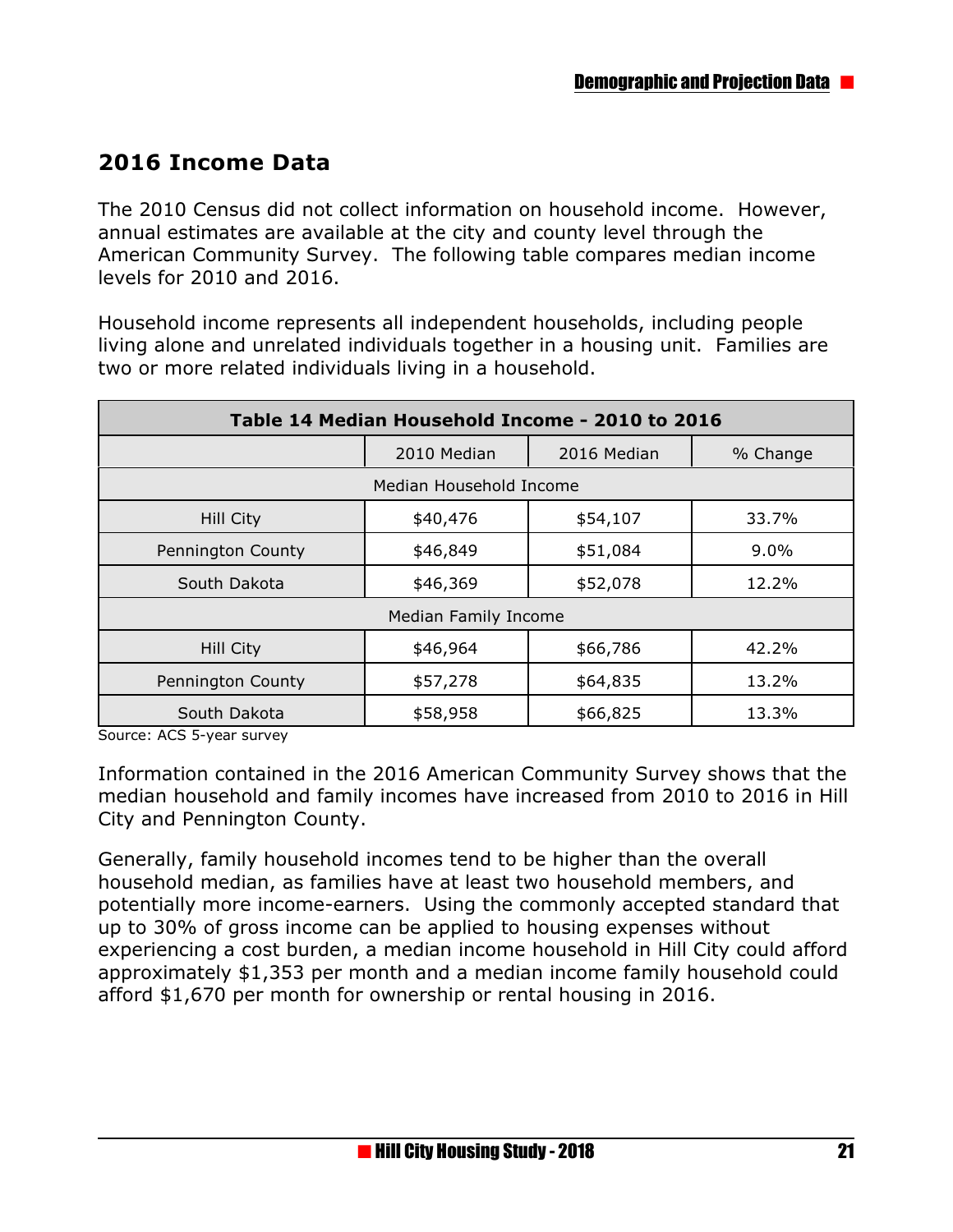## 2016 Income Data

The 2010 Census did not collect information on household income. However, annual estimates are available at the city and county level through the American Community Survey. The following table compares median income levels for 2010 and 2016.

Household income represents all independent households, including people living alone and unrelated individuals together in a housing unit. Families are two or more related individuals living in a household.

| Table 14 Median Household Income - 2010 to 2016 | | | |
|---|---|---|---|
| | 2010 Median | 2016 Median | % Change |
| Median Household Income | | | |
| Hill City | $40,476 | $54,107 | 33.7% |
| Pennington County | $46,849 | $51,084 | 9.0% |
| South Dakota | $46,369 | $52,078 | 12.2% |
| Median Family Income | | | |
| Hill City | $46,964 | $66,786 | 42.2% |
| Pennington County | $57,278 | $64,835 | 13.2% |
| South Dakota | $58,958 | $66,825 | 13.3% |

Source: ACS 5-year survey

Information contained in the 2016 American Community Survey shows that the median household and family incomes have increased from 2010 to 2016 in Hill City and Pennington County.

Generally, family household incomes tend to be higher than the overall household median, as families have at least two household members, and potentially more income-earners. Using the commonly accepted standard that up to 30% of gross income can be applied to housing expenses without experiencing a cost burden, a median income household in Hill City could afford approximately $1,353 per month and a median income family household could afford $1,670 per month for ownership or rental housing in 2016.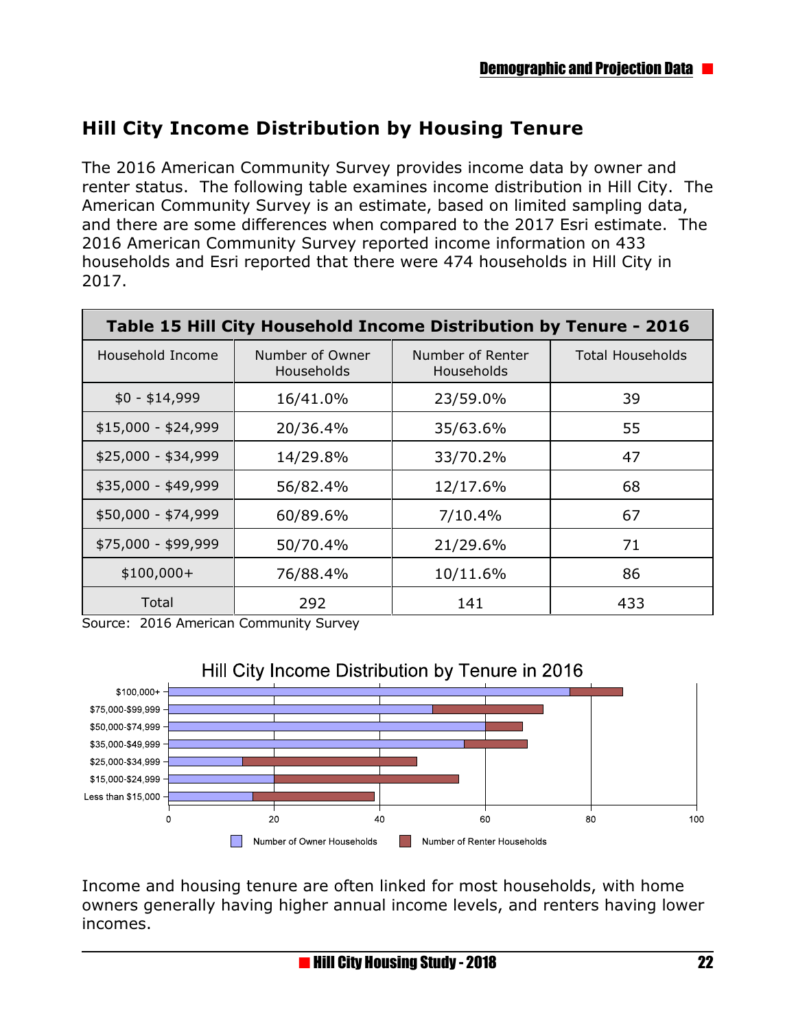## Hill City Income Distribution by Housing Tenure

The 2016 American Community Survey provides income data by owner and renter status. The following table examines income distribution in Hill City. The American Community Survey is an estimate, based on limited sampling data, and there are some differences when compared to the 2017 Esri estimate. The 2016 American Community Survey reported income information on 433 households and Esri reported that there were 474 households in Hill City in 2017.

| Table 15 Hill City Household Income Distribution by Tenure - 2016 | | | |
|---|---|---|---|
| Household Income | Number of Owner Households | Number of Renter Households | Total Households |
| $0 - $14,999 | 16/41.0% | 23/59.0% | 39 |
| $15,000 - $24,999 | 20/36.4% | 35/63.6% | 55 |
| $25,000 - $34,999 | 14/29.8% | 33/70.2% | 47 |
| $35,000 - $49,999 | 56/82.4% | 12/17.6% | 68 |
| $50,000 - $74,999 | 60/89.6% | 7/10.4% | 67 |
| $75,000 - $99,999 | 50/70.4% | 21/29.6% | 71 |
| $100,000+ | 76/88.4% | 10/11.6% | 86 |
| Total | 292 | 141 | 433 |

Source: 2016 American Community Survey

Hill City Income Distribution by Tenure in 2016

Income and housing tenure are often linked for most households, with home owners generally having higher annual income levels, and renters having lower incomes.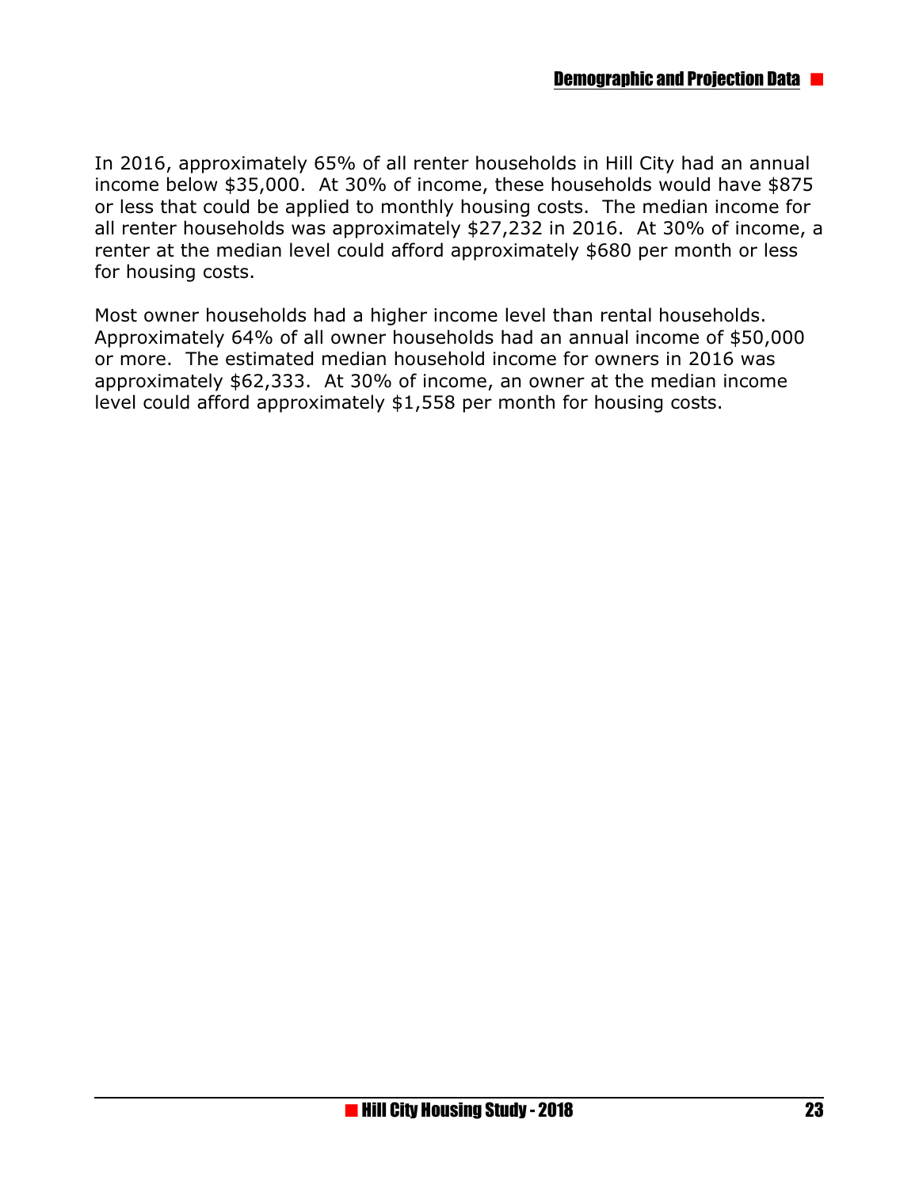In 2016, approximately 65% of all renter households in Hill City had an annual income below $35,000. At 30% of income, these households would have $875 or less that could be applied to monthly housing costs. The median income for all renter households was approximately $27,232 in 2016. At 30% of income, a renter at the median level could afford approximately $680 per month or less for housing costs.

Most owner households had a higher income level than rental households. Approximately 64% of all owner households had an annual income of $50,000 or more. The estimated median household income for owners in 2016 was approximately $62,333. At 30% of income, an owner at the median income level could afford approximately $1,558 per month for housing costs.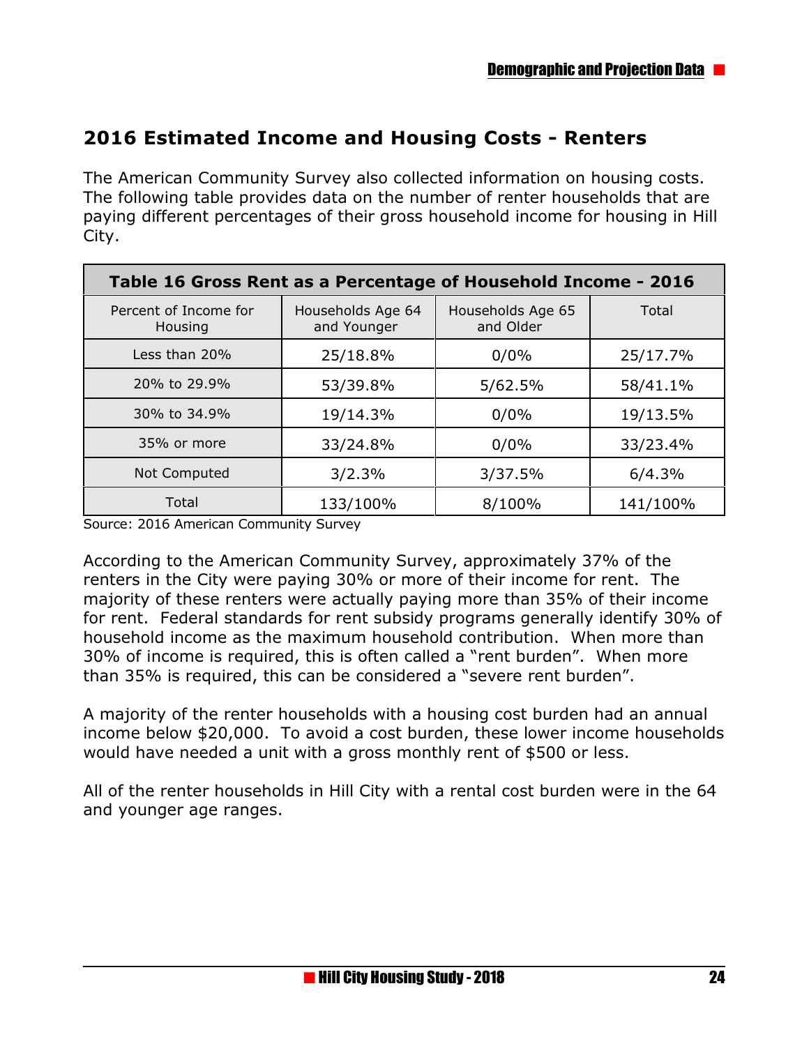## 2016 Estimated Income and Housing Costs - Renters

The American Community Survey also collected information on housing costs. The following table provides data on the number of renter households that are paying different percentages of their gross household income for housing in Hill City.

| Table 16 Gross Rent as a Percentage of Household Income - 2016 | | | |
|---|---|---|---|
| Percent of Income for Housing | Households Age 64 and Younger | Households Age 65 and Older | Total |
| Less than 20% | 25/18.8% | 0/0% | 25/17.7% |
| 20% to 29.9% | 53/39.8% | 5/62.5% | 58/41.1% |
| 30% to 34.9% | 19/14.3% | 0/0% | 19/13.5% |
| 35% or more | 33/24.8% | 0/0% | 33/23.4% |
| Not Computed | 3/2.3% | 3/37.5% | 6/4.3% |
| Total | 133/100% | 8/100% | 141/100% |

Source: 2016 American Community Survey

According to the American Community Survey, approximately 37% of the renters in the City were paying 30% or more of their income for rent. The majority of these renters were actually paying more than 35% of their income for rent. Federal standards for rent subsidy programs generally identify 30% of household income as the maximum household contribution. When more than 30% of income is required, this is often called a "rent burden". When more than 35% is required, this can be considered a "severe rent burden".

A majority of the renter households with a housing cost burden had an annual income below $20,000. To avoid a cost burden, these lower income households would have needed a unit with a gross monthly rent of $500 or less.

All of the renter households in Hill City with a rental cost burden were in the 64 and younger age ranges.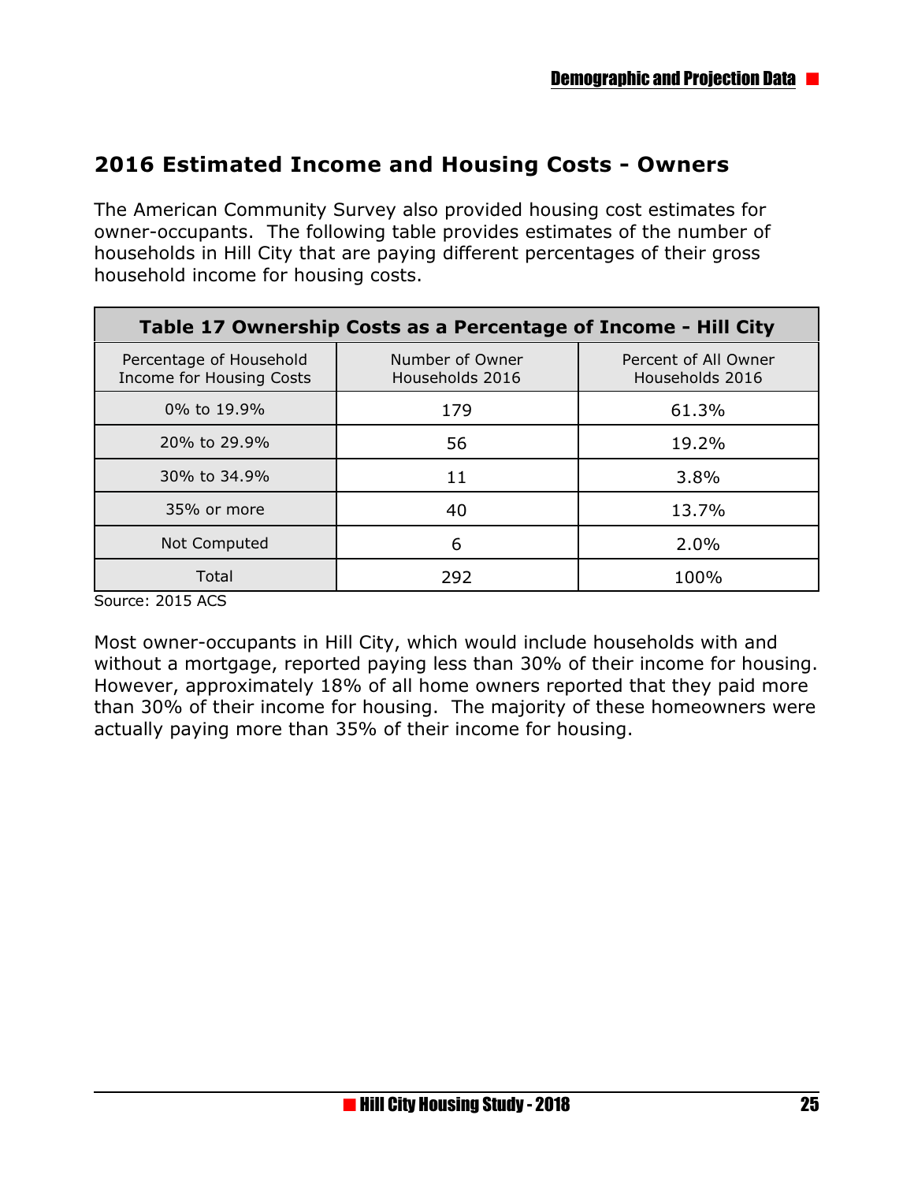## 2016 Estimated Income and Housing Costs - Owners

The American Community Survey also provided housing cost estimates for owner-occupants. The following table provides estimates of the number of households in Hill City that are paying different percentages of their gross household income for housing costs.

| Table 17 Ownership Costs as a Percentage of Income - Hill City | | |
|---|---|---|
| Percentage of Household Income for Housing Costs | Number of Owner Households 2016 | Percent of All Owner Households 2016 |
| 0% to 19.9% | 179 | 61.3% |
| 20% to 29.9% | 56 | 19.2% |
| 30% to 34.9% | 11 | 3.8% |
| 35% or more | 40 | 13.7% |
| Not Computed | 6 | 2.0% |
| Total | 292 | 100% |

Source: 2015 ACS

Most owner-occupants in Hill City, which would include households with and without a mortgage, reported paying less than 30% of their income for housing. However, approximately 18% of all home owners reported that they paid more than 30% of their income for housing. The majority of these homeowners were actually paying more than 35% of their income for housing.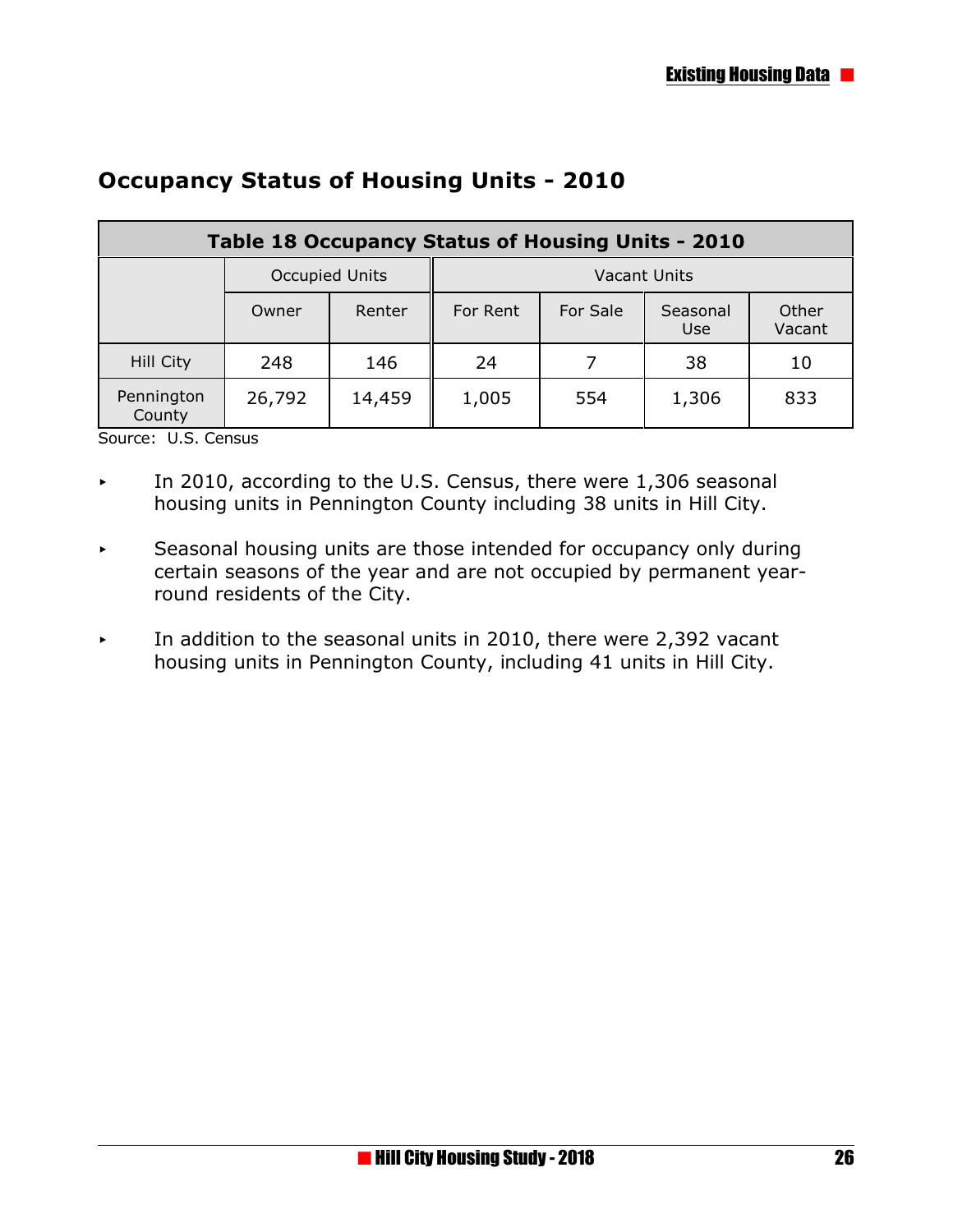## Occupancy Status of Housing Units - 2010

| Table 18 Occupancy Status of Housing Units - 2010 | | | | | | |
|---|---|---|---|---|---|---|
| | Occupied Units | | Vacant Units | | | |
| | Owner | Renter | For Rent | For Sale | Seasonal Use | Other Vacant |
| Hill City | 248 | 146 | 24 | 7 | 38 | 10 |
| Pennington County | 26,792 | 14,459 | 1,005 | 554 | 1,306 | 833 |

Source: U.S. Census

- In 2010, according to the U.S. Census, there were 1,306 seasonal housing units in Pennington County including 38 units in Hill City.
- Seasonal housing units are those intended for occupancy only during certain seasons of the year and are not occupied by permanent year-round residents of the City.
- In addition to the seasonal units in 2010, there were 2,392 vacant housing units in Pennington County, including 41 units in Hill City.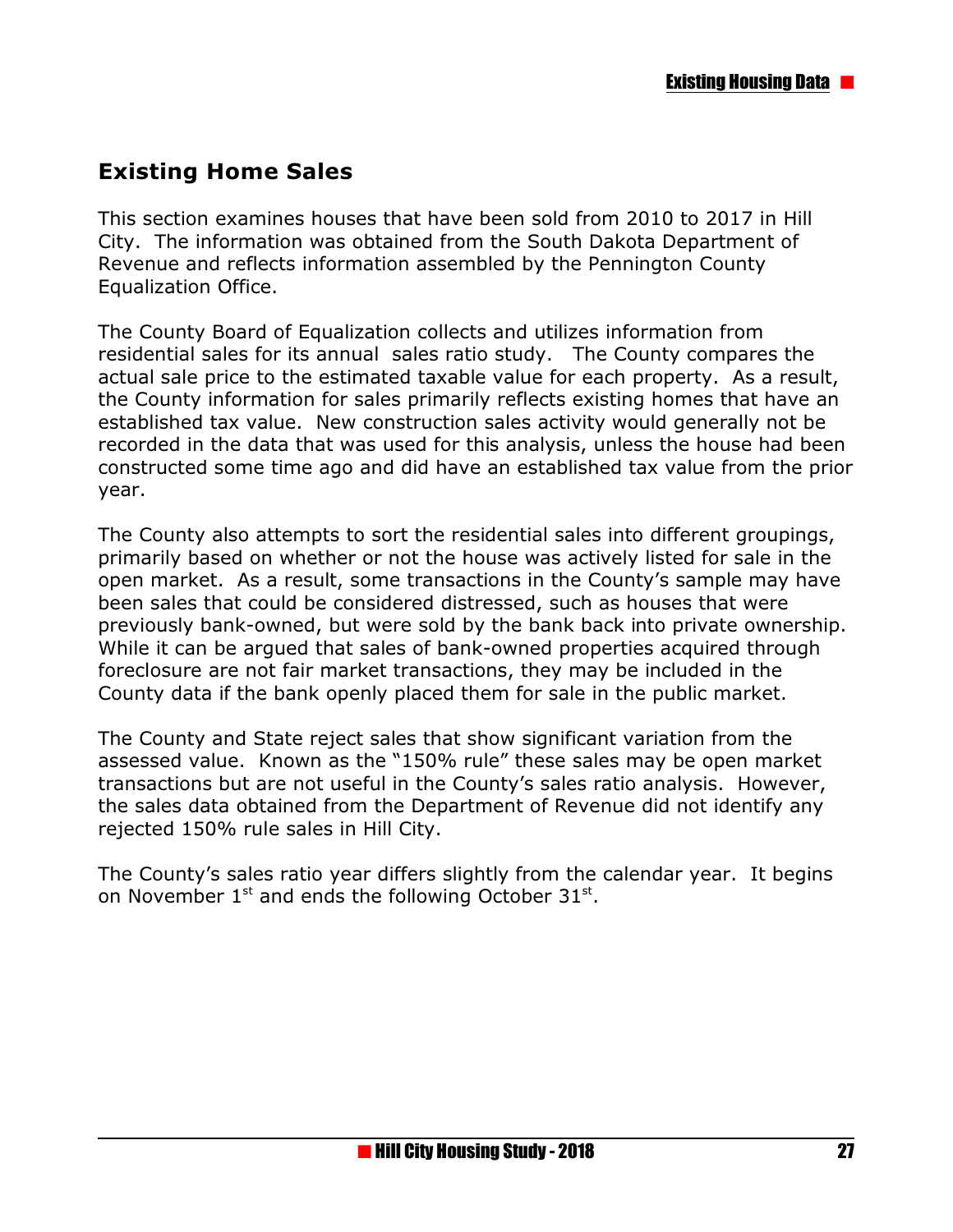## Existing Home Sales

This section examines houses that have been sold from 2010 to 2017 in Hill City. The information was obtained from the South Dakota Department of Revenue and reflects information assembled by the Pennington County Equalization Office.

The County Board of Equalization collects and utilizes information from residential sales for its annual sales ratio study. The County compares the actual sale price to the estimated taxable value for each property. As a result, the County information for sales primarily reflects existing homes that have an established tax value. New construction sales activity would generally not be recorded in the data that was used for this analysis, unless the house had been constructed some time ago and did have an established tax value from the prior year.

The County also attempts to sort the residential sales into different groupings, primarily based on whether or not the house was actively listed for sale in the open market. As a result, some transactions in the County's sample may have been sales that could be considered distressed, such as houses that were previously bank-owned, but were sold by the bank back into private ownership. While it can be argued that sales of bank-owned properties acquired through foreclosure are not fair market transactions, they may be included in the County data if the bank openly placed them for sale in the public market.

The County and State reject sales that show significant variation from the assessed value. Known as the "150% rule" these sales may be open market transactions but are not useful in the County's sales ratio analysis. However, the sales data obtained from the Department of Revenue did not identify any rejected 150% rule sales in Hill City.

The County's sales ratio year differs slightly from the calendar year. It begins on November 1st and ends the following October 31st.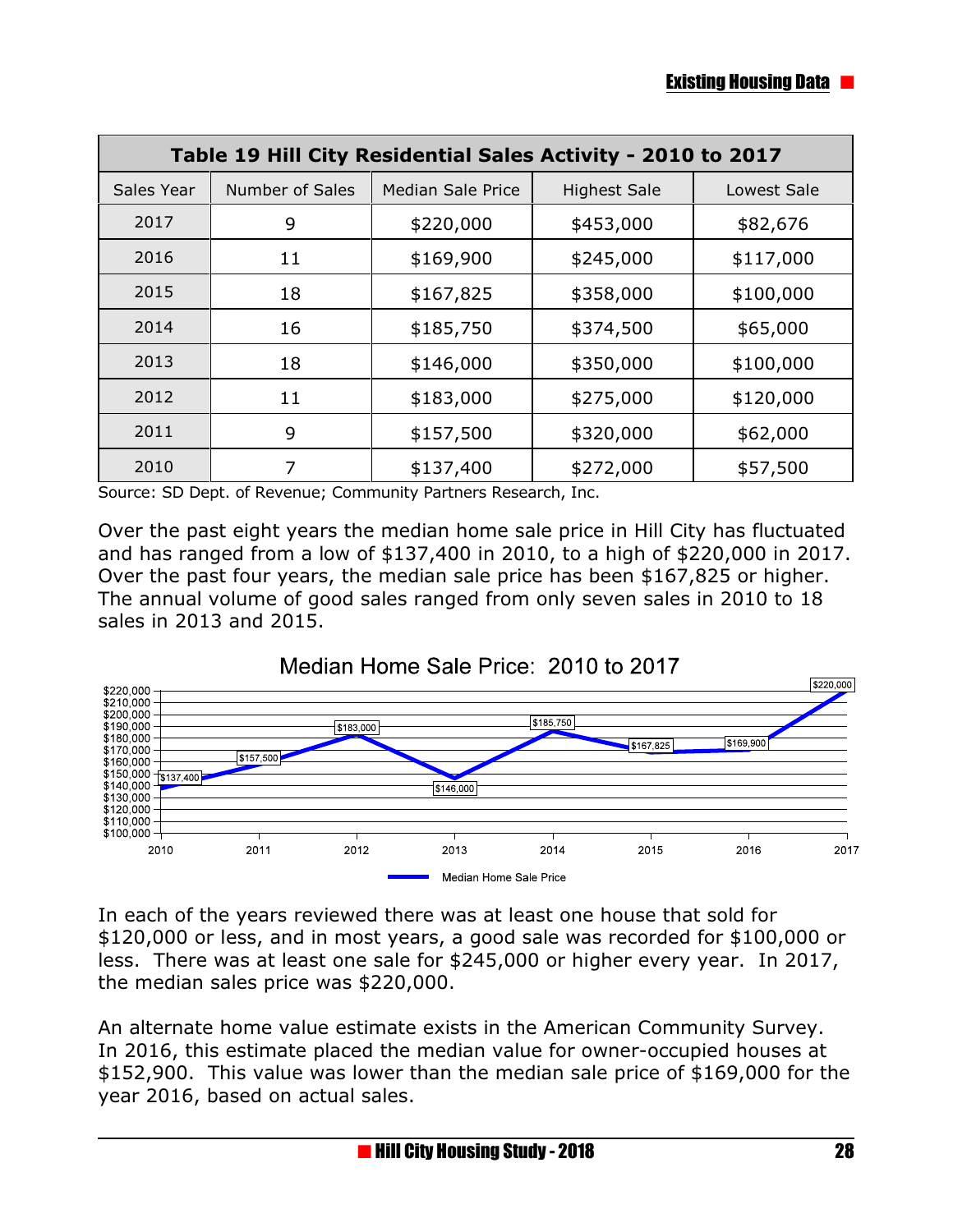| Table 19 Hill City Residential Sales Activity - 2010 to 2017 | | | | |
|---|---|---|---|---|
| Sales Year | Number of Sales | Median Sale Price | Highest Sale | Lowest Sale |
| 2017 | 9 | $220,000 | $453,000 | $82,676 |
| 2016 | 11 | $169,900 | $245,000 | $117,000 |
| 2015 | 18 | $167,825 | $358,000 | $100,000 |
| 2014 | 16 | $185,750 | $374,500 | $65,000 |
| 2013 | 18 | $146,000 | $350,000 | $100,000 |
| 2012 | 11 | $183,000 | $275,000 | $120,000 |
| 2011 | 9 | $157,500 | $320,000 | $62,000 |
| 2010 | 7 | $137,400 | $272,000 | $57,500 |

Source: SD Dept. of Revenue; Community Partners Research, Inc.

Over the past eight years the median home sale price in Hill City has fluctuated and has ranged from a low of $137,400 in 2010, to a high of $220,000 in 2017. Over the past four years, the median sale price has been $167,825 or higher. The annual volume of good sales ranged from only seven sales in 2010 to 18 sales in 2013 and 2015.

**Median Home Sale Price: 2010 to 2017**

| Year | Median Home Sale Price |
|---|---|
| 2010 | $137,400 |
| 2011 | $157,500 |
| 2012 | $183,000 |
| 2013 | $146,000 |
| 2014 | $185,750 |
| 2015 | $167,825 |
| 2016 | $169,900 |
| 2017 | $220,000 |

In each of the years reviewed there was at least one house that sold for $120,000 or less, and in most years, a good sale was recorded for $100,000 or less. There was at least one sale for $245,000 or higher every year. In 2017, the median sales price was $220,000.

An alternate home value estimate exists in the American Community Survey. In 2016, this estimate placed the median value for owner-occupied houses at $152,900. This value was lower than the median sale price of $169,000 for the year 2016, based on actual sales.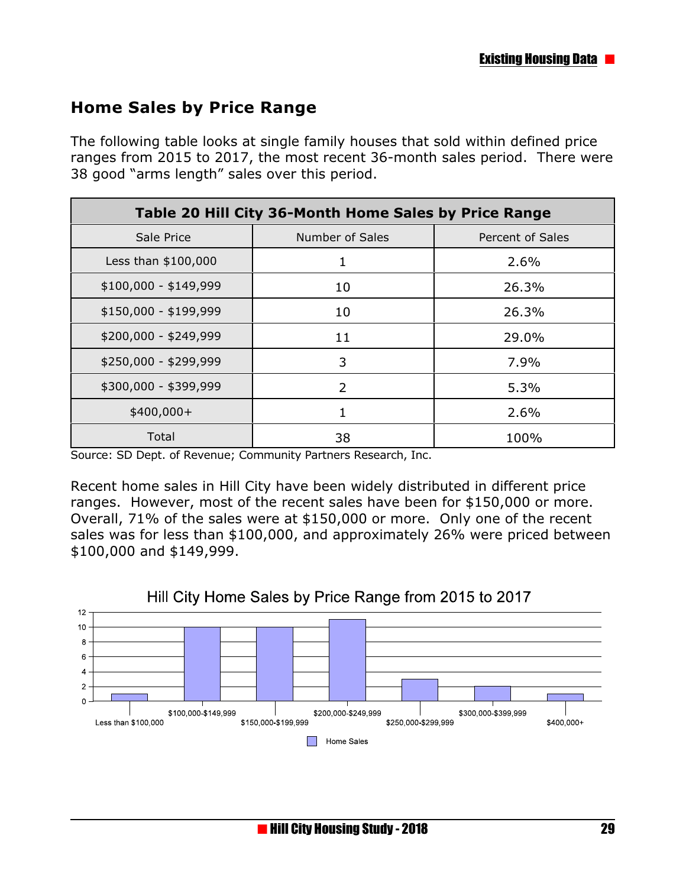## Home Sales by Price Range

The following table looks at single family houses that sold within defined price ranges from 2015 to 2017, the most recent 36-month sales period. There were 38 good "arms length" sales over this period.

| Table 20 Hill City 36-Month Home Sales by Price Range | | |
|---|---|---|
| Sale Price | Number of Sales | Percent of Sales |
| Less than $100,000 | 1 | 2.6% |
| $100,000 - $149,999 | 10 | 26.3% |
| $150,000 - $199,999 | 10 | 26.3% |
| $200,000 - $249,999 | 11 | 29.0% |
| $250,000 - $299,999 | 3 | 7.9% |
| $300,000 - $399,999 | 2 | 5.3% |
| $400,000+ | 1 | 2.6% |
| Total | 38 | 100% |

Source: SD Dept. of Revenue; Community Partners Research, Inc.

Recent home sales in Hill City have been widely distributed in different price ranges. However, most of the recent sales have been for $150,000 or more. Overall, 71% of the sales were at $150,000 or more. Only one of the recent sales was for less than $100,000, and approximately 26% were priced between $100,000 and $149,999.

Hill City Home Sales by Price Range from 2015 to 2017

| Price Range | Home Sales |
|---|---|
| Less than $100,000 | 1 |
| $100,000-$149,999 | 10 |
| $150,000-$199,999 | 10 |
| $200,000-$249,999 | 11 |
| $250,000-$299,999 | 3 |
| $300,000-$399,999 | 2 |
| $400,000+ | 1 |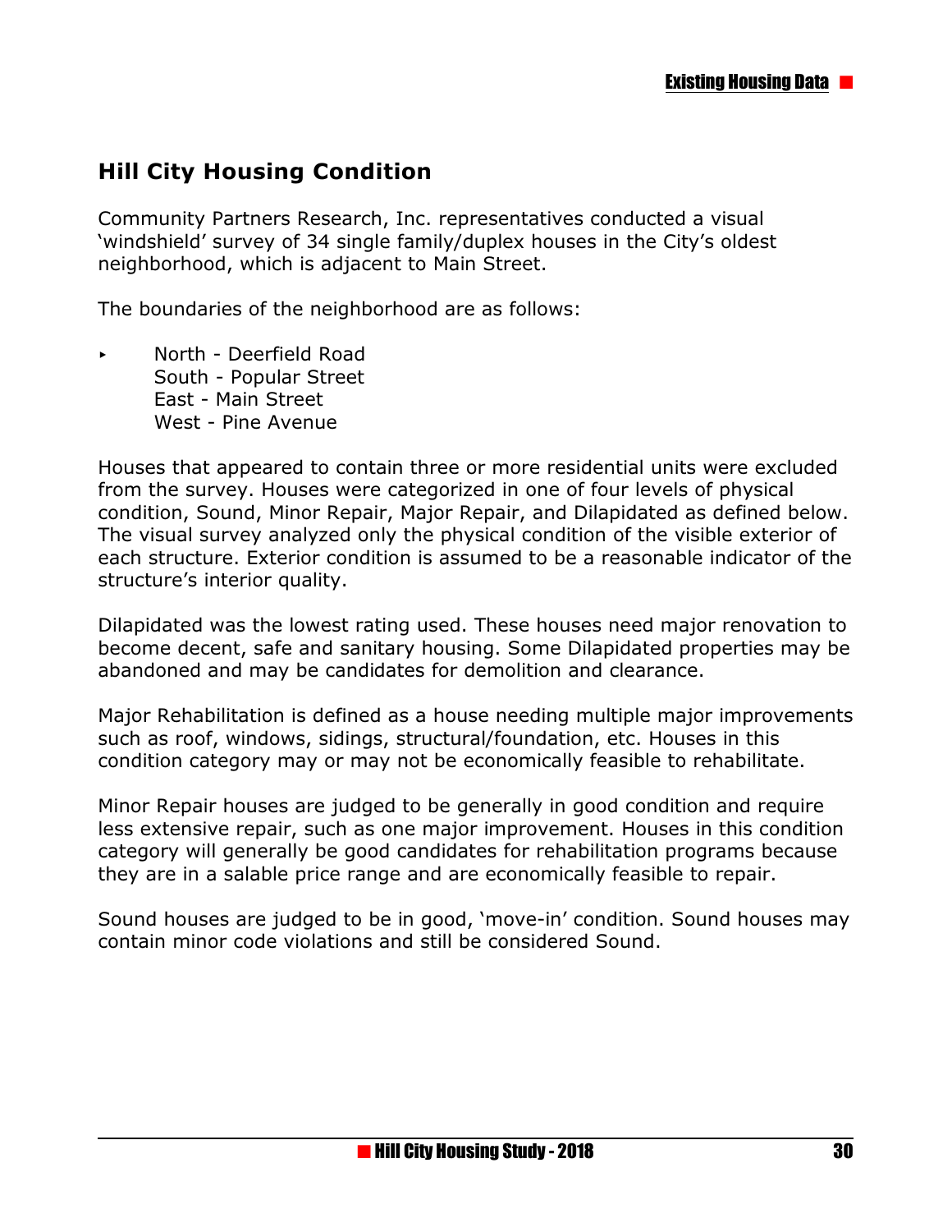## Hill City Housing Condition

Community Partners Research, Inc. representatives conducted a visual 'windshield' survey of 34 single family/duplex houses in the City's oldest neighborhood, which is adjacent to Main Street.

The boundaries of the neighborhood are as follows:

- North - Deerfield Road
  South - Popular Street
  East - Main Street
  West - Pine Avenue

Houses that appeared to contain three or more residential units were excluded from the survey. Houses were categorized in one of four levels of physical condition, Sound, Minor Repair, Major Repair, and Dilapidated as defined below. The visual survey analyzed only the physical condition of the visible exterior of each structure. Exterior condition is assumed to be a reasonable indicator of the structure's interior quality.

Dilapidated was the lowest rating used. These houses need major renovation to become decent, safe and sanitary housing. Some Dilapidated properties may be abandoned and may be candidates for demolition and clearance.

Major Rehabilitation is defined as a house needing multiple major improvements such as roof, windows, sidings, structural/foundation, etc. Houses in this condition category may or may not be economically feasible to rehabilitate.

Minor Repair houses are judged to be generally in good condition and require less extensive repair, such as one major improvement. Houses in this condition category will generally be good candidates for rehabilitation programs because they are in a salable price range and are economically feasible to repair.

Sound houses are judged to be in good, 'move-in' condition. Sound houses may contain minor code violations and still be considered Sound.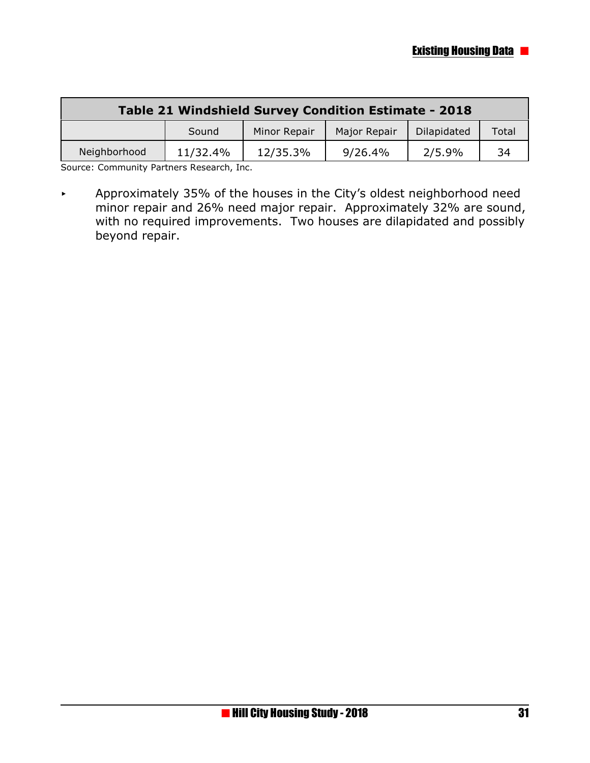| Table 21 Windshield Survey Condition Estimate - 2018 | | | | | |
|---|---|---|---|---|---|
| | Sound | Minor Repair | Major Repair | Dilapidated | Total |
| Neighborhood | 11/32.4% | 12/35.3% | 9/26.4% | 2/5.9% | 34 |

Source: Community Partners Research, Inc.

- Approximately 35% of the houses in the City's oldest neighborhood need minor repair and 26% need major repair. Approximately 32% are sound, with no required improvements. Two houses are dilapidated and possibly beyond repair.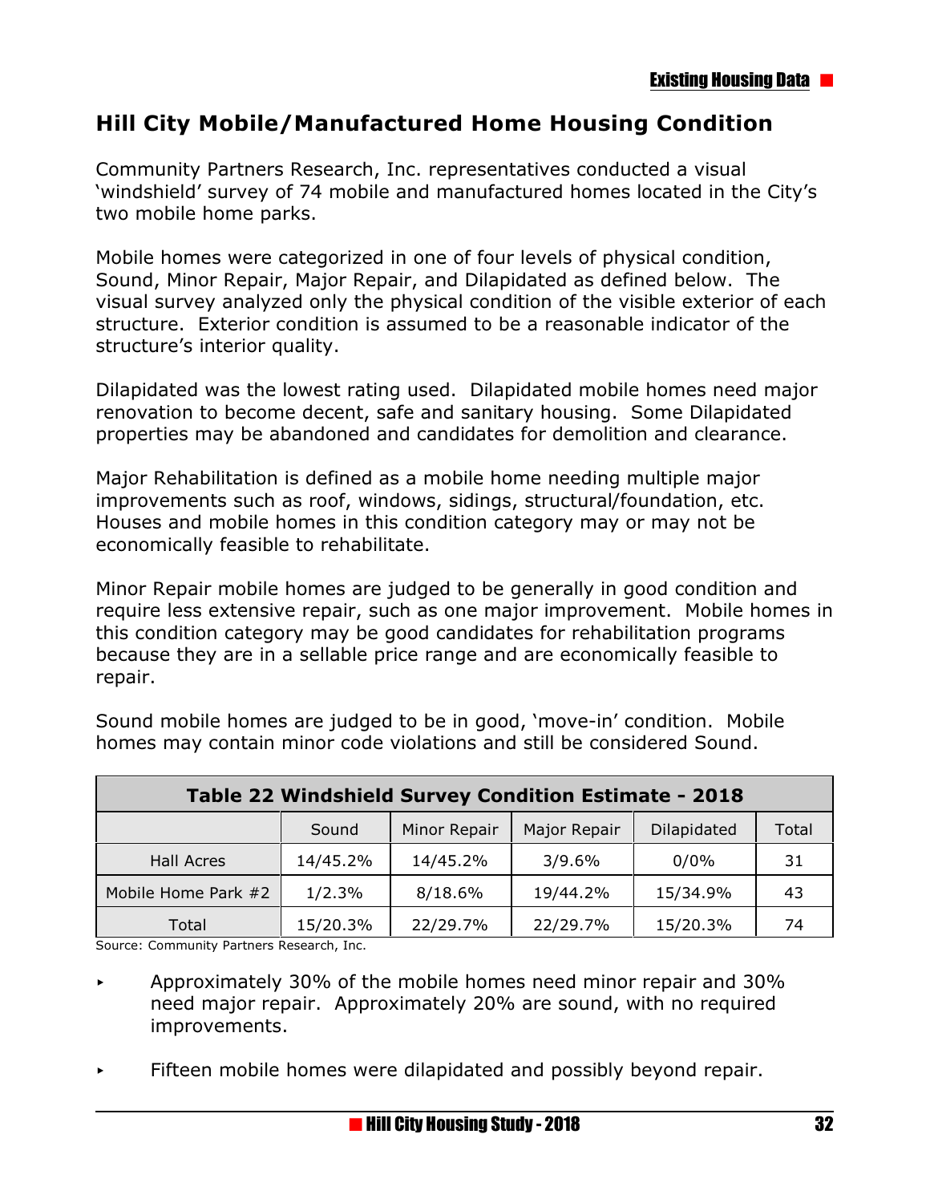## Hill City Mobile/Manufactured Home Housing Condition

Community Partners Research, Inc. representatives conducted a visual 'windshield' survey of 74 mobile and manufactured homes located in the City's two mobile home parks.

Mobile homes were categorized in one of four levels of physical condition, Sound, Minor Repair, Major Repair, and Dilapidated as defined below. The visual survey analyzed only the physical condition of the visible exterior of each structure. Exterior condition is assumed to be a reasonable indicator of the structure's interior quality.

Dilapidated was the lowest rating used. Dilapidated mobile homes need major renovation to become decent, safe and sanitary housing. Some Dilapidated properties may be abandoned and candidates for demolition and clearance.

Major Rehabilitation is defined as a mobile home needing multiple major improvements such as roof, windows, sidings, structural/foundation, etc. Houses and mobile homes in this condition category may or may not be economically feasible to rehabilitate.

Minor Repair mobile homes are judged to be generally in good condition and require less extensive repair, such as one major improvement. Mobile homes in this condition category may be good candidates for rehabilitation programs because they are in a sellable price range and are economically feasible to repair.

Sound mobile homes are judged to be in good, 'move-in' condition. Mobile homes may contain minor code violations and still be considered Sound.

**Table 22 Windshield Survey Condition Estimate - 2018**

| | Sound | Minor Repair | Major Repair | Dilapidated | Total |
|---|---|---|---|---|---|
| Hall Acres | 14/45.2% | 14/45.2% | 3/9.6% | 0/0% | 31 |
| Mobile Home Park #2 | 1/2.3% | 8/18.6% | 19/44.2% | 15/34.9% | 43 |
| Total | 15/20.3% | 22/29.7% | 22/29.7% | 15/20.3% | 74 |

Source: Community Partners Research, Inc.

- Approximately 30% of the mobile homes need minor repair and 30% need major repair. Approximately 20% are sound, with no required improvements.
- Fifteen mobile homes were dilapidated and possibly beyond repair.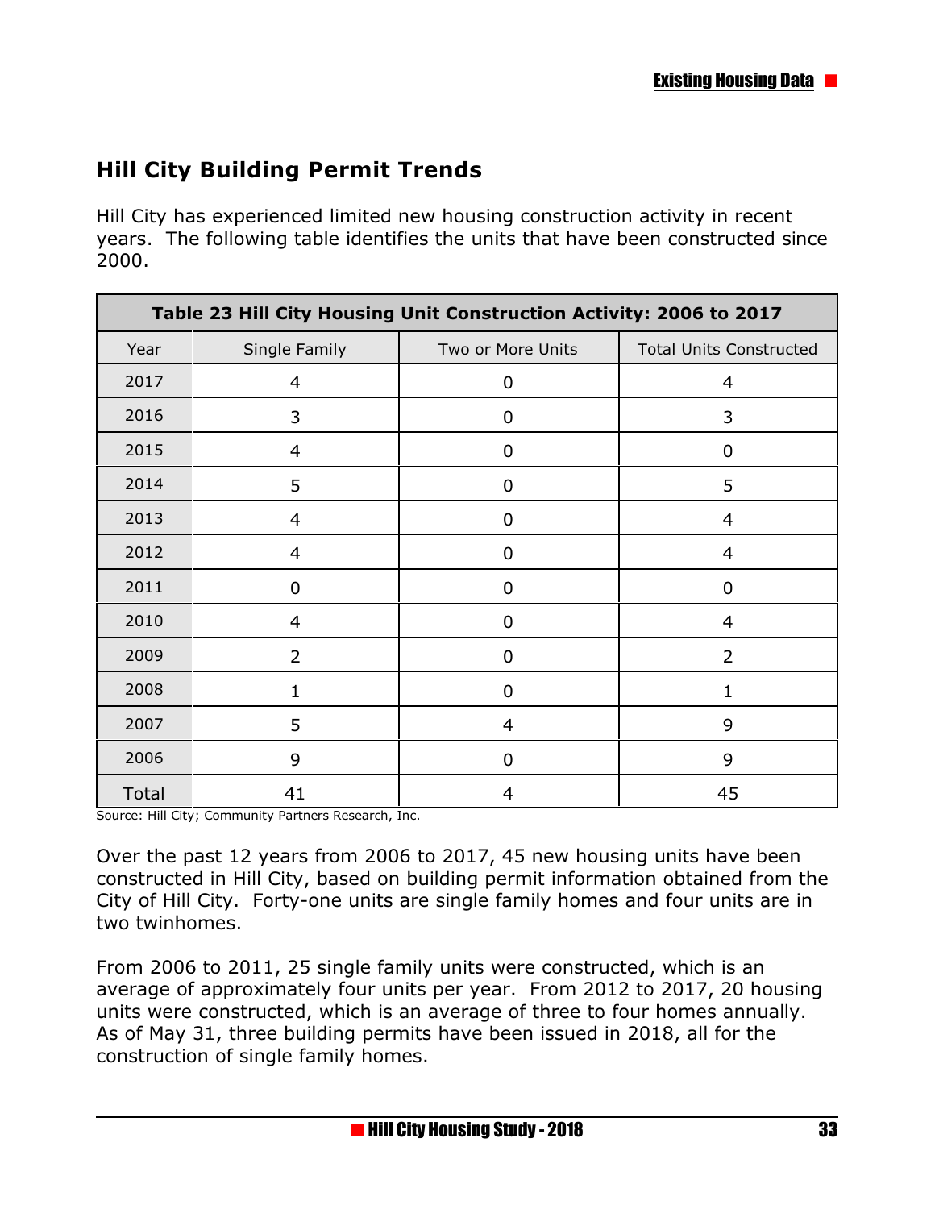## Hill City Building Permit Trends

Hill City has experienced limited new housing construction activity in recent years. The following table identifies the units that have been constructed since 2000.

| Table 23 Hill City Housing Unit Construction Activity: 2006 to 2017 | | | |
|---|---|---|---|
| Year | Single Family | Two or More Units | Total Units Constructed |
| 2017 | 4 | 0 | 4 |
| 2016 | 3 | 0 | 3 |
| 2015 | 4 | 0 | 0 |
| 2014 | 5 | 0 | 5 |
| 2013 | 4 | 0 | 4 |
| 2012 | 4 | 0 | 4 |
| 2011 | 0 | 0 | 0 |
| 2010 | 4 | 0 | 4 |
| 2009 | 2 | 0 | 2 |
| 2008 | 1 | 0 | 1 |
| 2007 | 5 | 4 | 9 |
| 2006 | 9 | 0 | 9 |
| Total | 41 | 4 | 45 |

Source: Hill City; Community Partners Research, Inc.

Over the past 12 years from 2006 to 2017, 45 new housing units have been constructed in Hill City, based on building permit information obtained from the City of Hill City. Forty-one units are single family homes and four units are in two twinhomes.

From 2006 to 2011, 25 single family units were constructed, which is an average of approximately four units per year. From 2012 to 2017, 20 housing units were constructed, which is an average of three to four homes annually. As of May 31, three building permits have been issued in 2018, all for the construction of single family homes.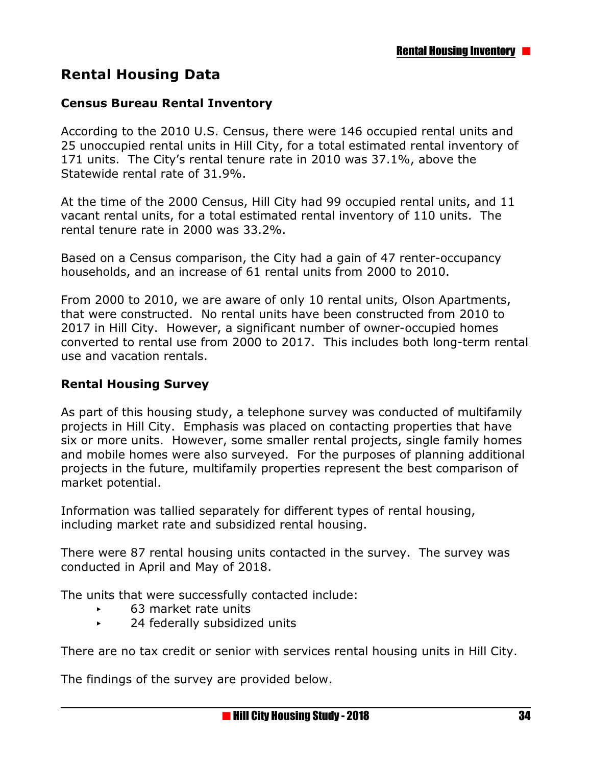## Rental Housing Data

### Census Bureau Rental Inventory

According to the 2010 U.S. Census, there were 146 occupied rental units and 25 unoccupied rental units in Hill City, for a total estimated rental inventory of 171 units. The City's rental tenure rate in 2010 was 37.1%, above the Statewide rental rate of 31.9%.

At the time of the 2000 Census, Hill City had 99 occupied rental units, and 11 vacant rental units, for a total estimated rental inventory of 110 units. The rental tenure rate in 2000 was 33.2%.

Based on a Census comparison, the City had a gain of 47 renter-occupancy households, and an increase of 61 rental units from 2000 to 2010.

From 2000 to 2010, we are aware of only 10 rental units, Olson Apartments, that were constructed. No rental units have been constructed from 2010 to 2017 in Hill City. However, a significant number of owner-occupied homes converted to rental use from 2000 to 2017. This includes both long-term rental use and vacation rentals.

### Rental Housing Survey

As part of this housing study, a telephone survey was conducted of multifamily projects in Hill City. Emphasis was placed on contacting properties that have six or more units. However, some smaller rental projects, single family homes and mobile homes were also surveyed. For the purposes of planning additional projects in the future, multifamily properties represent the best comparison of market potential.

Information was tallied separately for different types of rental housing, including market rate and subsidized rental housing.

There were 87 rental housing units contacted in the survey. The survey was conducted in April and May of 2018.

The units that were successfully contacted include:

- 63 market rate units
- 24 federally subsidized units

There are no tax credit or senior with services rental housing units in Hill City.

The findings of the survey are provided below.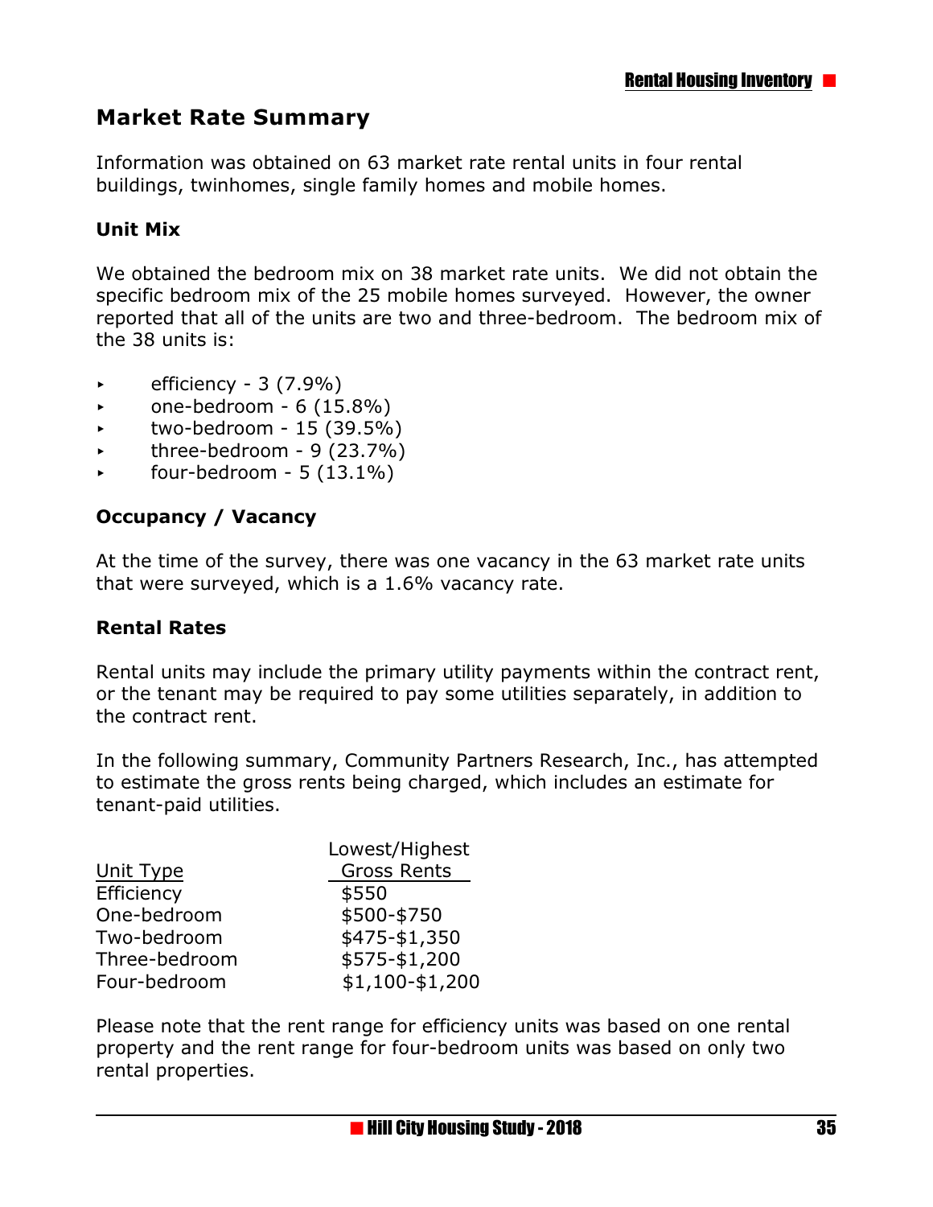## Market Rate Summary

Information was obtained on 63 market rate rental units in four rental buildings, twinhomes, single family homes and mobile homes.

### Unit Mix

We obtained the bedroom mix on 38 market rate units. We did not obtain the specific bedroom mix of the 25 mobile homes surveyed. However, the owner reported that all of the units are two and three-bedroom. The bedroom mix of the 38 units is:

- efficiency - 3 (7.9%)
- one-bedroom - 6 (15.8%)
- two-bedroom - 15 (39.5%)
- three-bedroom - 9 (23.7%)
- four-bedroom - 5 (13.1%)

### Occupancy / Vacancy

At the time of the survey, there was one vacancy in the 63 market rate units that were surveyed, which is a 1.6% vacancy rate.

### Rental Rates

Rental units may include the primary utility payments within the contract rent, or the tenant may be required to pay some utilities separately, in addition to the contract rent.

In the following summary, Community Partners Research, Inc., has attempted to estimate the gross rents being charged, which includes an estimate for tenant-paid utilities.

| Unit Type | Lowest/Highest Gross Rents |
|---|---|
| Efficiency | $550 |
| One-bedroom | $500-$750 |
| Two-bedroom | $475-$1,350 |
| Three-bedroom | $575-$1,200 |
| Four-bedroom | $1,100-$1,200 |

Please note that the rent range for efficiency units was based on one rental property and the rent range for four-bedroom units was based on only two rental properties.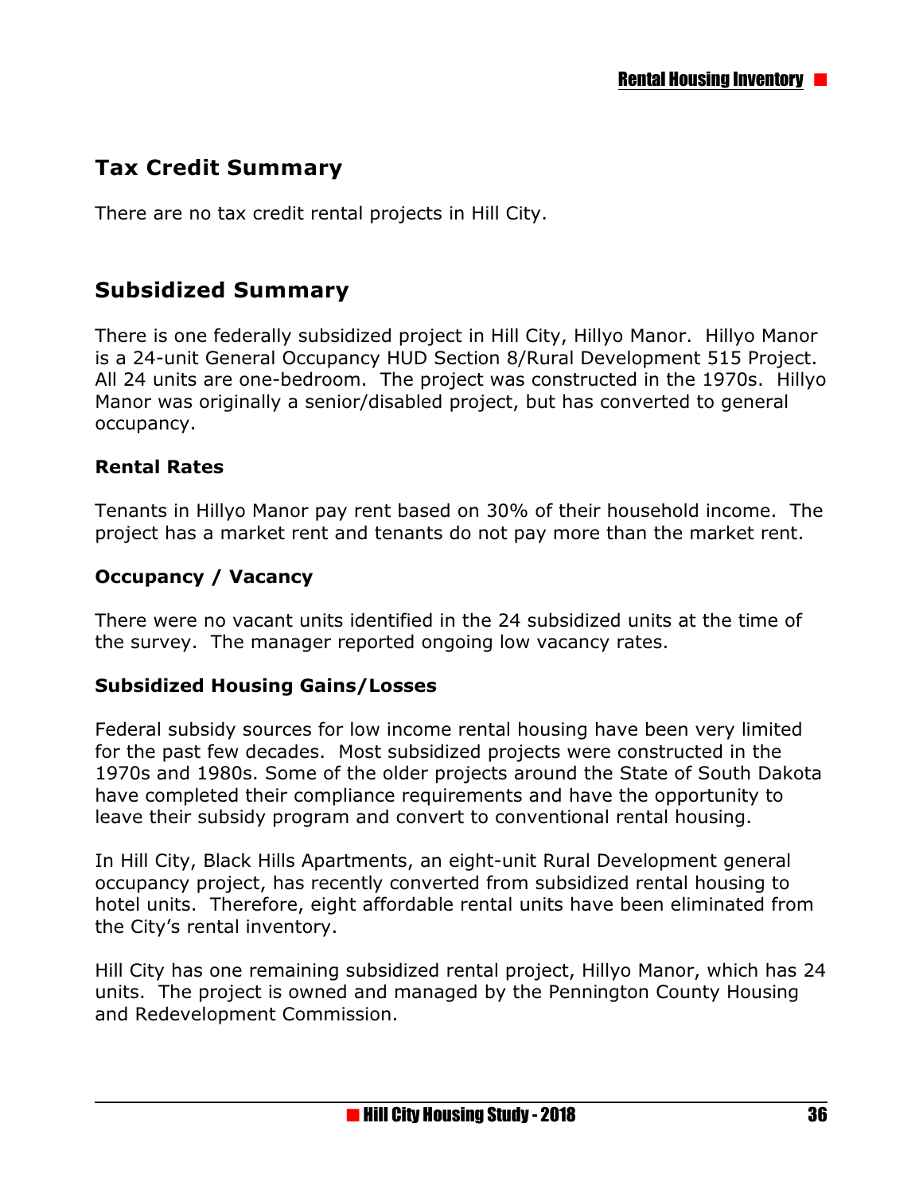## Tax Credit Summary

There are no tax credit rental projects in Hill City.

## Subsidized Summary

There is one federally subsidized project in Hill City, Hillyo Manor. Hillyo Manor is a 24-unit General Occupancy HUD Section 8/Rural Development 515 Project. All 24 units are one-bedroom. The project was constructed in the 1970s. Hillyo Manor was originally a senior/disabled project, but has converted to general occupancy.

### Rental Rates

Tenants in Hillyo Manor pay rent based on 30% of their household income. The project has a market rent and tenants do not pay more than the market rent.

### Occupancy / Vacancy

There were no vacant units identified in the 24 subsidized units at the time of the survey. The manager reported ongoing low vacancy rates.

### Subsidized Housing Gains/Losses

Federal subsidy sources for low income rental housing have been very limited for the past few decades. Most subsidized projects were constructed in the 1970s and 1980s. Some of the older projects around the State of South Dakota have completed their compliance requirements and have the opportunity to leave their subsidy program and convert to conventional rental housing.

In Hill City, Black Hills Apartments, an eight-unit Rural Development general occupancy project, has recently converted from subsidized rental housing to hotel units. Therefore, eight affordable rental units have been eliminated from the City's rental inventory.

Hill City has one remaining subsidized rental project, Hillyo Manor, which has 24 units. The project is owned and managed by the Pennington County Housing and Redevelopment Commission.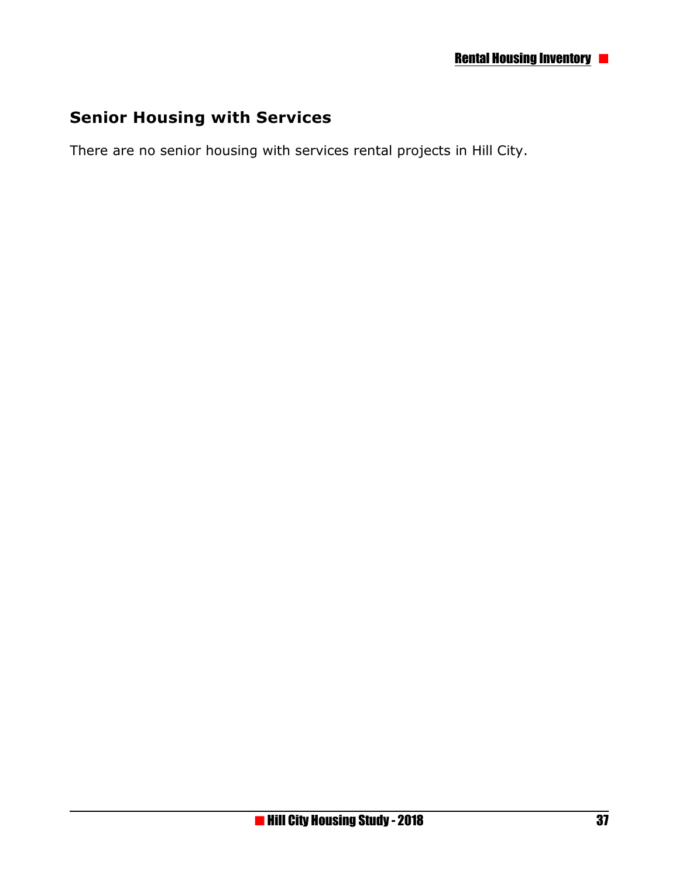## Senior Housing with Services

There are no senior housing with services rental projects in Hill City.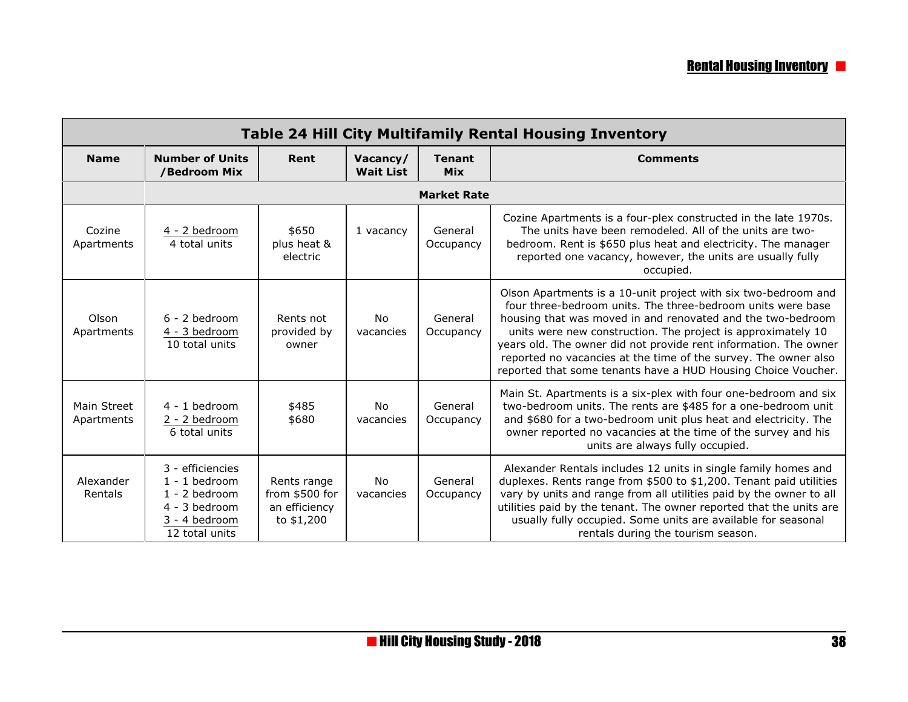## Rental Housing Inventory

| Table 24 Hill City Multifamily Rental Housing Inventory | | | | | |
|---|---|---|---|---|---|
| **Name** | **Number of Units /Bedroom Mix** | **Rent** | **Vacancy/ Wait List** | **Tenant Mix** | **Comments** |
| | **Market Rate** | | | | |
| Cozine Apartments | 4 - 2 bedroom<br>4 total units | $650 plus heat & electric | 1 vacancy | General Occupancy | Cozine Apartments is a four-plex constructed in the late 1970s. The units have been remodeled. All of the units are two-bedroom. Rent is $650 plus heat and electricity. The manager reported one vacancy, however, the units are usually fully occupied. |
| Olson Apartments | 6 - 2 bedroom<br>4 - 3 bedroom<br>10 total units | Rents not provided by owner | No vacancies | General Occupancy | Olson Apartments is a 10-unit project with six two-bedroom and four three-bedroom units. The three-bedroom units were base housing that was moved in and renovated and the two-bedroom units were new construction. The project is approximately 10 years old. The owner did not provide rent information. The owner reported no vacancies at the time of the survey. The owner also reported that some tenants have a HUD Housing Choice Voucher. |
| Main Street Apartments | 4 - 1 bedroom<br>2 - 2 bedroom<br>6 total units | $485<br>$680 | No vacancies | General Occupancy | Main St. Apartments is a six-plex with four one-bedroom and six two-bedroom units. The rents are $485 for a one-bedroom unit and $680 for a two-bedroom unit plus heat and electricity. The owner reported no vacancies at the time of the survey and his units are always fully occupied. |
| Alexander Rentals | 3 - efficiencies<br>1 - 1 bedroom<br>1 - 2 bedroom<br>4 - 3 bedroom<br>3 - 4 bedroom<br>12 total units | Rents range from $500 for an efficiency to $1,200 | No vacancies | General Occupancy | Alexander Rentals includes 12 units in single family homes and duplexes. Rents range from $500 to $1,200. Tenant paid utilities vary by units and range from all utilities paid by the owner to all utilities paid by the tenant. The owner reported that the units are usually fully occupied. Some units are available for seasonal rentals during the tourism season. |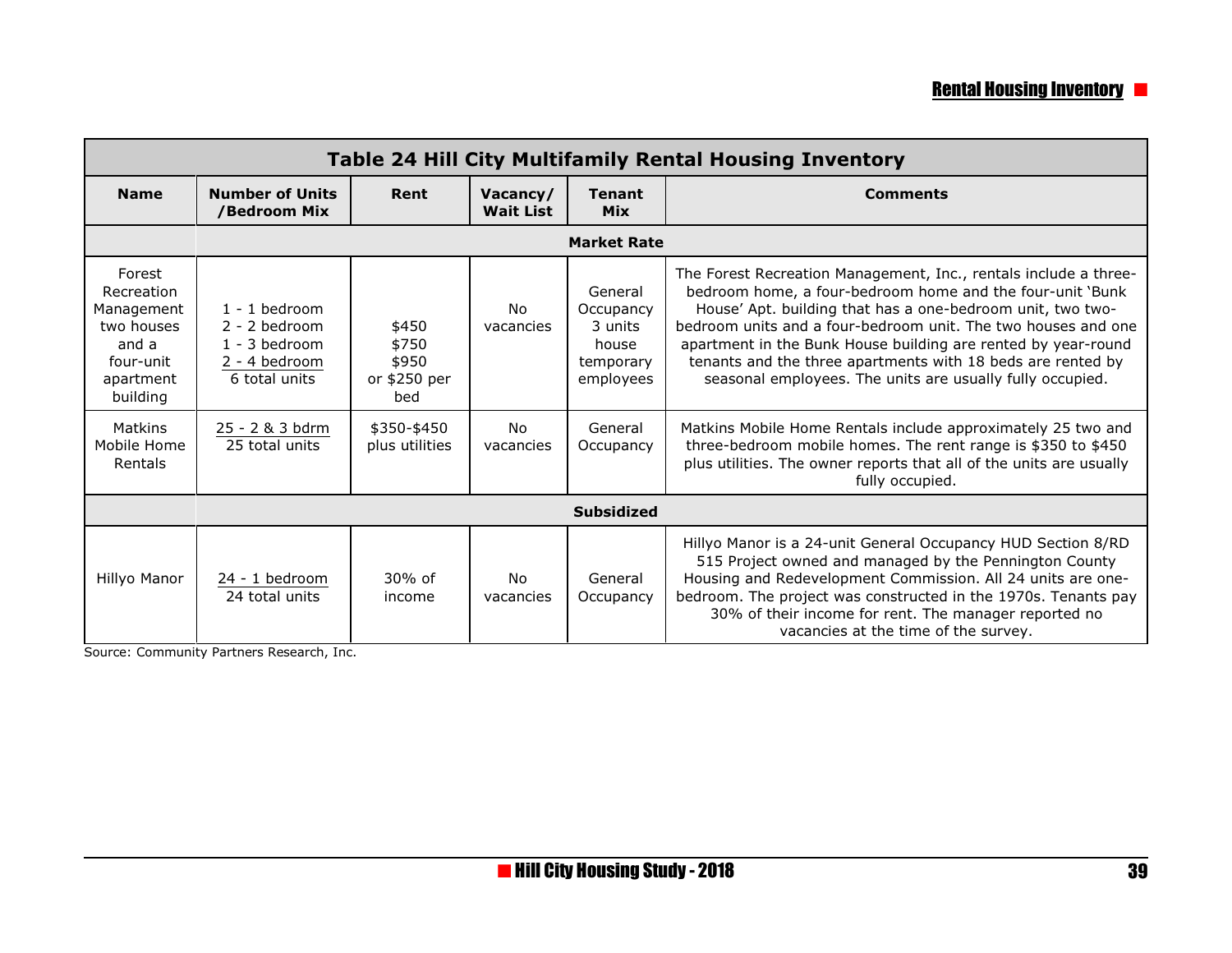| Table 24 Hill City Multifamily Rental Housing Inventory | | | | | |
|---|---|---|---|---|---|
| **Name** | **Number of Units /Bedroom Mix** | **Rent** | **Vacancy/ Wait List** | **Tenant Mix** | **Comments** |
| | | | **Market Rate** | | |
| Forest Recreation Management two houses and a four-unit apartment building | 1 - 1 bedroom<br>2 - 2 bedroom<br>1 - 3 bedroom<br>2 - 4 bedroom<br>6 total units | $450<br>$750<br>$950<br>or $250 per bed | No vacancies | General Occupancy 3 units house temporary employees | The Forest Recreation Management, Inc., rentals include a three-bedroom home, a four-bedroom home and the four-unit 'Bunk House' Apt. building that has a one-bedroom unit, two two-bedroom units and a four-bedroom unit. The two houses and one apartment in the Bunk House building are rented by year-round tenants and the three apartments with 18 beds are rented by seasonal employees. The units are usually fully occupied. |
| Matkins Mobile Home Rentals | 25 - 2 & 3 bdrm<br>25 total units | $350-$450 plus utilities | No vacancies | General Occupancy | Matkins Mobile Home Rentals include approximately 25 two and three-bedroom mobile homes. The rent range is $350 to $450 plus utilities. The owner reports that all of the units are usually fully occupied. |
| | | | **Subsidized** | | |
| Hillyo Manor | 24 - 1 bedroom<br>24 total units | 30% of income | No vacancies | General Occupancy | Hillyo Manor is a 24-unit General Occupancy HUD Section 8/RD 515 Project owned and managed by the Pennington County Housing and Redevelopment Commission. All 24 units are one-bedroom. The project was constructed in the 1970s. Tenants pay 30% of their income for rent. The manager reported no vacancies at the time of the survey. |

Source: Community Partners Research, Inc.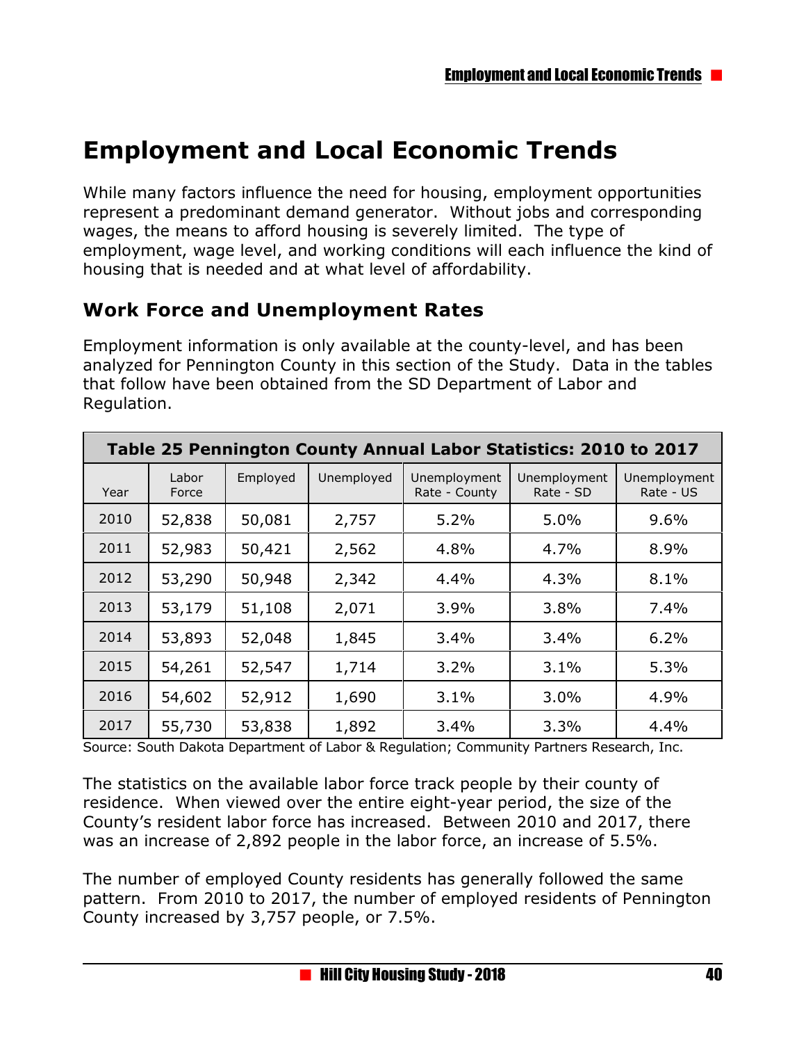# Employment and Local Economic Trends

While many factors influence the need for housing, employment opportunities represent a predominant demand generator. Without jobs and corresponding wages, the means to afford housing is severely limited. The type of employment, wage level, and working conditions will each influence the kind of housing that is needed and at what level of affordability.

## Work Force and Unemployment Rates

Employment information is only available at the county-level, and has been analyzed for Pennington County in this section of the Study. Data in the tables that follow have been obtained from the SD Department of Labor and Regulation.

**Table 25 Pennington County Annual Labor Statistics: 2010 to 2017**

| Year | Labor Force | Employed | Unemployed | Unemployment Rate - County | Unemployment Rate - SD | Unemployment Rate - US |
|---|---|---|---|---|---|---|
| 2010 | 52,838 | 50,081 | 2,757 | 5.2% | 5.0% | 9.6% |
| 2011 | 52,983 | 50,421 | 2,562 | 4.8% | 4.7% | 8.9% |
| 2012 | 53,290 | 50,948 | 2,342 | 4.4% | 4.3% | 8.1% |
| 2013 | 53,179 | 51,108 | 2,071 | 3.9% | 3.8% | 7.4% |
| 2014 | 53,893 | 52,048 | 1,845 | 3.4% | 3.4% | 6.2% |
| 2015 | 54,261 | 52,547 | 1,714 | 3.2% | 3.1% | 5.3% |
| 2016 | 54,602 | 52,912 | 1,690 | 3.1% | 3.0% | 4.9% |
| 2017 | 55,730 | 53,838 | 1,892 | 3.4% | 3.3% | 4.4% |

Source: South Dakota Department of Labor & Regulation; Community Partners Research, Inc.

The statistics on the available labor force track people by their county of residence. When viewed over the entire eight-year period, the size of the County's resident labor force has increased. Between 2010 and 2017, there was an increase of 2,892 people in the labor force, an increase of 5.5%.

The number of employed County residents has generally followed the same pattern. From 2010 to 2017, the number of employed residents of Pennington County increased by 3,757 people, or 7.5%.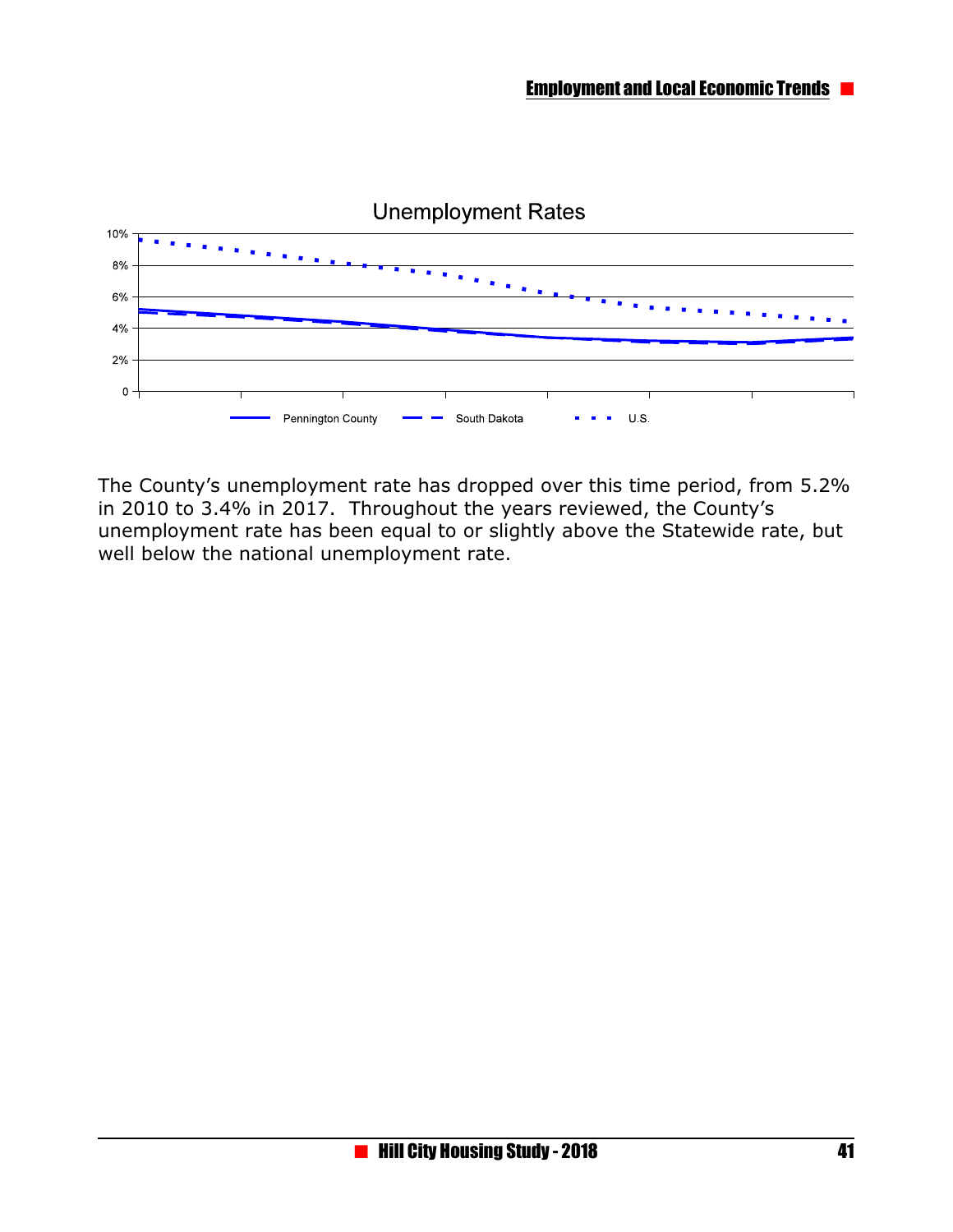The County's unemployment rate has dropped over this time period, from 5.2% in 2010 to 3.4% in 2017. Throughout the years reviewed, the County's unemployment rate has been equal to or slightly above the Statewide rate, but well below the national unemployment rate.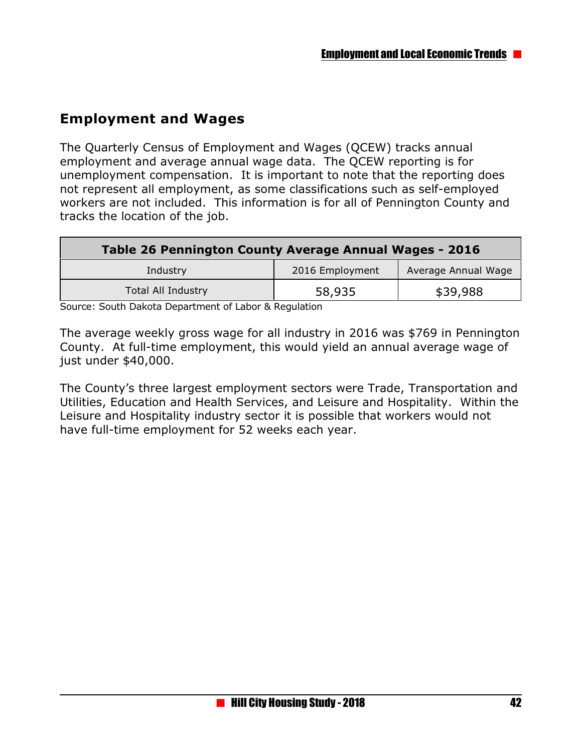## Employment and Wages

The Quarterly Census of Employment and Wages (QCEW) tracks annual employment and average annual wage data. The QCEW reporting is for unemployment compensation. It is important to note that the reporting does not represent all employment, as some classifications such as self-employed workers are not included. This information is for all of Pennington County and tracks the location of the job.

| Table 26 Pennington County Average Annual Wages - 2016 | | |
|---|---|---|
| Industry | 2016 Employment | Average Annual Wage |
| Total All Industry | 58,935 | $39,988 |

Source: South Dakota Department of Labor & Regulation

The average weekly gross wage for all industry in 2016 was $769 in Pennington County. At full-time employment, this would yield an annual average wage of just under $40,000.

The County's three largest employment sectors were Trade, Transportation and Utilities, Education and Health Services, and Leisure and Hospitality. Within the Leisure and Hospitality industry sector it is possible that workers would not have full-time employment for 52 weeks each year.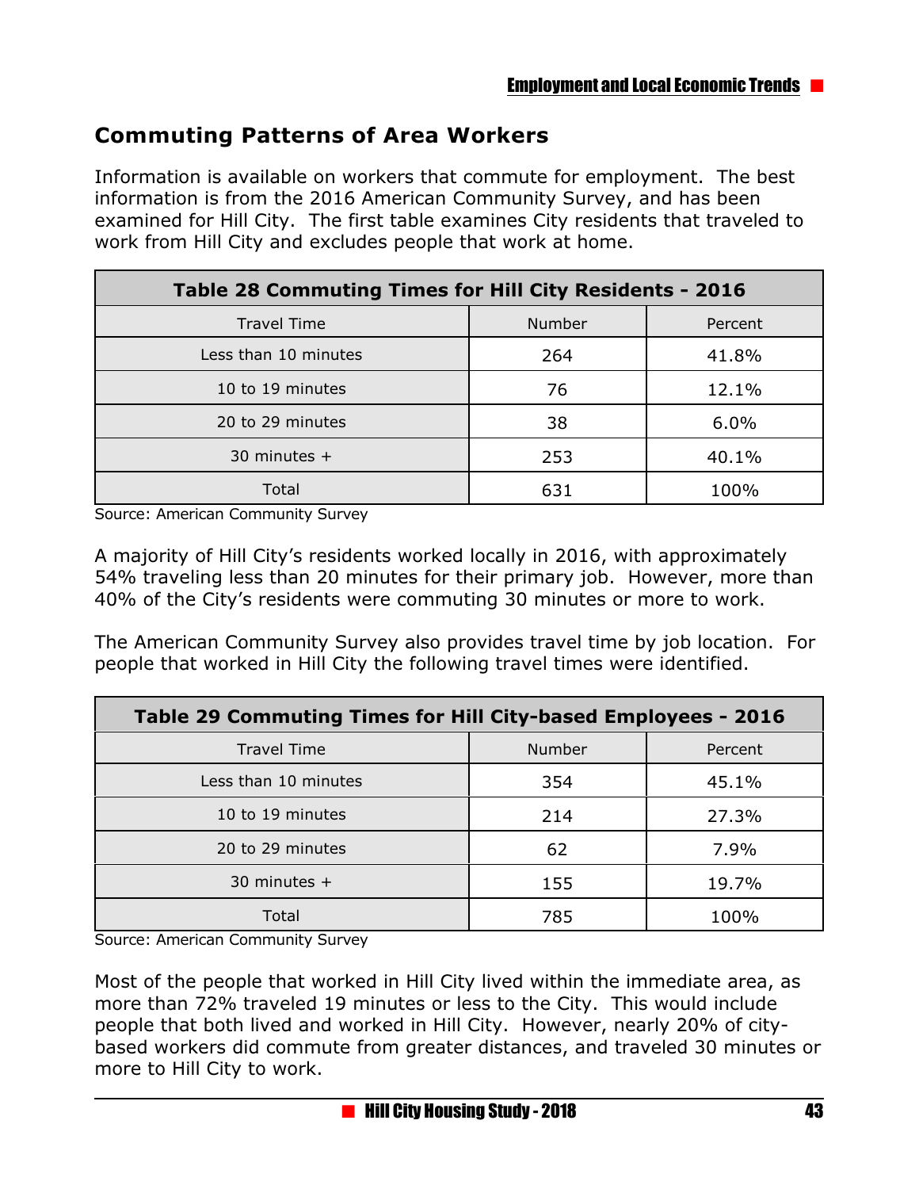## Commuting Patterns of Area Workers

Information is available on workers that commute for employment. The best information is from the 2016 American Community Survey, and has been examined for Hill City. The first table examines City residents that traveled to work from Hill City and excludes people that work at home.

| Table 28 Commuting Times for Hill City Residents - 2016 | | |
|---|---|---|
| Travel Time | Number | Percent |
| Less than 10 minutes | 264 | 41.8% |
| 10 to 19 minutes | 76 | 12.1% |
| 20 to 29 minutes | 38 | 6.0% |
| 30 minutes + | 253 | 40.1% |
| Total | 631 | 100% |

Source: American Community Survey

A majority of Hill City's residents worked locally in 2016, with approximately 54% traveling less than 20 minutes for their primary job. However, more than 40% of the City's residents were commuting 30 minutes or more to work.

The American Community Survey also provides travel time by job location. For people that worked in Hill City the following travel times were identified.

| Table 29 Commuting Times for Hill City-based Employees - 2016 | | |
|---|---|---|
| Travel Time | Number | Percent |
| Less than 10 minutes | 354 | 45.1% |
| 10 to 19 minutes | 214 | 27.3% |
| 20 to 29 minutes | 62 | 7.9% |
| 30 minutes + | 155 | 19.7% |
| Total | 785 | 100% |

Source: American Community Survey

Most of the people that worked in Hill City lived within the immediate area, as more than 72% traveled 19 minutes or less to the City. This would include people that both lived and worked in Hill City. However, nearly 20% of city-based workers did commute from greater distances, and traveled 30 minutes or more to Hill City to work.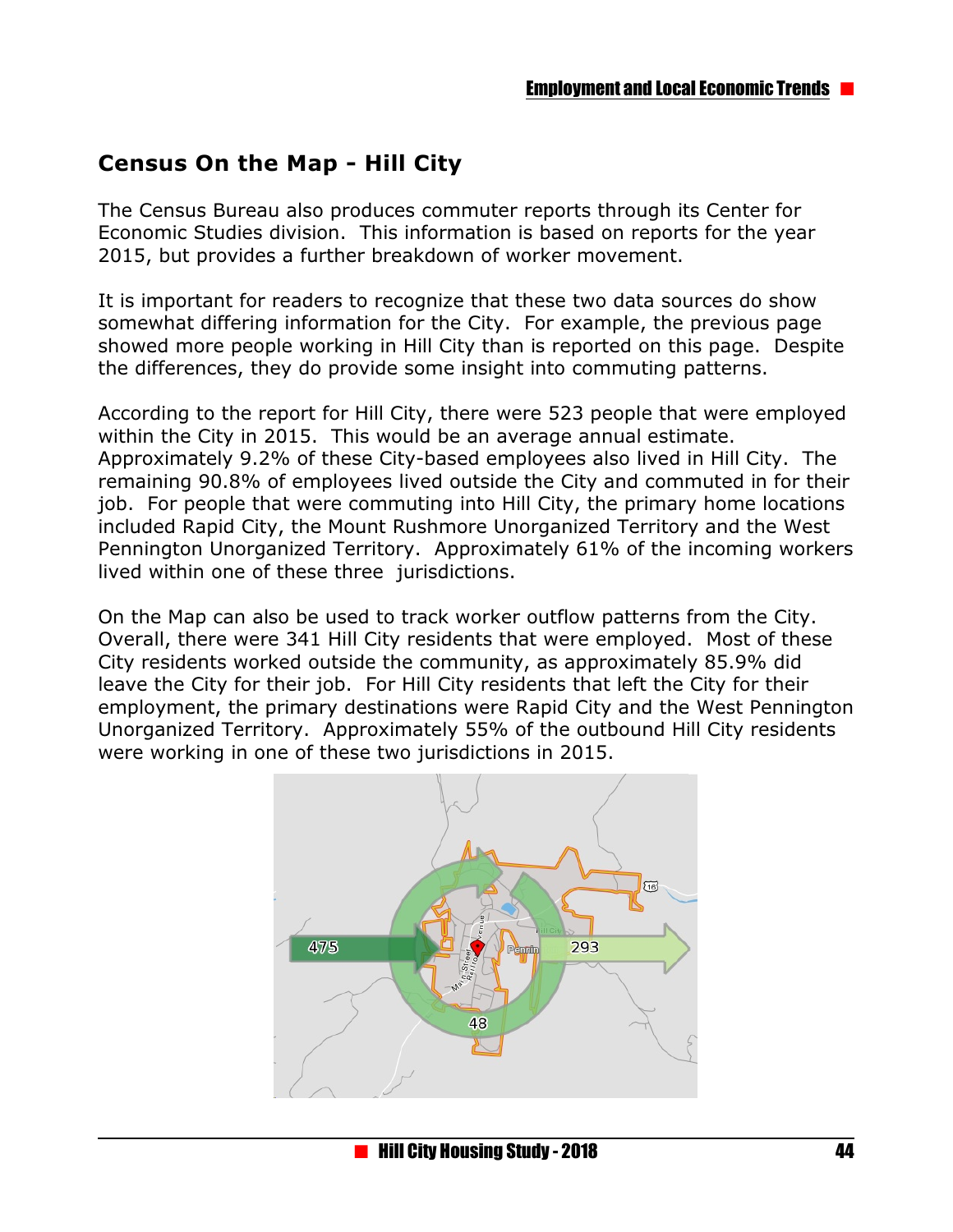## Census On the Map - Hill City

The Census Bureau also produces commuter reports through its Center for Economic Studies division. This information is based on reports for the year 2015, but provides a further breakdown of worker movement.

It is important for readers to recognize that these two data sources do show somewhat differing information for the City. For example, the previous page showed more people working in Hill City than is reported on this page. Despite the differences, they do provide some insight into commuting patterns.

According to the report for Hill City, there were 523 people that were employed within the City in 2015. This would be an average annual estimate. Approximately 9.2% of these City-based employees also lived in Hill City. The remaining 90.8% of employees lived outside the City and commuted in for their job. For people that were commuting into Hill City, the primary home locations included Rapid City, the Mount Rushmore Unorganized Territory and the West Pennington Unorganized Territory. Approximately 61% of the incoming workers lived within one of these three jurisdictions.

On the Map can also be used to track worker outflow patterns from the City. Overall, there were 341 Hill City residents that were employed. Most of these City residents worked outside the community, as approximately 85.9% did leave the City for their job. For Hill City residents that left the City for their employment, the primary destinations were Rapid City and the West Pennington Unorganized Territory. Approximately 55% of the outbound Hill City residents were working in one of these two jurisdictions in 2015.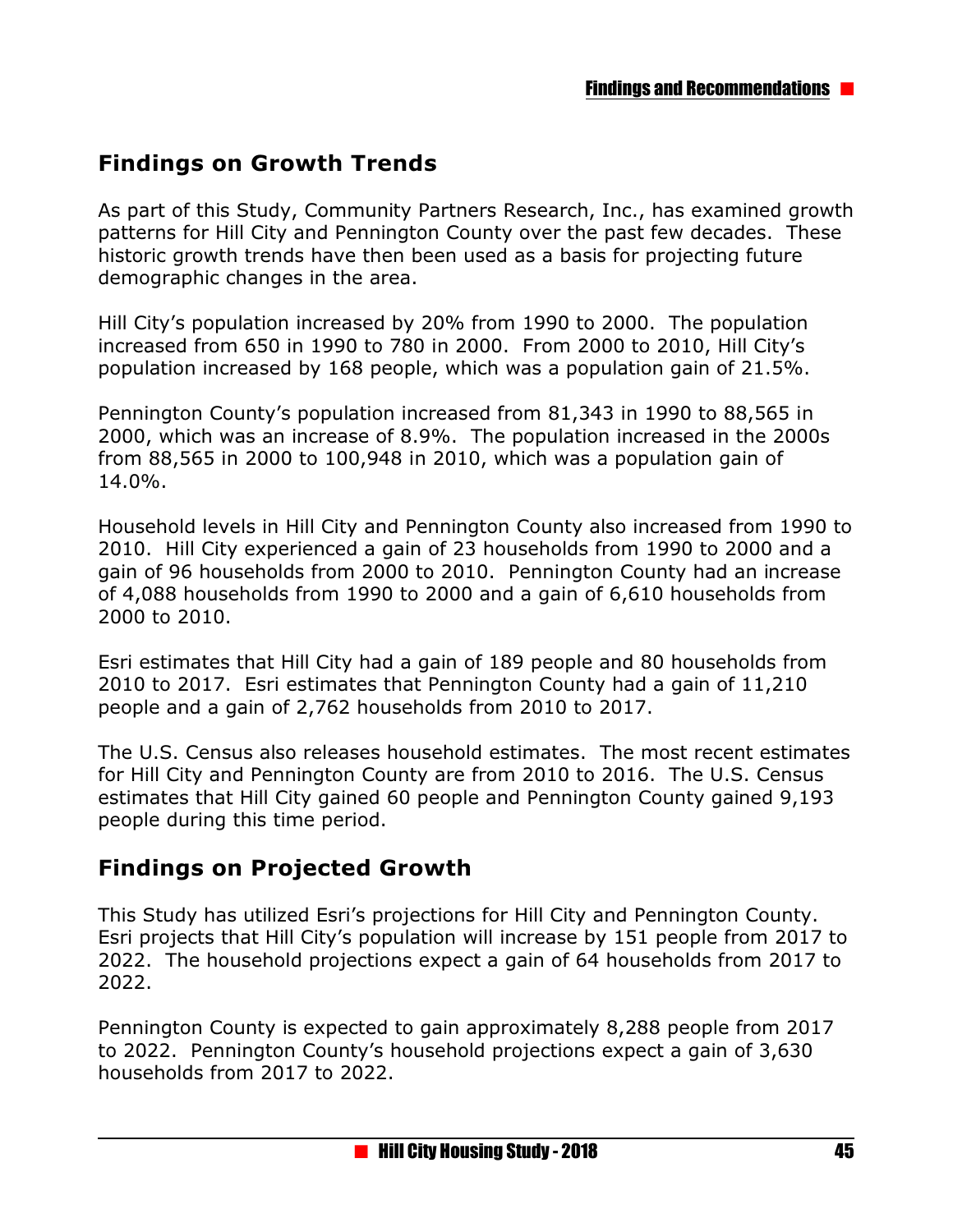## Findings on Growth Trends

As part of this Study, Community Partners Research, Inc., has examined growth patterns for Hill City and Pennington County over the past few decades. These historic growth trends have then been used as a basis for projecting future demographic changes in the area.

Hill City's population increased by 20% from 1990 to 2000. The population increased from 650 in 1990 to 780 in 2000. From 2000 to 2010, Hill City's population increased by 168 people, which was a population gain of 21.5%.

Pennington County's population increased from 81,343 in 1990 to 88,565 in 2000, which was an increase of 8.9%. The population increased in the 2000s from 88,565 in 2000 to 100,948 in 2010, which was a population gain of 14.0%.

Household levels in Hill City and Pennington County also increased from 1990 to 2010. Hill City experienced a gain of 23 households from 1990 to 2000 and a gain of 96 households from 2000 to 2010. Pennington County had an increase of 4,088 households from 1990 to 2000 and a gain of 6,610 households from 2000 to 2010.

Esri estimates that Hill City had a gain of 189 people and 80 households from 2010 to 2017. Esri estimates that Pennington County had a gain of 11,210 people and a gain of 2,762 households from 2010 to 2017.

The U.S. Census also releases household estimates. The most recent estimates for Hill City and Pennington County are from 2010 to 2016. The U.S. Census estimates that Hill City gained 60 people and Pennington County gained 9,193 people during this time period.

## Findings on Projected Growth

This Study has utilized Esri's projections for Hill City and Pennington County. Esri projects that Hill City's population will increase by 151 people from 2017 to 2022. The household projections expect a gain of 64 households from 2017 to 2022.

Pennington County is expected to gain approximately 8,288 people from 2017 to 2022. Pennington County's household projections expect a gain of 3,630 households from 2017 to 2022.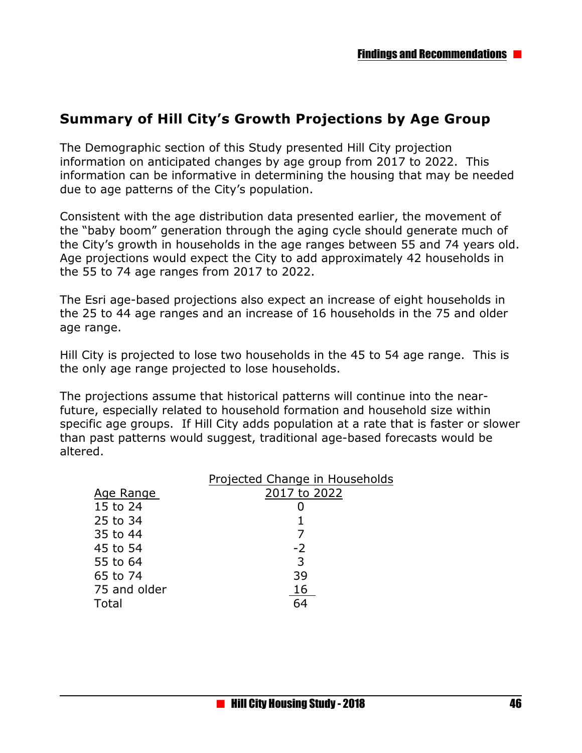## Summary of Hill City's Growth Projections by Age Group

The Demographic section of this Study presented Hill City projection information on anticipated changes by age group from 2017 to 2022. This information can be informative in determining the housing that may be needed due to age patterns of the City's population.

Consistent with the age distribution data presented earlier, the movement of the "baby boom" generation through the aging cycle should generate much of the City's growth in households in the age ranges between 55 and 74 years old. Age projections would expect the City to add approximately 42 households in the 55 to 74 age ranges from 2017 to 2022.

The Esri age-based projections also expect an increase of eight households in the 25 to 44 age ranges and an increase of 16 households in the 75 and older age range.

Hill City is projected to lose two households in the 45 to 54 age range. This is the only age range projected to lose households.

The projections assume that historical patterns will continue into the near-future, especially related to household formation and household size within specific age groups. If Hill City adds population at a rate that is faster or slower than past patterns would suggest, traditional age-based forecasts would be altered.

| Age Range | Projected Change in Households 2017 to 2022 |
|---|---|
| 15 to 24 | 0 |
| 25 to 34 | 1 |
| 35 to 44 | 7 |
| 45 to 54 | -2 |
| 55 to 64 | 3 |
| 65 to 74 | 39 |
| 75 and older | 16 |
| Total | 64 |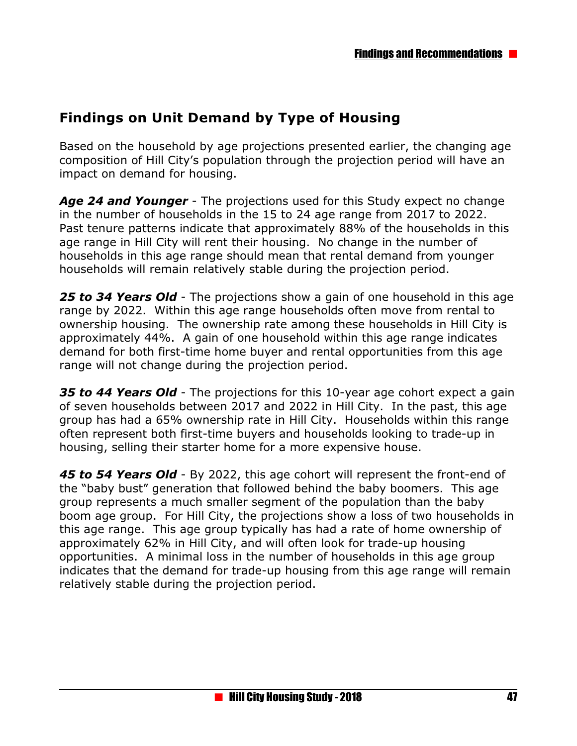## Findings on Unit Demand by Type of Housing

Based on the household by age projections presented earlier, the changing age composition of Hill City's population through the projection period will have an impact on demand for housing.

***Age 24 and Younger*** - The projections used for this Study expect no change in the number of households in the 15 to 24 age range from 2017 to 2022. Past tenure patterns indicate that approximately 88% of the households in this age range in Hill City will rent their housing. No change in the number of households in this age range should mean that rental demand from younger households will remain relatively stable during the projection period.

***25 to 34 Years Old*** - The projections show a gain of one household in this age range by 2022. Within this age range households often move from rental to ownership housing. The ownership rate among these households in Hill City is approximately 44%. A gain of one household within this age range indicates demand for both first-time home buyer and rental opportunities from this age range will not change during the projection period.

***35 to 44 Years Old*** - The projections for this 10-year age cohort expect a gain of seven households between 2017 and 2022 in Hill City. In the past, this age group has had a 65% ownership rate in Hill City. Households within this range often represent both first-time buyers and households looking to trade-up in housing, selling their starter home for a more expensive house.

***45 to 54 Years Old*** - By 2022, this age cohort will represent the front-end of the "baby bust" generation that followed behind the baby boomers. This age group represents a much smaller segment of the population than the baby boom age group. For Hill City, the projections show a loss of two households in this age range. This age group typically has had a rate of home ownership of approximately 62% in Hill City, and will often look for trade-up housing opportunities. A minimal loss in the number of households in this age group indicates that the demand for trade-up housing from this age range will remain relatively stable during the projection period.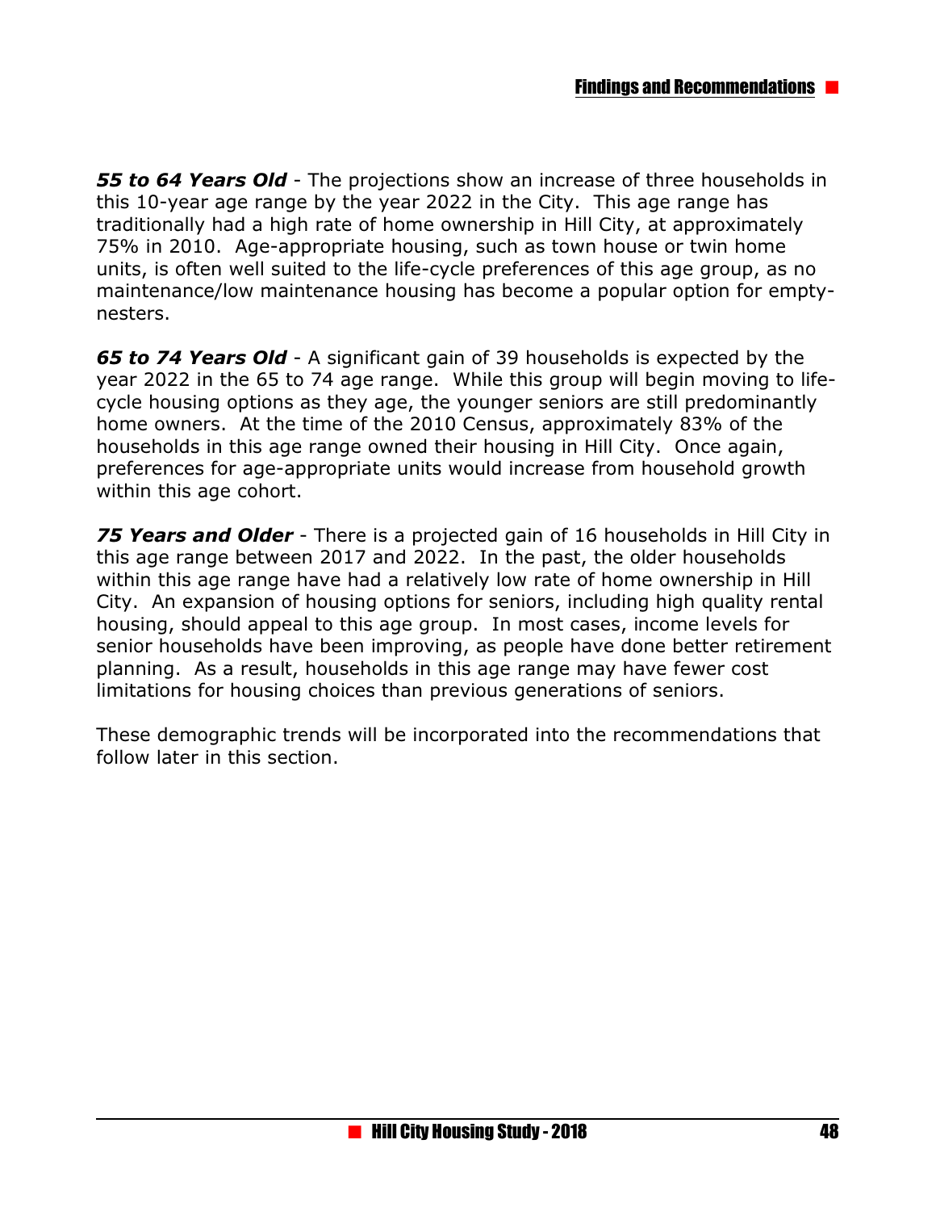***55 to 64 Years Old*** - The projections show an increase of three households in this 10-year age range by the year 2022 in the City. This age range has traditionally had a high rate of home ownership in Hill City, at approximately 75% in 2010. Age-appropriate housing, such as town house or twin home units, is often well suited to the life-cycle preferences of this age group, as no maintenance/low maintenance housing has become a popular option for empty-nesters.

***65 to 74 Years Old*** - A significant gain of 39 households is expected by the year 2022 in the 65 to 74 age range. While this group will begin moving to life-cycle housing options as they age, the younger seniors are still predominantly home owners. At the time of the 2010 Census, approximately 83% of the households in this age range owned their housing in Hill City. Once again, preferences for age-appropriate units would increase from household growth within this age cohort.

***75 Years and Older*** - There is a projected gain of 16 households in Hill City in this age range between 2017 and 2022. In the past, the older households within this age range have had a relatively low rate of home ownership in Hill City. An expansion of housing options for seniors, including high quality rental housing, should appeal to this age group. In most cases, income levels for senior households have been improving, as people have done better retirement planning. As a result, households in this age range may have fewer cost limitations for housing choices than previous generations of seniors.

These demographic trends will be incorporated into the recommendations that follow later in this section.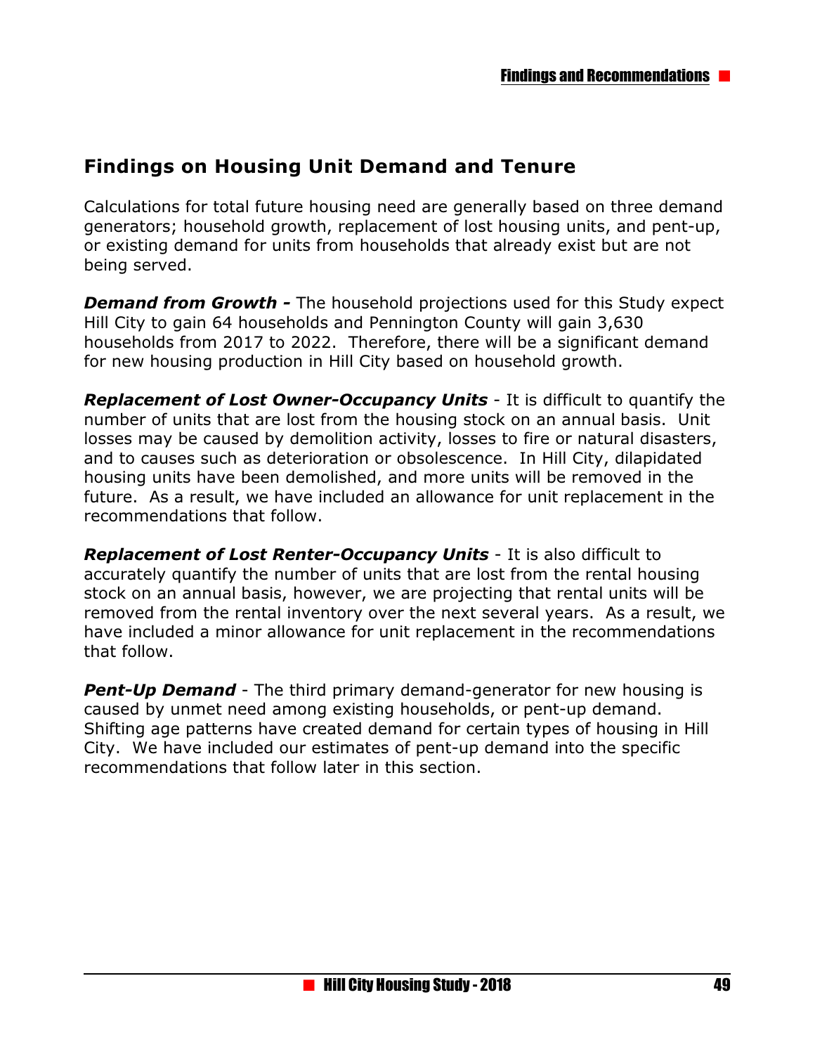## Findings on Housing Unit Demand and Tenure

Calculations for total future housing need are generally based on three demand generators; household growth, replacement of lost housing units, and pent-up, or existing demand for units from households that already exist but are not being served.

***Demand from Growth -*** The household projections used for this Study expect Hill City to gain 64 households and Pennington County will gain 3,630 households from 2017 to 2022. Therefore, there will be a significant demand for new housing production in Hill City based on household growth.

***Replacement of Lost Owner-Occupancy Units*** - It is difficult to quantify the number of units that are lost from the housing stock on an annual basis. Unit losses may be caused by demolition activity, losses to fire or natural disasters, and to causes such as deterioration or obsolescence. In Hill City, dilapidated housing units have been demolished, and more units will be removed in the future. As a result, we have included an allowance for unit replacement in the recommendations that follow.

***Replacement of Lost Renter-Occupancy Units*** - It is also difficult to accurately quantify the number of units that are lost from the rental housing stock on an annual basis, however, we are projecting that rental units will be removed from the rental inventory over the next several years. As a result, we have included a minor allowance for unit replacement in the recommendations that follow.

***Pent-Up Demand*** - The third primary demand-generator for new housing is caused by unmet need among existing households, or pent-up demand. Shifting age patterns have created demand for certain types of housing in Hill City. We have included our estimates of pent-up demand into the specific recommendations that follow later in this section.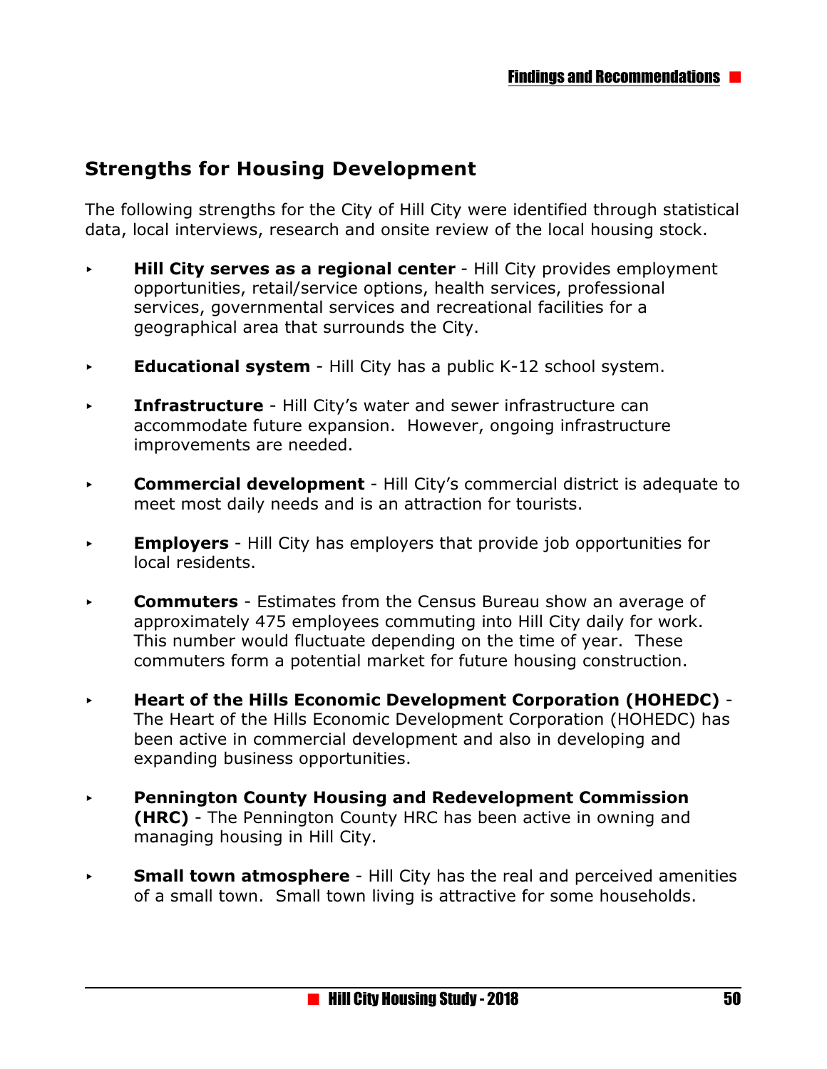## Strengths for Housing Development

The following strengths for the City of Hill City were identified through statistical data, local interviews, research and onsite review of the local housing stock.

- **Hill City serves as a regional center** - Hill City provides employment opportunities, retail/service options, health services, professional services, governmental services and recreational facilities for a geographical area that surrounds the City.
- **Educational system** - Hill City has a public K-12 school system.
- **Infrastructure** - Hill City's water and sewer infrastructure can accommodate future expansion. However, ongoing infrastructure improvements are needed.
- **Commercial development** - Hill City's commercial district is adequate to meet most daily needs and is an attraction for tourists.
- **Employers** - Hill City has employers that provide job opportunities for local residents.
- **Commuters** - Estimates from the Census Bureau show an average of approximately 475 employees commuting into Hill City daily for work. This number would fluctuate depending on the time of year. These commuters form a potential market for future housing construction.
- **Heart of the Hills Economic Development Corporation (HOHEDC)** - The Heart of the Hills Economic Development Corporation (HOHEDC) has been active in commercial development and also in developing and expanding business opportunities.
- **Pennington County Housing and Redevelopment Commission (HRC)** - The Pennington County HRC has been active in owning and managing housing in Hill City.
- **Small town atmosphere** - Hill City has the real and perceived amenities of a small town. Small town living is attractive for some households.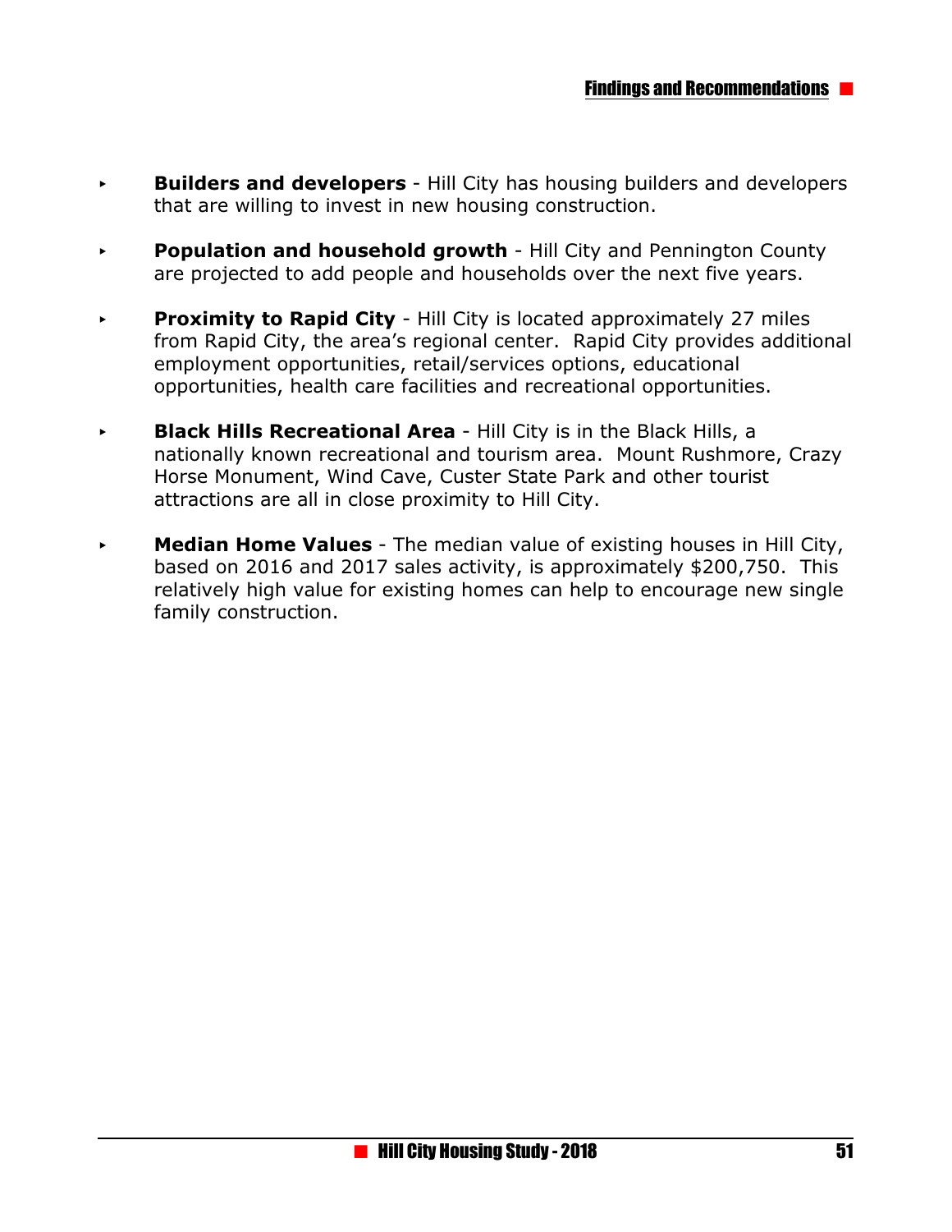- **Builders and developers** - Hill City has housing builders and developers that are willing to invest in new housing construction.

- **Population and household growth** - Hill City and Pennington County are projected to add people and households over the next five years.

- **Proximity to Rapid City** - Hill City is located approximately 27 miles from Rapid City, the area's regional center. Rapid City provides additional employment opportunities, retail/services options, educational opportunities, health care facilities and recreational opportunities.

- **Black Hills Recreational Area** - Hill City is in the Black Hills, a nationally known recreational and tourism area. Mount Rushmore, Crazy Horse Monument, Wind Cave, Custer State Park and other tourist attractions are all in close proximity to Hill City.

- **Median Home Values** - The median value of existing houses in Hill City, based on 2016 and 2017 sales activity, is approximately $200,750. This relatively high value for existing homes can help to encourage new single family construction.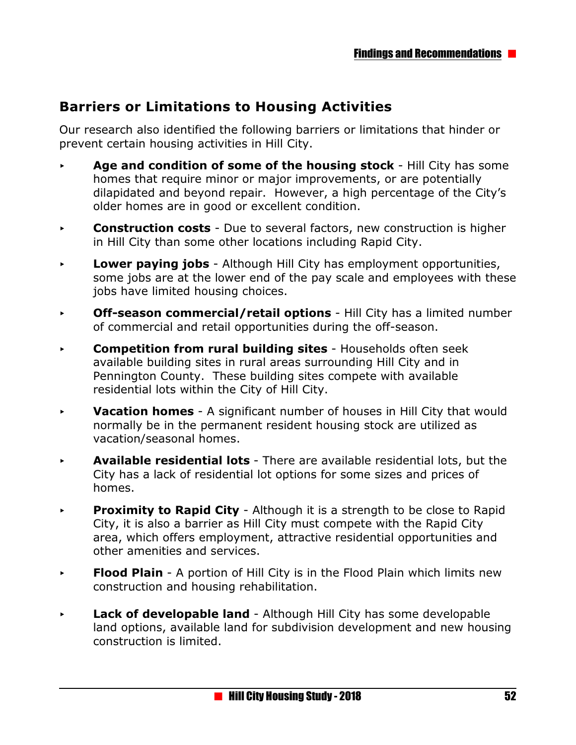## Barriers or Limitations to Housing Activities

Our research also identified the following barriers or limitations that hinder or prevent certain housing activities in Hill City.

- **Age and condition of some of the housing stock** - Hill City has some homes that require minor or major improvements, or are potentially dilapidated and beyond repair. However, a high percentage of the City's older homes are in good or excellent condition.
- **Construction costs** - Due to several factors, new construction is higher in Hill City than some other locations including Rapid City.
- **Lower paying jobs** - Although Hill City has employment opportunities, some jobs are at the lower end of the pay scale and employees with these jobs have limited housing choices.
- **Off-season commercial/retail options** - Hill City has a limited number of commercial and retail opportunities during the off-season.
- **Competition from rural building sites** - Households often seek available building sites in rural areas surrounding Hill City and in Pennington County. These building sites compete with available residential lots within the City of Hill City.
- **Vacation homes** - A significant number of houses in Hill City that would normally be in the permanent resident housing stock are utilized as vacation/seasonal homes.
- **Available residential lots** - There are available residential lots, but the City has a lack of residential lot options for some sizes and prices of homes.
- **Proximity to Rapid City** - Although it is a strength to be close to Rapid City, it is also a barrier as Hill City must compete with the Rapid City area, which offers employment, attractive residential opportunities and other amenities and services.
- **Flood Plain** - A portion of Hill City is in the Flood Plain which limits new construction and housing rehabilitation.
- **Lack of developable land** - Although Hill City has some developable land options, available land for subdivision development and new housing construction is limited.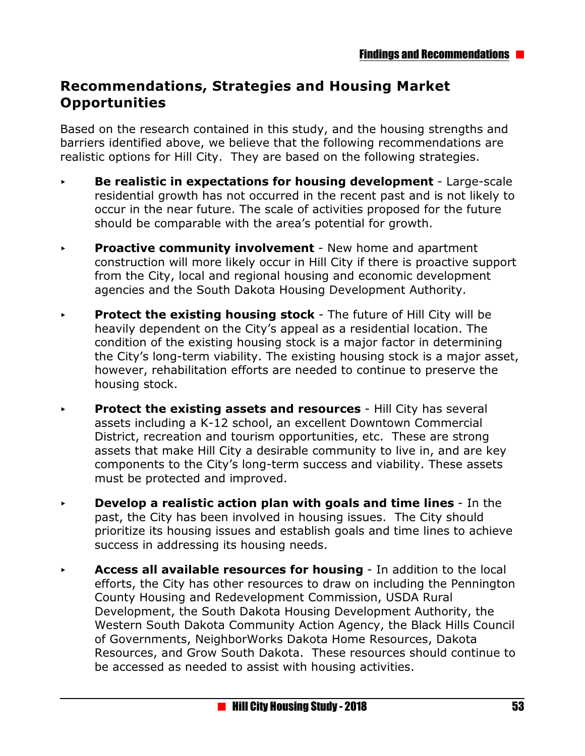## Recommendations, Strategies and Housing Market Opportunities

Based on the research contained in this study, and the housing strengths and barriers identified above, we believe that the following recommendations are realistic options for Hill City. They are based on the following strategies.

- **Be realistic in expectations for housing development** - Large-scale residential growth has not occurred in the recent past and is not likely to occur in the near future. The scale of activities proposed for the future should be comparable with the area's potential for growth.

- **Proactive community involvement** - New home and apartment construction will more likely occur in Hill City if there is proactive support from the City, local and regional housing and economic development agencies and the South Dakota Housing Development Authority.

- **Protect the existing housing stock** - The future of Hill City will be heavily dependent on the City's appeal as a residential location. The condition of the existing housing stock is a major factor in determining the City's long-term viability. The existing housing stock is a major asset, however, rehabilitation efforts are needed to continue to preserve the housing stock.

- **Protect the existing assets and resources** - Hill City has several assets including a K-12 school, an excellent Downtown Commercial District, recreation and tourism opportunities, etc. These are strong assets that make Hill City a desirable community to live in, and are key components to the City's long-term success and viability. These assets must be protected and improved.

- **Develop a realistic action plan with goals and time lines** - In the past, the City has been involved in housing issues. The City should prioritize its housing issues and establish goals and time lines to achieve success in addressing its housing needs.

- **Access all available resources for housing** - In addition to the local efforts, the City has other resources to draw on including the Pennington County Housing and Redevelopment Commission, USDA Rural Development, the South Dakota Housing Development Authority, the Western South Dakota Community Action Agency, the Black Hills Council of Governments, NeighborWorks Dakota Home Resources, Dakota Resources, and Grow South Dakota. These resources should continue to be accessed as needed to assist with housing activities.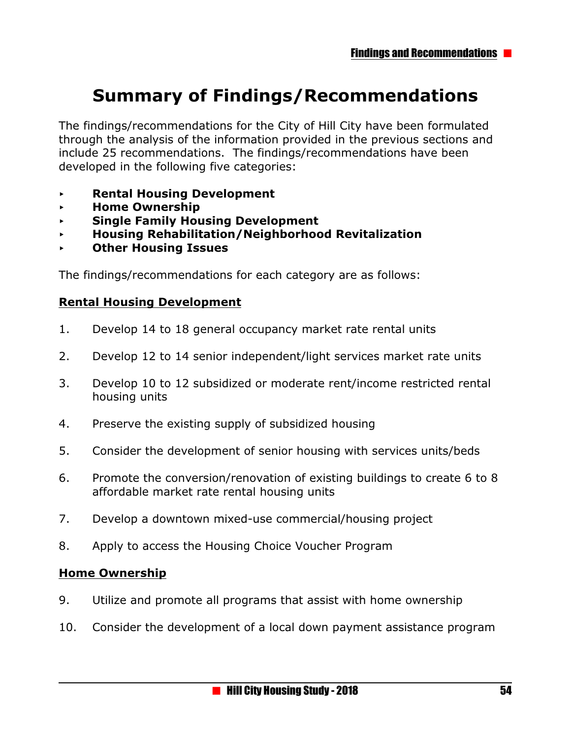# Summary of Findings/Recommendations

The findings/recommendations for the City of Hill City have been formulated through the analysis of the information provided in the previous sections and include 25 recommendations. The findings/recommendations have been developed in the following five categories:

- **Rental Housing Development**
- **Home Ownership**
- **Single Family Housing Development**
- **Housing Rehabilitation/Neighborhood Revitalization**
- **Other Housing Issues**

The findings/recommendations for each category are as follows:

**Rental Housing Development**

1. Develop 14 to 18 general occupancy market rate rental units
2. Develop 12 to 14 senior independent/light services market rate units
3. Develop 10 to 12 subsidized or moderate rent/income restricted rental housing units
4. Preserve the existing supply of subsidized housing
5. Consider the development of senior housing with services units/beds
6. Promote the conversion/renovation of existing buildings to create 6 to 8 affordable market rate rental housing units
7. Develop a downtown mixed-use commercial/housing project
8. Apply to access the Housing Choice Voucher Program

**Home Ownership**

9. Utilize and promote all programs that assist with home ownership
10. Consider the development of a local down payment assistance program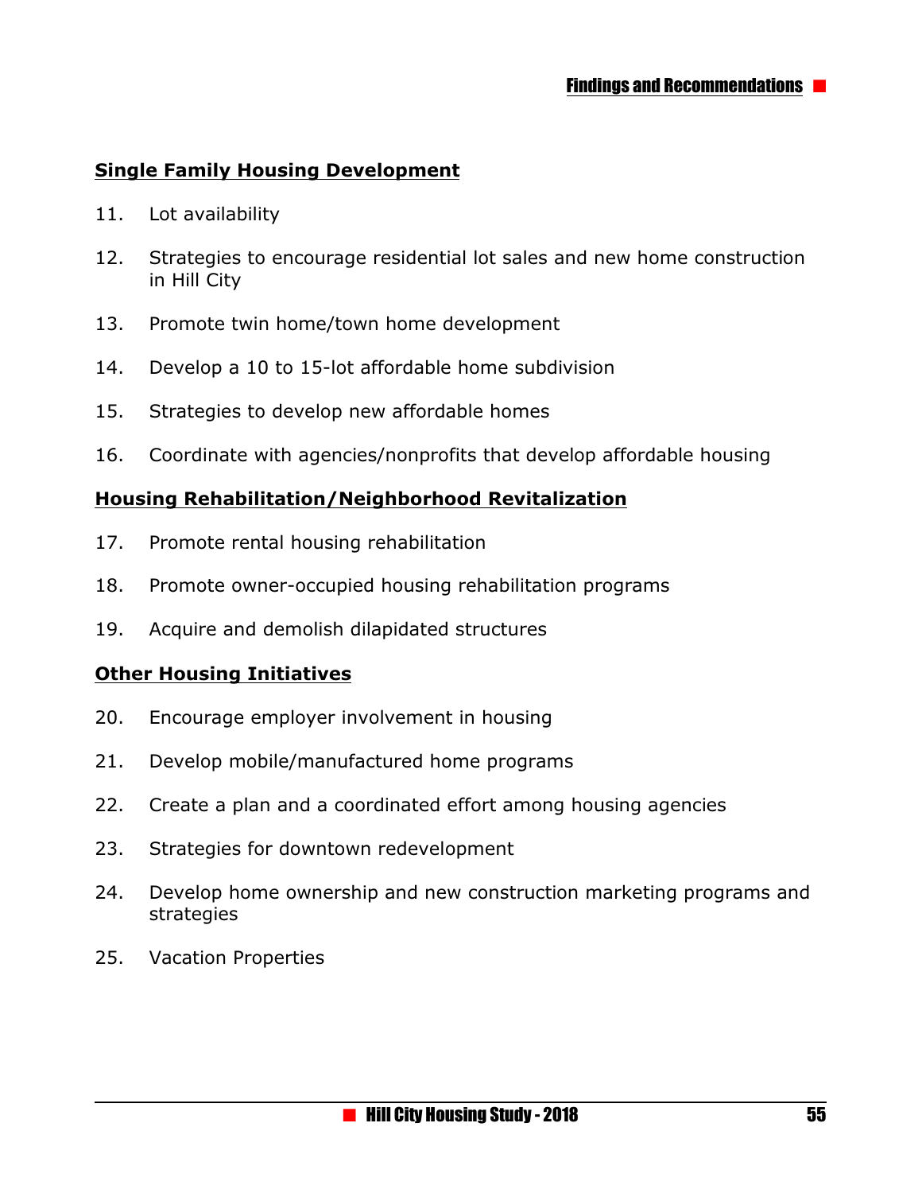**Single Family Housing Development**

11. Lot availability

12. Strategies to encourage residential lot sales and new home construction in Hill City

13. Promote twin home/town home development

14. Develop a 10 to 15-lot affordable home subdivision

15. Strategies to develop new affordable homes

16. Coordinate with agencies/nonprofits that develop affordable housing

**Housing Rehabilitation/Neighborhood Revitalization**

17. Promote rental housing rehabilitation

18. Promote owner-occupied housing rehabilitation programs

19. Acquire and demolish dilapidated structures

**Other Housing Initiatives**

20. Encourage employer involvement in housing

21. Develop mobile/manufactured home programs

22. Create a plan and a coordinated effort among housing agencies

23. Strategies for downtown redevelopment

24. Develop home ownership and new construction marketing programs and strategies

25. Vacation Properties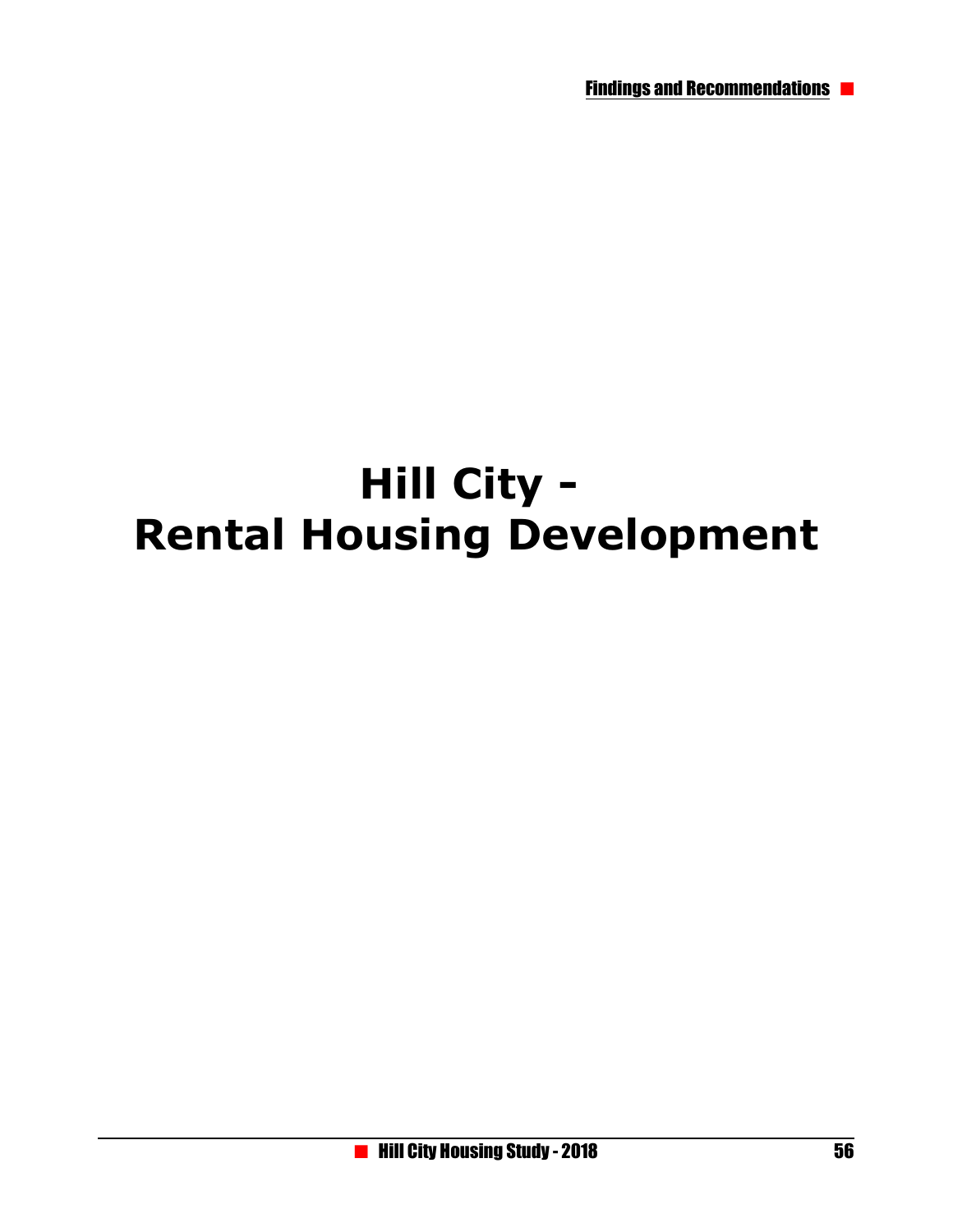# Hill City - Rental Housing Development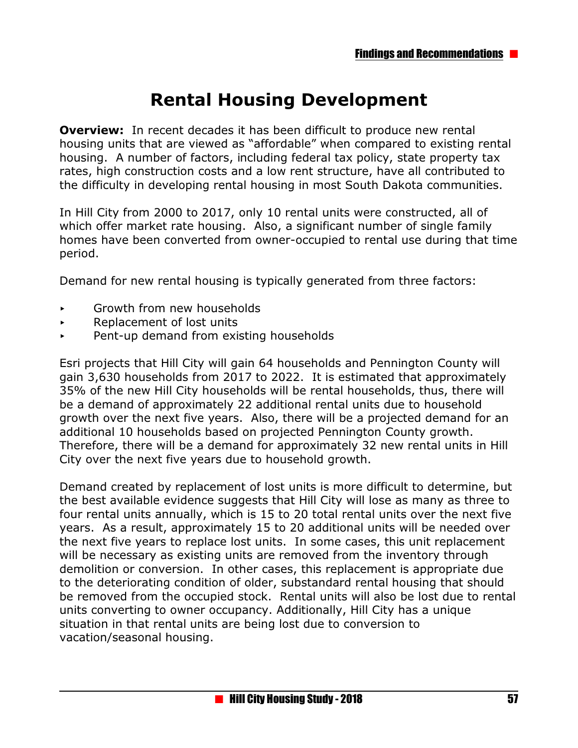# Rental Housing Development

**Overview:** In recent decades it has been difficult to produce new rental housing units that are viewed as "affordable" when compared to existing rental housing. A number of factors, including federal tax policy, state property tax rates, high construction costs and a low rent structure, have all contributed to the difficulty in developing rental housing in most South Dakota communities.

In Hill City from 2000 to 2017, only 10 rental units were constructed, all of which offer market rate housing. Also, a significant number of single family homes have been converted from owner-occupied to rental use during that time period.

Demand for new rental housing is typically generated from three factors:

- Growth from new households
- Replacement of lost units
- Pent-up demand from existing households

Esri projects that Hill City will gain 64 households and Pennington County will gain 3,630 households from 2017 to 2022. It is estimated that approximately 35% of the new Hill City households will be rental households, thus, there will be a demand of approximately 22 additional rental units due to household growth over the next five years. Also, there will be a projected demand for an additional 10 households based on projected Pennington County growth. Therefore, there will be a demand for approximately 32 new rental units in Hill City over the next five years due to household growth.

Demand created by replacement of lost units is more difficult to determine, but the best available evidence suggests that Hill City will lose as many as three to four rental units annually, which is 15 to 20 total rental units over the next five years. As a result, approximately 15 to 20 additional units will be needed over the next five years to replace lost units. In some cases, this unit replacement will be necessary as existing units are removed from the inventory through demolition or conversion. In other cases, this replacement is appropriate due to the deteriorating condition of older, substandard rental housing that should be removed from the occupied stock. Rental units will also be lost due to rental units converting to owner occupancy. Additionally, Hill City has a unique situation in that rental units are being lost due to conversion to vacation/seasonal housing.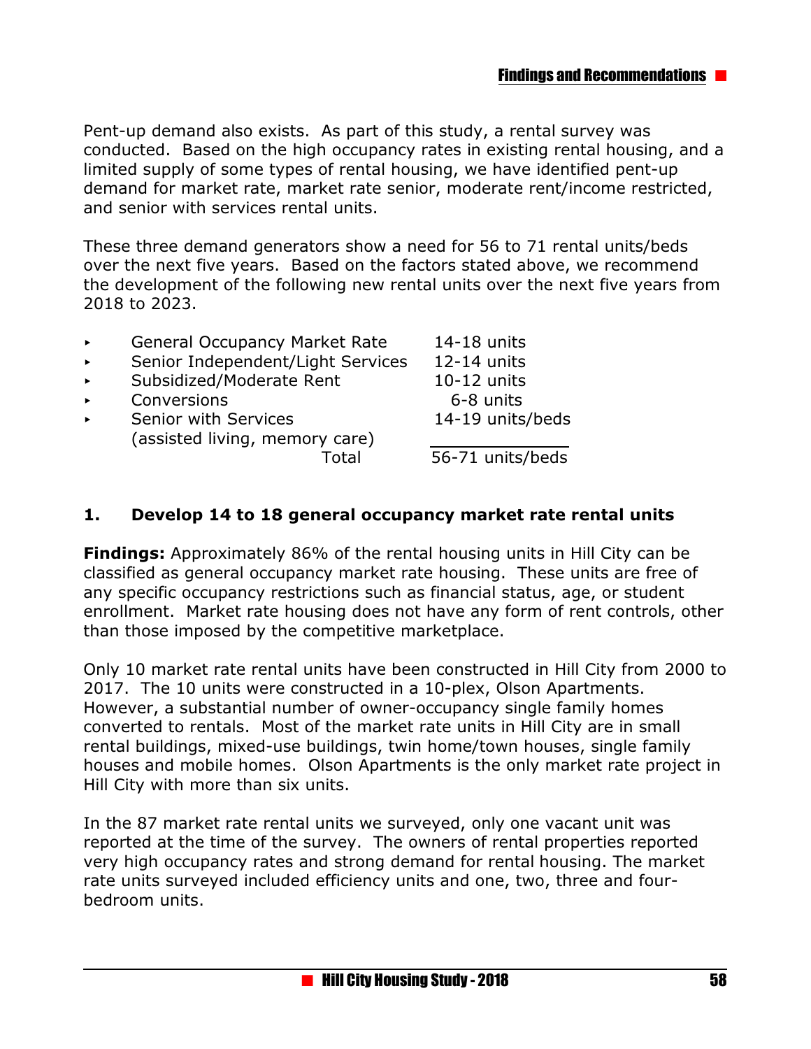Pent-up demand also exists. As part of this study, a rental survey was conducted. Based on the high occupancy rates in existing rental housing, and a limited supply of some types of rental housing, we have identified pent-up demand for market rate, market rate senior, moderate rent/income restricted, and senior with services rental units.

These three demand generators show a need for 56 to 71 rental units/beds over the next five years. Based on the factors stated above, we recommend the development of the following new rental units over the next five years from 2018 to 2023.

| Type | Units |
|---|---|
| General Occupancy Market Rate | 14-18 units |
| Senior Independent/Light Services | 12-14 units |
| Subsidized/Moderate Rent | 10-12 units |
| Conversions | 6-8 units |
| Senior with Services (assisted living, memory care) | 14-19 units/beds |
| Total | 56-71 units/beds |

**1. Develop 14 to 18 general occupancy market rate rental units**

**Findings:** Approximately 86% of the rental housing units in Hill City can be classified as general occupancy market rate housing. These units are free of any specific occupancy restrictions such as financial status, age, or student enrollment. Market rate housing does not have any form of rent controls, other than those imposed by the competitive marketplace.

Only 10 market rate rental units have been constructed in Hill City from 2000 to 2017. The 10 units were constructed in a 10-plex, Olson Apartments. However, a substantial number of owner-occupancy single family homes converted to rentals. Most of the market rate units in Hill City are in small rental buildings, mixed-use buildings, twin home/town houses, single family houses and mobile homes. Olson Apartments is the only market rate project in Hill City with more than six units.

In the 87 market rate rental units we surveyed, only one vacant unit was reported at the time of the survey. The owners of rental properties reported very high occupancy rates and strong demand for rental housing. The market rate units surveyed included efficiency units and one, two, three and four-bedroom units.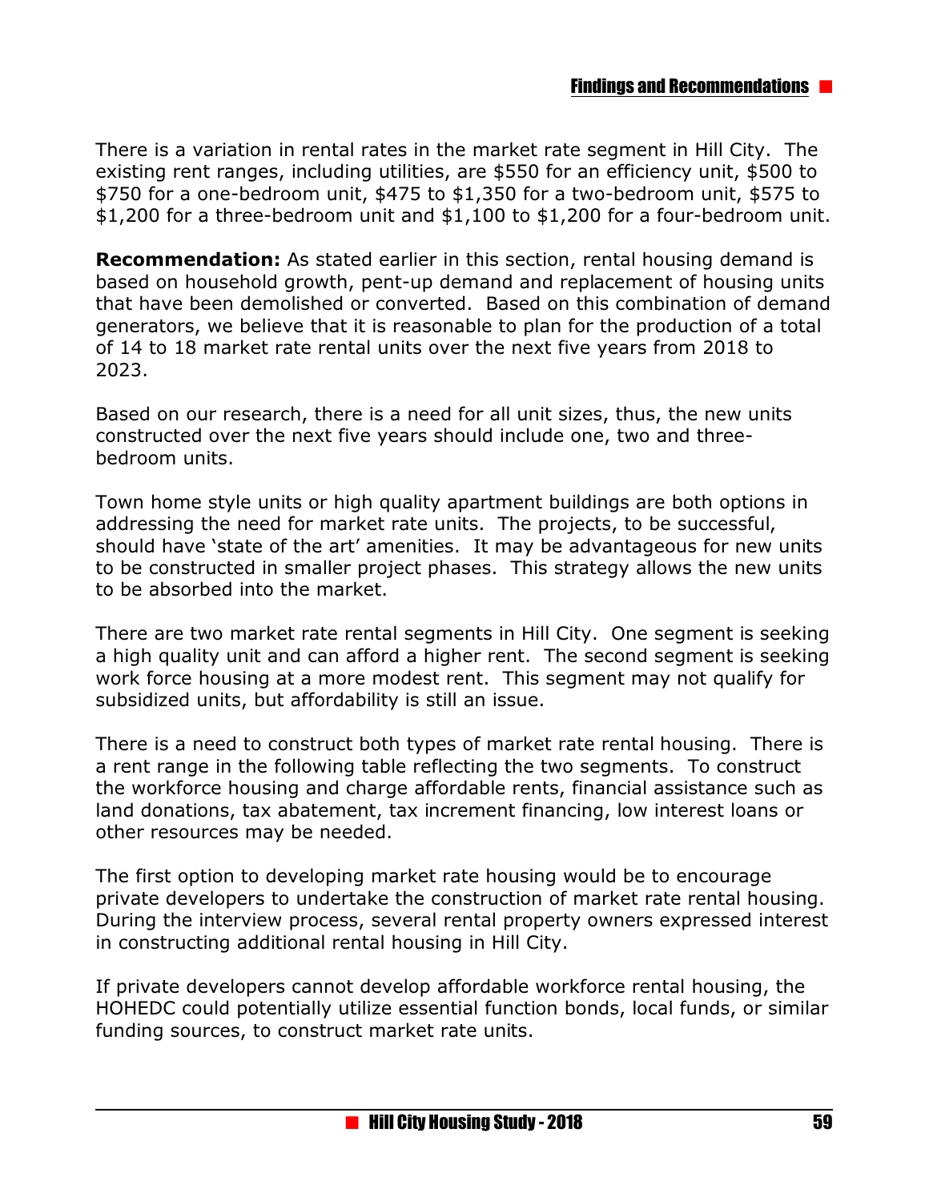There is a variation in rental rates in the market rate segment in Hill City. The existing rent ranges, including utilities, are $550 for an efficiency unit, $500 to $750 for a one-bedroom unit, $475 to $1,350 for a two-bedroom unit, $575 to $1,200 for a three-bedroom unit and $1,100 to $1,200 for a four-bedroom unit.

**Recommendation:** As stated earlier in this section, rental housing demand is based on household growth, pent-up demand and replacement of housing units that have been demolished or converted. Based on this combination of demand generators, we believe that it is reasonable to plan for the production of a total of 14 to 18 market rate rental units over the next five years from 2018 to 2023.

Based on our research, there is a need for all unit sizes, thus, the new units constructed over the next five years should include one, two and three-bedroom units.

Town home style units or high quality apartment buildings are both options in addressing the need for market rate units. The projects, to be successful, should have 'state of the art' amenities. It may be advantageous for new units to be constructed in smaller project phases. This strategy allows the new units to be absorbed into the market.

There are two market rate rental segments in Hill City. One segment is seeking a high quality unit and can afford a higher rent. The second segment is seeking work force housing at a more modest rent. This segment may not qualify for subsidized units, but affordability is still an issue.

There is a need to construct both types of market rate rental housing. There is a rent range in the following table reflecting the two segments. To construct the workforce housing and charge affordable rents, financial assistance such as land donations, tax abatement, tax increment financing, low interest loans or other resources may be needed.

The first option to developing market rate housing would be to encourage private developers to undertake the construction of market rate rental housing. During the interview process, several rental property owners expressed interest in constructing additional rental housing in Hill City.

If private developers cannot develop affordable workforce rental housing, the HOHEDC could potentially utilize essential function bonds, local funds, or similar funding sources, to construct market rate units.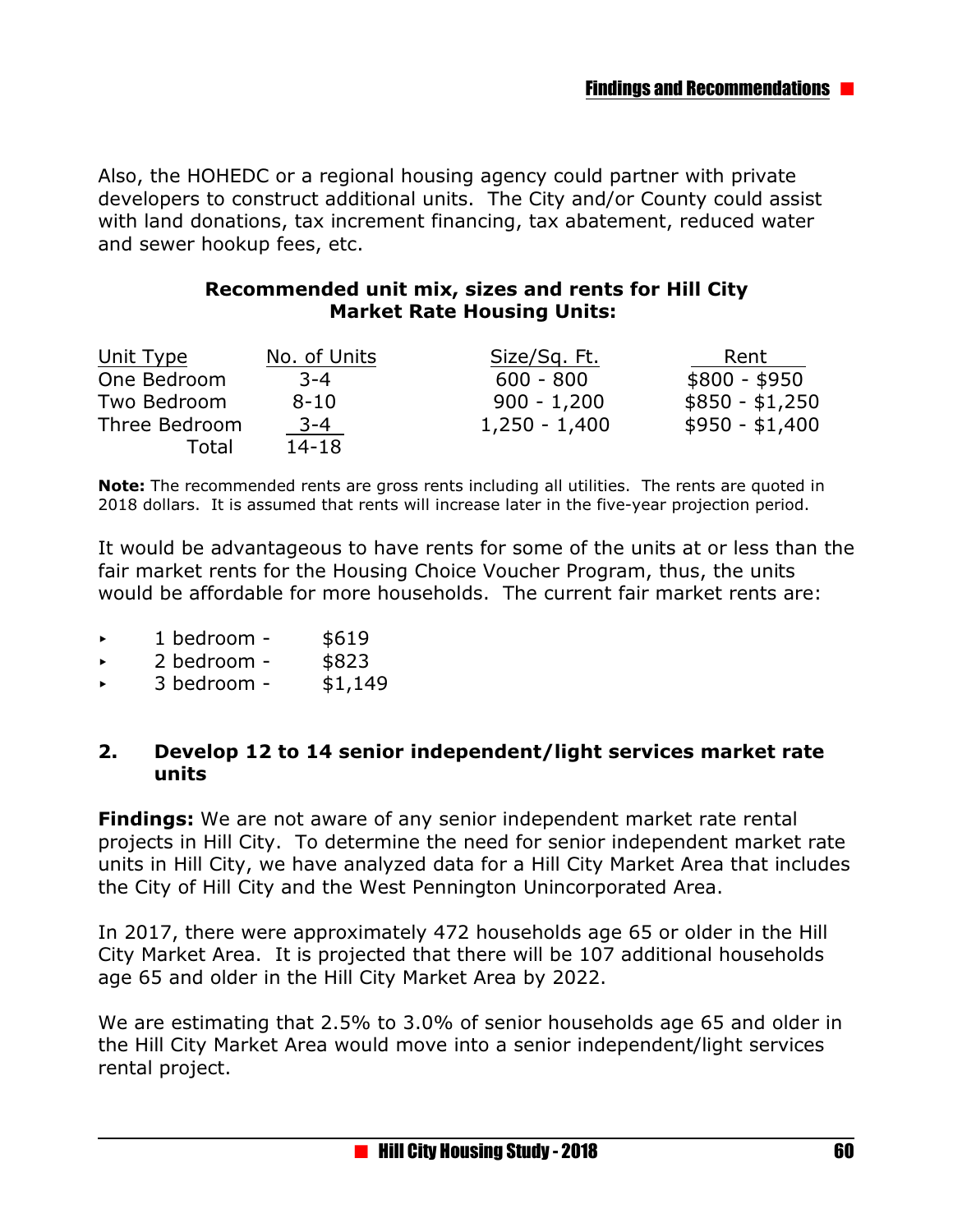Also, the HOHEDC or a regional housing agency could partner with private developers to construct additional units. The City and/or County could assist with land donations, tax increment financing, tax abatement, reduced water and sewer hookup fees, etc.

**Recommended unit mix, sizes and rents for Hill City Market Rate Housing Units:**

| Unit Type | No. of Units | Size/Sq. Ft. | Rent |
|---|---|---|---|
| One Bedroom | 3-4 | 600 - 800 | $800 - $950 |
| Two Bedroom | 8-10 | 900 - 1,200 | $850 - $1,250 |
| Three Bedroom | 3-4 | 1,250 - 1,400 | $950 - $1,400 |
| Total | 14-18 | | |

**Note:** The recommended rents are gross rents including all utilities. The rents are quoted in 2018 dollars. It is assumed that rents will increase later in the five-year projection period.

It would be advantageous to have rents for some of the units at or less than the fair market rents for the Housing Choice Voucher Program, thus, the units would be affordable for more households. The current fair market rents are:

- 1 bedroom - $619
- 2 bedroom - $823
- 3 bedroom - $1,149

### 2. Develop 12 to 14 senior independent/light services market rate units

**Findings:** We are not aware of any senior independent market rate rental projects in Hill City. To determine the need for senior independent market rate units in Hill City, we have analyzed data for a Hill City Market Area that includes the City of Hill City and the West Pennington Unincorporated Area.

In 2017, there were approximately 472 households age 65 or older in the Hill City Market Area. It is projected that there will be 107 additional households age 65 and older in the Hill City Market Area by 2022.

We are estimating that 2.5% to 3.0% of senior households age 65 and older in the Hill City Market Area would move into a senior independent/light services rental project.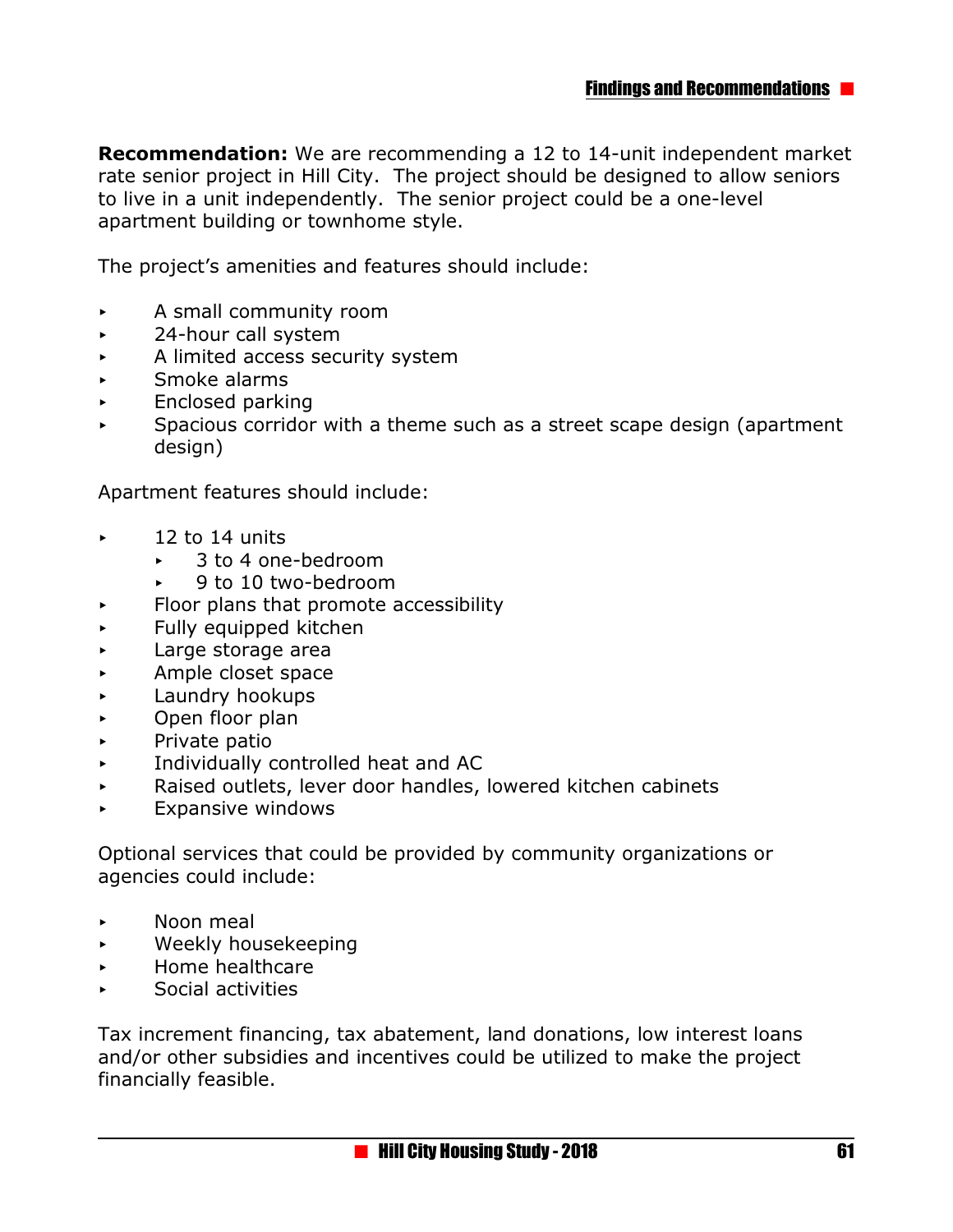**Recommendation:** We are recommending a 12 to 14-unit independent market rate senior project in Hill City. The project should be designed to allow seniors to live in a unit independently. The senior project could be a one-level apartment building or townhome style.

The project's amenities and features should include:

- A small community room
- 24-hour call system
- A limited access security system
- Smoke alarms
- Enclosed parking
- Spacious corridor with a theme such as a street scape design (apartment design)

Apartment features should include:

- 12 to 14 units
    - 3 to 4 one-bedroom
    - 9 to 10 two-bedroom
- Floor plans that promote accessibility
- Fully equipped kitchen
- Large storage area
- Ample closet space
- Laundry hookups
- Open floor plan
- Private patio
- Individually controlled heat and AC
- Raised outlets, lever door handles, lowered kitchen cabinets
- Expansive windows

Optional services that could be provided by community organizations or agencies could include:

- Noon meal
- Weekly housekeeping
- Home healthcare
- Social activities

Tax increment financing, tax abatement, land donations, low interest loans and/or other subsidies and incentives could be utilized to make the project financially feasible.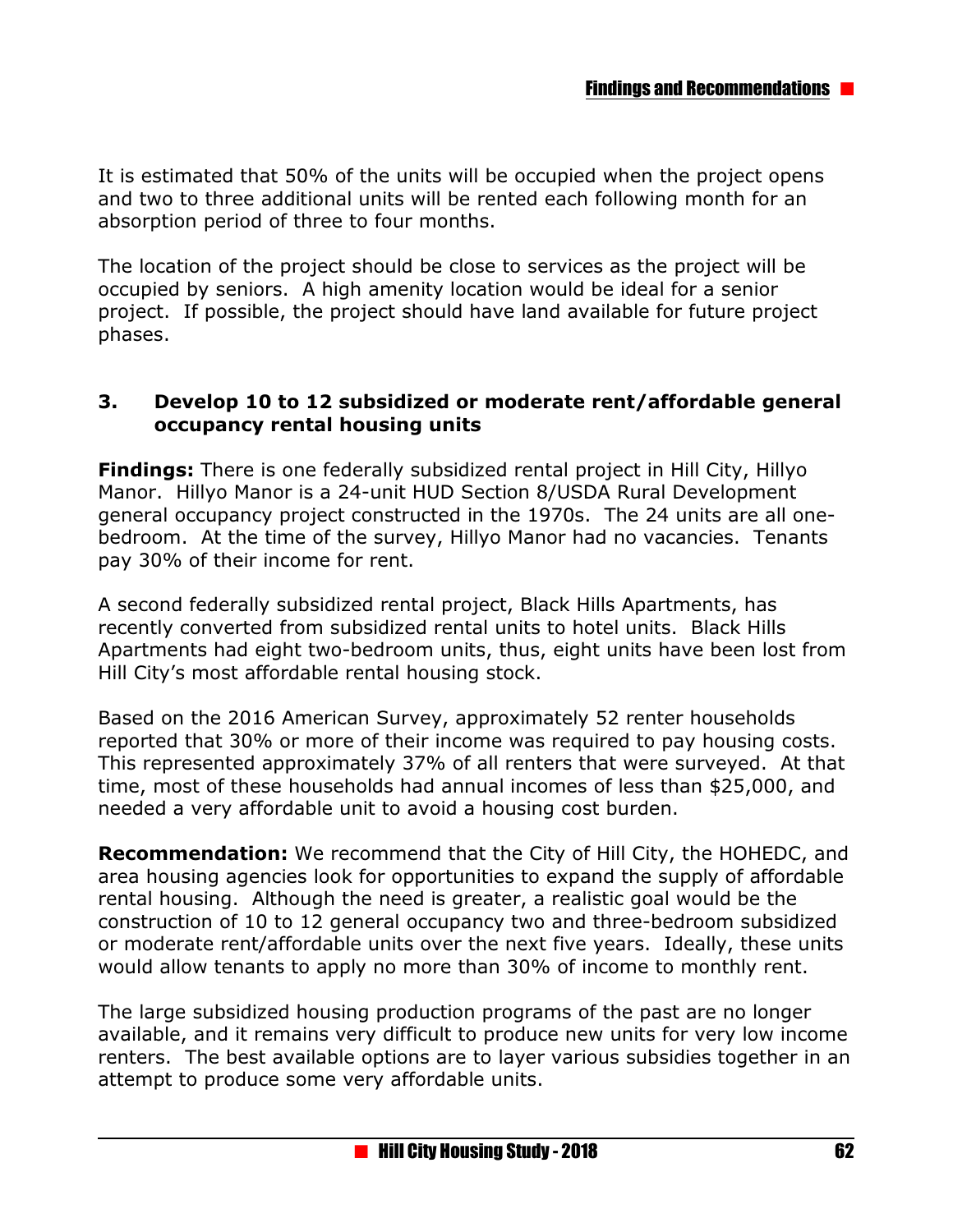It is estimated that 50% of the units will be occupied when the project opens and two to three additional units will be rented each following month for an absorption period of three to four months.

The location of the project should be close to services as the project will be occupied by seniors. A high amenity location would be ideal for a senior project. If possible, the project should have land available for future project phases.

### 3. Develop 10 to 12 subsidized or moderate rent/affordable general occupancy rental housing units

**Findings:** There is one federally subsidized rental project in Hill City, Hillyo Manor. Hillyo Manor is a 24-unit HUD Section 8/USDA Rural Development general occupancy project constructed in the 1970s. The 24 units are all one-bedroom. At the time of the survey, Hillyo Manor had no vacancies. Tenants pay 30% of their income for rent.

A second federally subsidized rental project, Black Hills Apartments, has recently converted from subsidized rental units to hotel units. Black Hills Apartments had eight two-bedroom units, thus, eight units have been lost from Hill City's most affordable rental housing stock.

Based on the 2016 American Survey, approximately 52 renter households reported that 30% or more of their income was required to pay housing costs. This represented approximately 37% of all renters that were surveyed. At that time, most of these households had annual incomes of less than $25,000, and needed a very affordable unit to avoid a housing cost burden.

**Recommendation:** We recommend that the City of Hill City, the HOHEDC, and area housing agencies look for opportunities to expand the supply of affordable rental housing. Although the need is greater, a realistic goal would be the construction of 10 to 12 general occupancy two and three-bedroom subsidized or moderate rent/affordable units over the next five years. Ideally, these units would allow tenants to apply no more than 30% of income to monthly rent.

The large subsidized housing production programs of the past are no longer available, and it remains very difficult to produce new units for very low income renters. The best available options are to layer various subsidies together in an attempt to produce some very affordable units.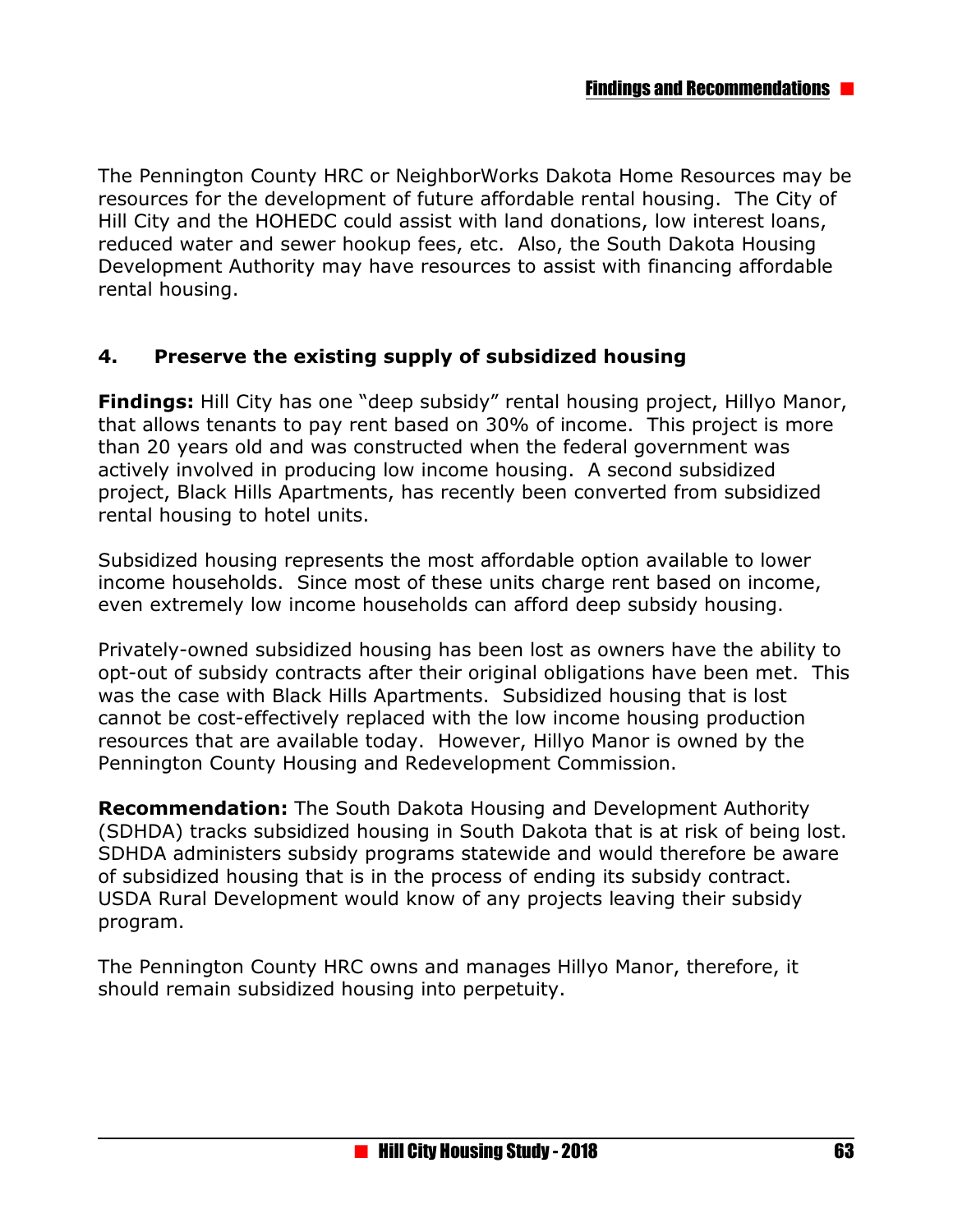The Pennington County HRC or NeighborWorks Dakota Home Resources may be resources for the development of future affordable rental housing. The City of Hill City and the HOHEDC could assist with land donations, low interest loans, reduced water and sewer hookup fees, etc. Also, the South Dakota Housing Development Authority may have resources to assist with financing affordable rental housing.

## 4. Preserve the existing supply of subsidized housing

**Findings:** Hill City has one "deep subsidy" rental housing project, Hillyo Manor, that allows tenants to pay rent based on 30% of income. This project is more than 20 years old and was constructed when the federal government was actively involved in producing low income housing. A second subsidized project, Black Hills Apartments, has recently been converted from subsidized rental housing to hotel units.

Subsidized housing represents the most affordable option available to lower income households. Since most of these units charge rent based on income, even extremely low income households can afford deep subsidy housing.

Privately-owned subsidized housing has been lost as owners have the ability to opt-out of subsidy contracts after their original obligations have been met. This was the case with Black Hills Apartments. Subsidized housing that is lost cannot be cost-effectively replaced with the low income housing production resources that are available today. However, Hillyo Manor is owned by the Pennington County Housing and Redevelopment Commission.

**Recommendation:** The South Dakota Housing and Development Authority (SDHDA) tracks subsidized housing in South Dakota that is at risk of being lost. SDHDA administers subsidy programs statewide and would therefore be aware of subsidized housing that is in the process of ending its subsidy contract. USDA Rural Development would know of any projects leaving their subsidy program.

The Pennington County HRC owns and manages Hillyo Manor, therefore, it should remain subsidized housing into perpetuity.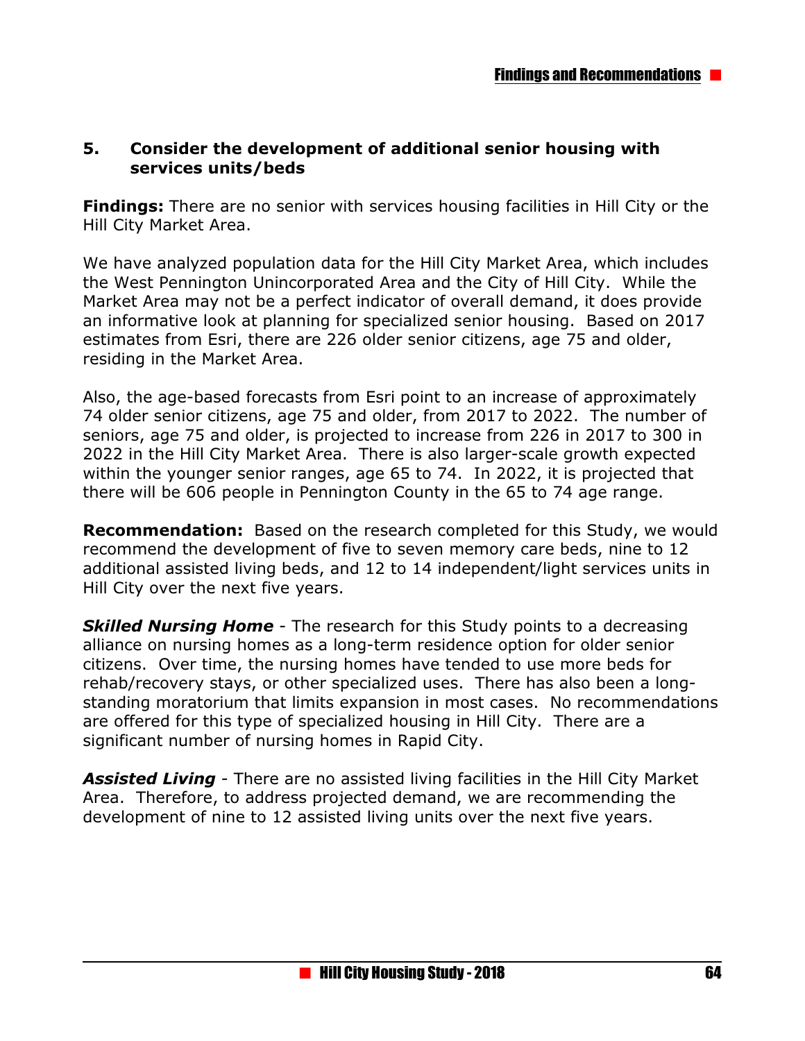### 5. Consider the development of additional senior housing with services units/beds

**Findings:** There are no senior with services housing facilities in Hill City or the Hill City Market Area.

We have analyzed population data for the Hill City Market Area, which includes the West Pennington Unincorporated Area and the City of Hill City. While the Market Area may not be a perfect indicator of overall demand, it does provide an informative look at planning for specialized senior housing. Based on 2017 estimates from Esri, there are 226 older senior citizens, age 75 and older, residing in the Market Area.

Also, the age-based forecasts from Esri point to an increase of approximately 74 older senior citizens, age 75 and older, from 2017 to 2022. The number of seniors, age 75 and older, is projected to increase from 226 in 2017 to 300 in 2022 in the Hill City Market Area. There is also larger-scale growth expected within the younger senior ranges, age 65 to 74. In 2022, it is projected that there will be 606 people in Pennington County in the 65 to 74 age range.

**Recommendation:** Based on the research completed for this Study, we would recommend the development of five to seven memory care beds, nine to 12 additional assisted living beds, and 12 to 14 independent/light services units in Hill City over the next five years.

***Skilled Nursing Home*** - The research for this Study points to a decreasing alliance on nursing homes as a long-term residence option for older senior citizens. Over time, the nursing homes have tended to use more beds for rehab/recovery stays, or other specialized uses. There has also been a long-standing moratorium that limits expansion in most cases. No recommendations are offered for this type of specialized housing in Hill City. There are a significant number of nursing homes in Rapid City.

***Assisted Living*** - There are no assisted living facilities in the Hill City Market Area. Therefore, to address projected demand, we are recommending the development of nine to 12 assisted living units over the next five years.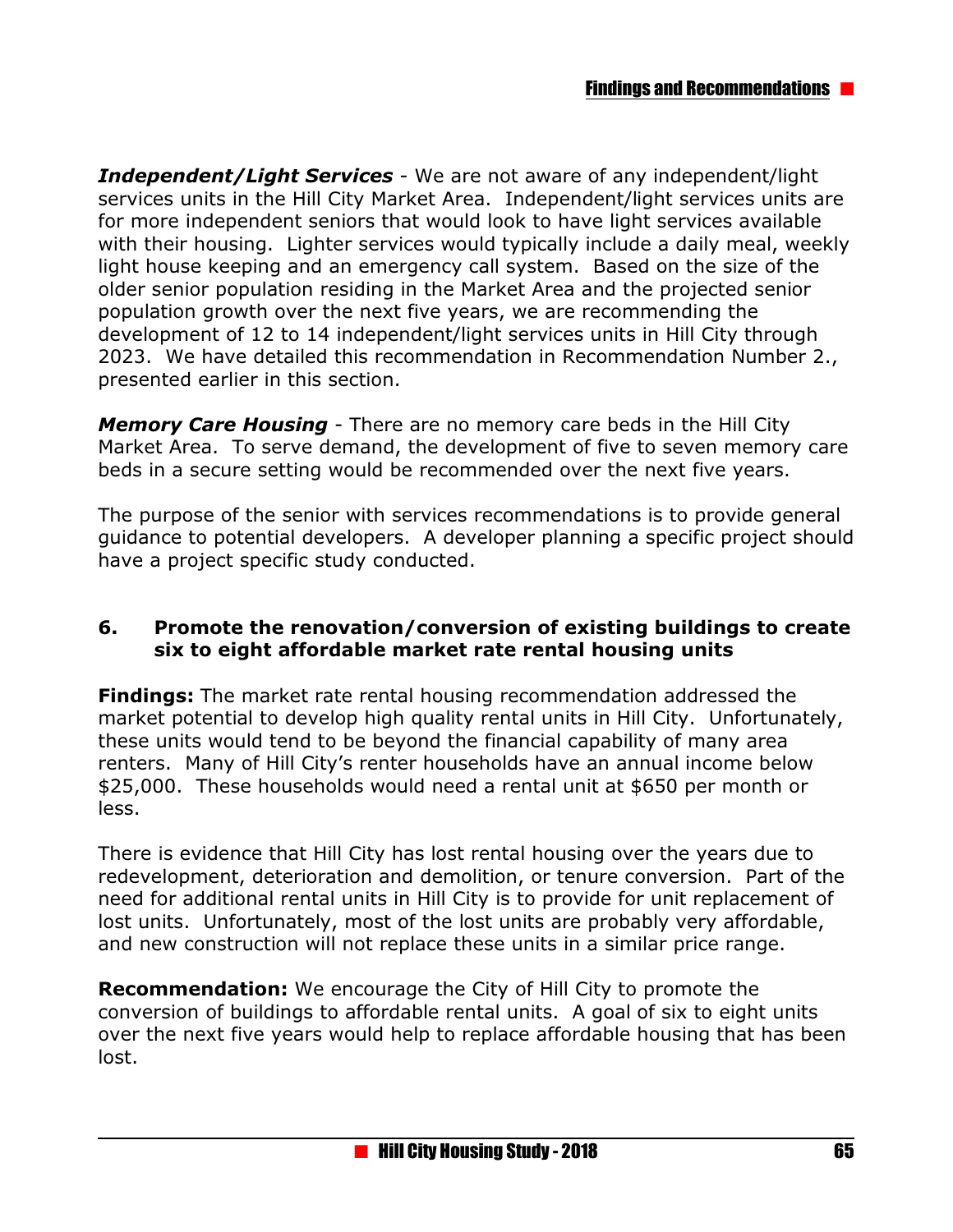***Independent/Light Services*** - We are not aware of any independent/light services units in the Hill City Market Area. Independent/light services units are for more independent seniors that would look to have light services available with their housing. Lighter services would typically include a daily meal, weekly light house keeping and an emergency call system. Based on the size of the older senior population residing in the Market Area and the projected senior population growth over the next five years, we are recommending the development of 12 to 14 independent/light services units in Hill City through 2023. We have detailed this recommendation in Recommendation Number 2., presented earlier in this section.

***Memory Care Housing*** - There are no memory care beds in the Hill City Market Area. To serve demand, the development of five to seven memory care beds in a secure setting would be recommended over the next five years.

The purpose of the senior with services recommendations is to provide general guidance to potential developers. A developer planning a specific project should have a project specific study conducted.

### 6. Promote the renovation/conversion of existing buildings to create six to eight affordable market rate rental housing units

**Findings:** The market rate rental housing recommendation addressed the market potential to develop high quality rental units in Hill City. Unfortunately, these units would tend to be beyond the financial capability of many area renters. Many of Hill City's renter households have an annual income below $25,000. These households would need a rental unit at $650 per month or less.

There is evidence that Hill City has lost rental housing over the years due to redevelopment, deterioration and demolition, or tenure conversion. Part of the need for additional rental units in Hill City is to provide for unit replacement of lost units. Unfortunately, most of the lost units are probably very affordable, and new construction will not replace these units in a similar price range.

**Recommendation:** We encourage the City of Hill City to promote the conversion of buildings to affordable rental units. A goal of six to eight units over the next five years would help to replace affordable housing that has been lost.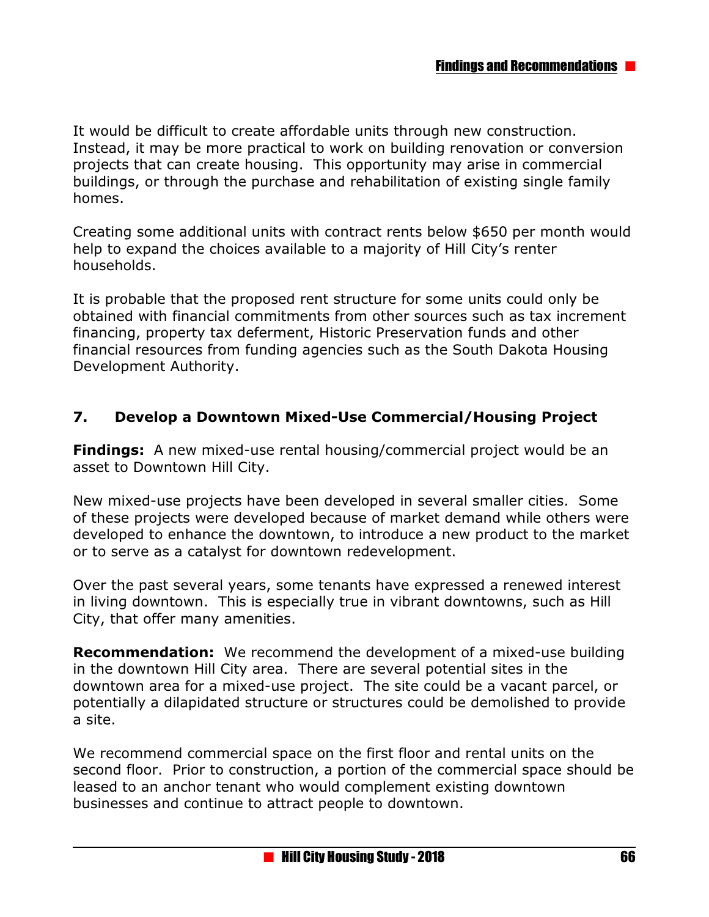It would be difficult to create affordable units through new construction. Instead, it may be more practical to work on building renovation or conversion projects that can create housing. This opportunity may arise in commercial buildings, or through the purchase and rehabilitation of existing single family homes.

Creating some additional units with contract rents below $650 per month would help to expand the choices available to a majority of Hill City's renter households.

It is probable that the proposed rent structure for some units could only be obtained with financial commitments from other sources such as tax increment financing, property tax deferment, Historic Preservation funds and other financial resources from funding agencies such as the South Dakota Housing Development Authority.

### 7. Develop a Downtown Mixed-Use Commercial/Housing Project

**Findings:** A new mixed-use rental housing/commercial project would be an asset to Downtown Hill City.

New mixed-use projects have been developed in several smaller cities. Some of these projects were developed because of market demand while others were developed to enhance the downtown, to introduce a new product to the market or to serve as a catalyst for downtown redevelopment.

Over the past several years, some tenants have expressed a renewed interest in living downtown. This is especially true in vibrant downtowns, such as Hill City, that offer many amenities.

**Recommendation:** We recommend the development of a mixed-use building in the downtown Hill City area. There are several potential sites in the downtown area for a mixed-use project. The site could be a vacant parcel, or potentially a dilapidated structure or structures could be demolished to provide a site.

We recommend commercial space on the first floor and rental units on the second floor. Prior to construction, a portion of the commercial space should be leased to an anchor tenant who would complement existing downtown businesses and continue to attract people to downtown.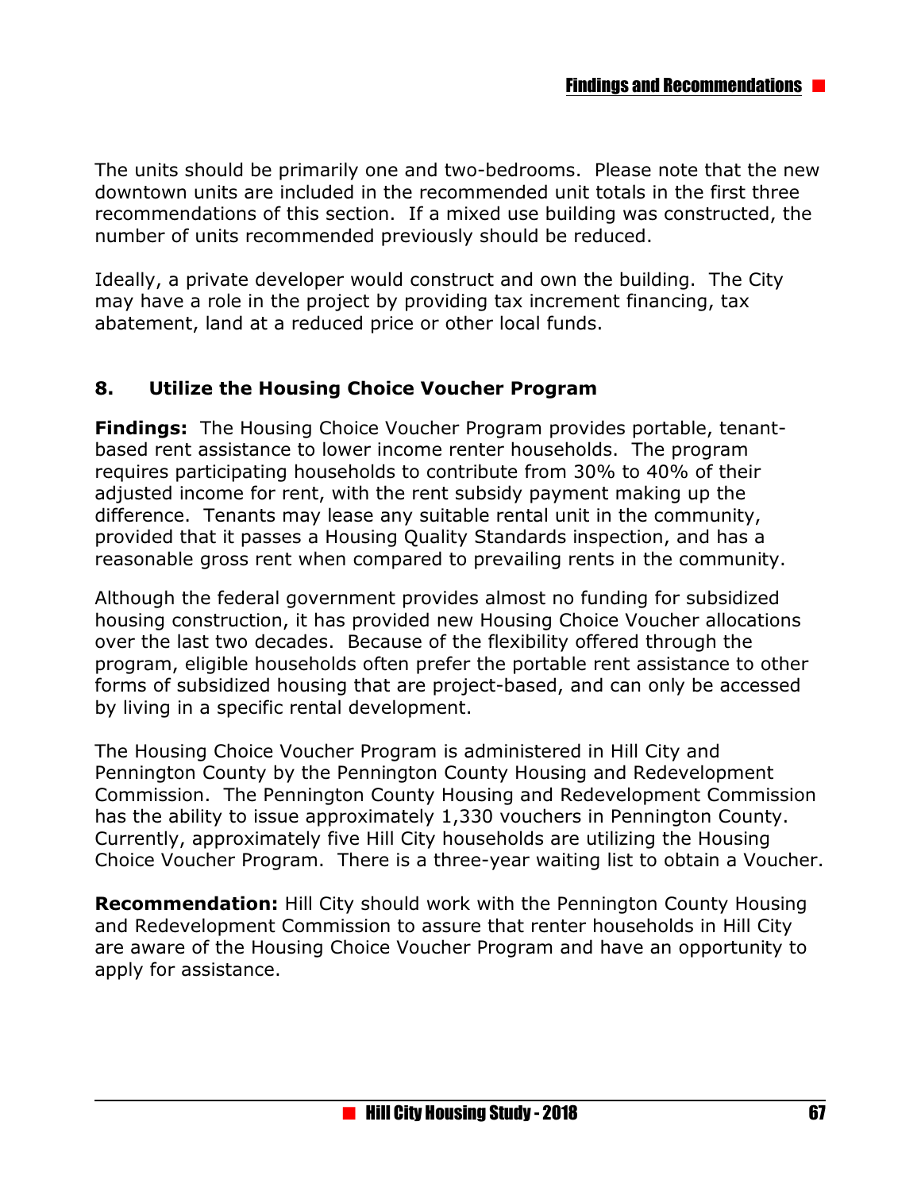The units should be primarily one and two-bedrooms. Please note that the new downtown units are included in the recommended unit totals in the first three recommendations of this section. If a mixed use building was constructed, the number of units recommended previously should be reduced.

Ideally, a private developer would construct and own the building. The City may have a role in the project by providing tax increment financing, tax abatement, land at a reduced price or other local funds.

### 8. Utilize the Housing Choice Voucher Program

**Findings:** The Housing Choice Voucher Program provides portable, tenant-based rent assistance to lower income renter households. The program requires participating households to contribute from 30% to 40% of their adjusted income for rent, with the rent subsidy payment making up the difference. Tenants may lease any suitable rental unit in the community, provided that it passes a Housing Quality Standards inspection, and has a reasonable gross rent when compared to prevailing rents in the community.

Although the federal government provides almost no funding for subsidized housing construction, it has provided new Housing Choice Voucher allocations over the last two decades. Because of the flexibility offered through the program, eligible households often prefer the portable rent assistance to other forms of subsidized housing that are project-based, and can only be accessed by living in a specific rental development.

The Housing Choice Voucher Program is administered in Hill City and Pennington County by the Pennington County Housing and Redevelopment Commission. The Pennington County Housing and Redevelopment Commission has the ability to issue approximately 1,330 vouchers in Pennington County. Currently, approximately five Hill City households are utilizing the Housing Choice Voucher Program. There is a three-year waiting list to obtain a Voucher.

**Recommendation:** Hill City should work with the Pennington County Housing and Redevelopment Commission to assure that renter households in Hill City are aware of the Housing Choice Voucher Program and have an opportunity to apply for assistance.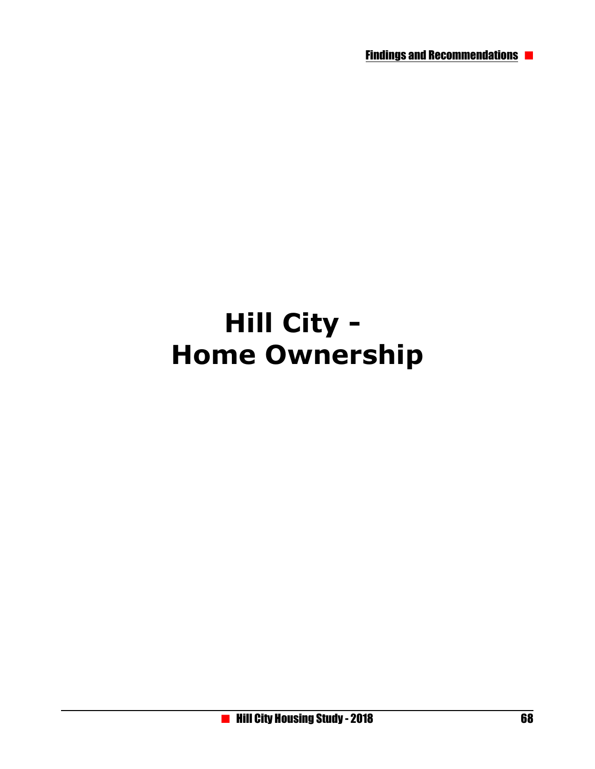# Hill City - Home Ownership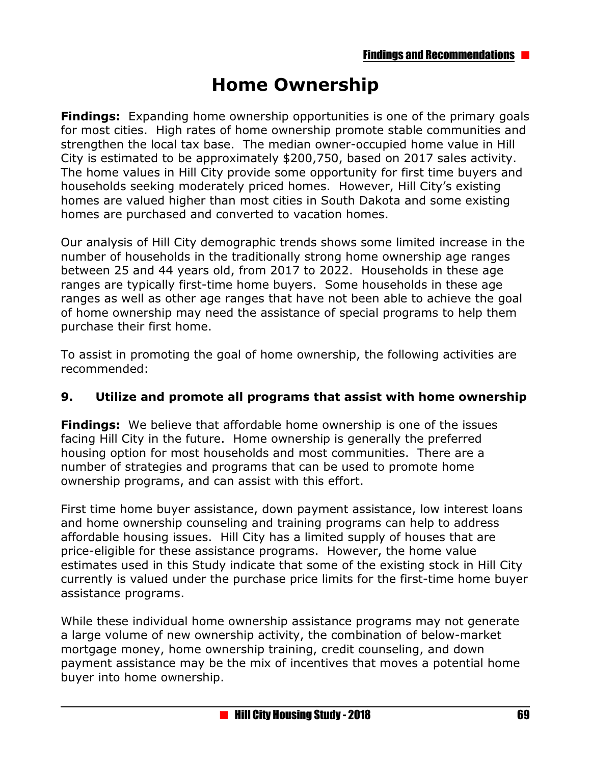# Home Ownership

**Findings:** Expanding home ownership opportunities is one of the primary goals for most cities. High rates of home ownership promote stable communities and strengthen the local tax base. The median owner-occupied home value in Hill City is estimated to be approximately $200,750, based on 2017 sales activity. The home values in Hill City provide some opportunity for first time buyers and households seeking moderately priced homes. However, Hill City's existing homes are valued higher than most cities in South Dakota and some existing homes are purchased and converted to vacation homes.

Our analysis of Hill City demographic trends shows some limited increase in the number of households in the traditionally strong home ownership age ranges between 25 and 44 years old, from 2017 to 2022. Households in these age ranges are typically first-time home buyers. Some households in these age ranges as well as other age ranges that have not been able to achieve the goal of home ownership may need the assistance of special programs to help them purchase their first home.

To assist in promoting the goal of home ownership, the following activities are recommended:

### 9. Utilize and promote all programs that assist with home ownership

**Findings:** We believe that affordable home ownership is one of the issues facing Hill City in the future. Home ownership is generally the preferred housing option for most households and most communities. There are a number of strategies and programs that can be used to promote home ownership programs, and can assist with this effort.

First time home buyer assistance, down payment assistance, low interest loans and home ownership counseling and training programs can help to address affordable housing issues. Hill City has a limited supply of houses that are price-eligible for these assistance programs. However, the home value estimates used in this Study indicate that some of the existing stock in Hill City currently is valued under the purchase price limits for the first-time home buyer assistance programs.

While these individual home ownership assistance programs may not generate a large volume of new ownership activity, the combination of below-market mortgage money, home ownership training, credit counseling, and down payment assistance may be the mix of incentives that moves a potential home buyer into home ownership.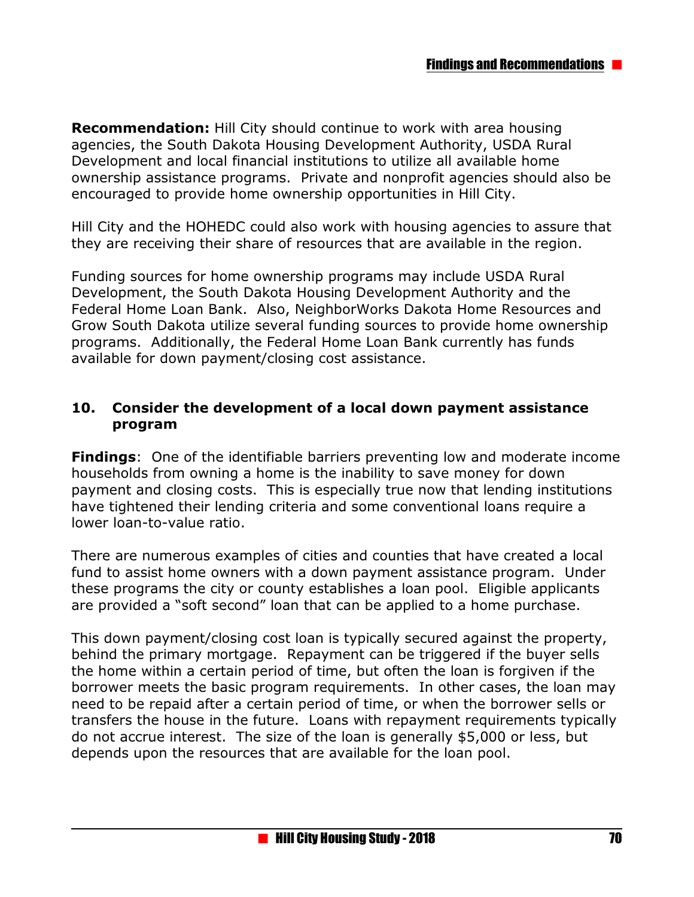**Recommendation:** Hill City should continue to work with area housing agencies, the South Dakota Housing Development Authority, USDA Rural Development and local financial institutions to utilize all available home ownership assistance programs. Private and nonprofit agencies should also be encouraged to provide home ownership opportunities in Hill City.

Hill City and the HOHEDC could also work with housing agencies to assure that they are receiving their share of resources that are available in the region.

Funding sources for home ownership programs may include USDA Rural Development, the South Dakota Housing Development Authority and the Federal Home Loan Bank. Also, NeighborWorks Dakota Home Resources and Grow South Dakota utilize several funding sources to provide home ownership programs. Additionally, the Federal Home Loan Bank currently has funds available for down payment/closing cost assistance.

### 10. Consider the development of a local down payment assistance program

**Findings**: One of the identifiable barriers preventing low and moderate income households from owning a home is the inability to save money for down payment and closing costs. This is especially true now that lending institutions have tightened their lending criteria and some conventional loans require a lower loan-to-value ratio.

There are numerous examples of cities and counties that have created a local fund to assist home owners with a down payment assistance program. Under these programs the city or county establishes a loan pool. Eligible applicants are provided a "soft second" loan that can be applied to a home purchase.

This down payment/closing cost loan is typically secured against the property, behind the primary mortgage. Repayment can be triggered if the buyer sells the home within a certain period of time, but often the loan is forgiven if the borrower meets the basic program requirements. In other cases, the loan may need to be repaid after a certain period of time, or when the borrower sells or transfers the house in the future. Loans with repayment requirements typically do not accrue interest. The size of the loan is generally $5,000 or less, but depends upon the resources that are available for the loan pool.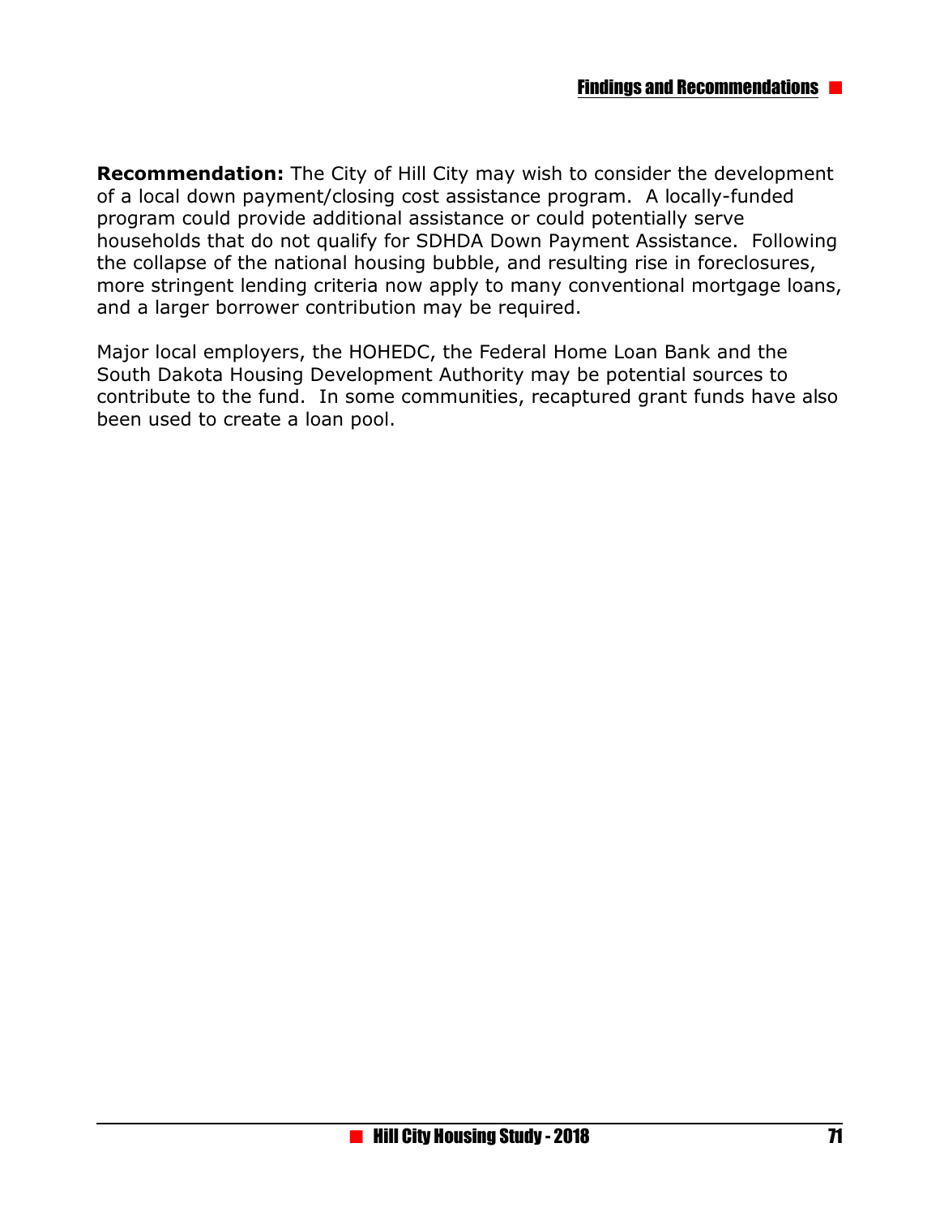**Recommendation:** The City of Hill City may wish to consider the development of a local down payment/closing cost assistance program. A locally-funded program could provide additional assistance or could potentially serve households that do not qualify for SDHDA Down Payment Assistance. Following the collapse of the national housing bubble, and resulting rise in foreclosures, more stringent lending criteria now apply to many conventional mortgage loans, and a larger borrower contribution may be required.

Major local employers, the HOHEDC, the Federal Home Loan Bank and the South Dakota Housing Development Authority may be potential sources to contribute to the fund. In some communities, recaptured grant funds have also been used to create a loan pool.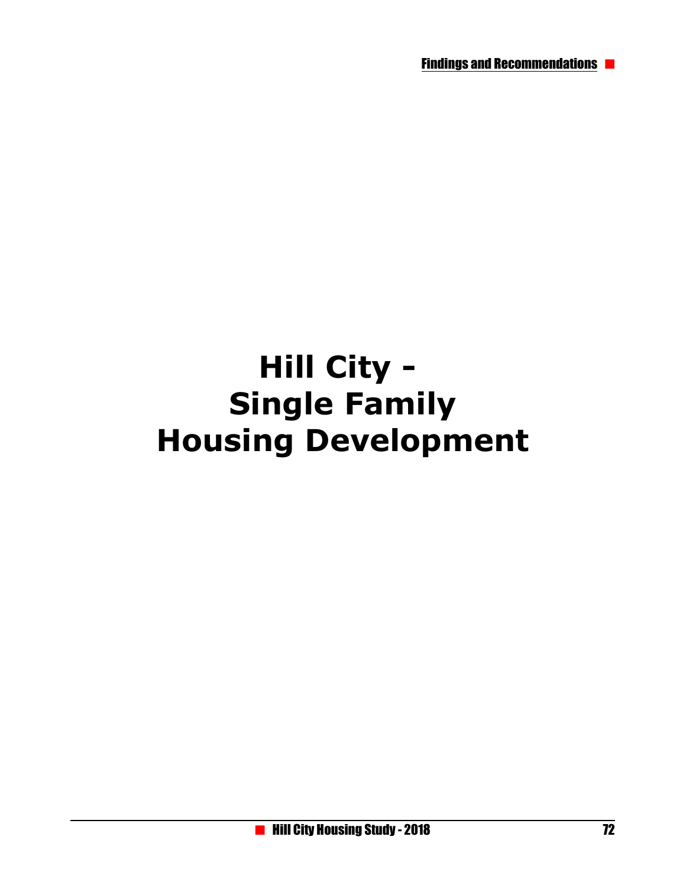# Hill City - Single Family Housing Development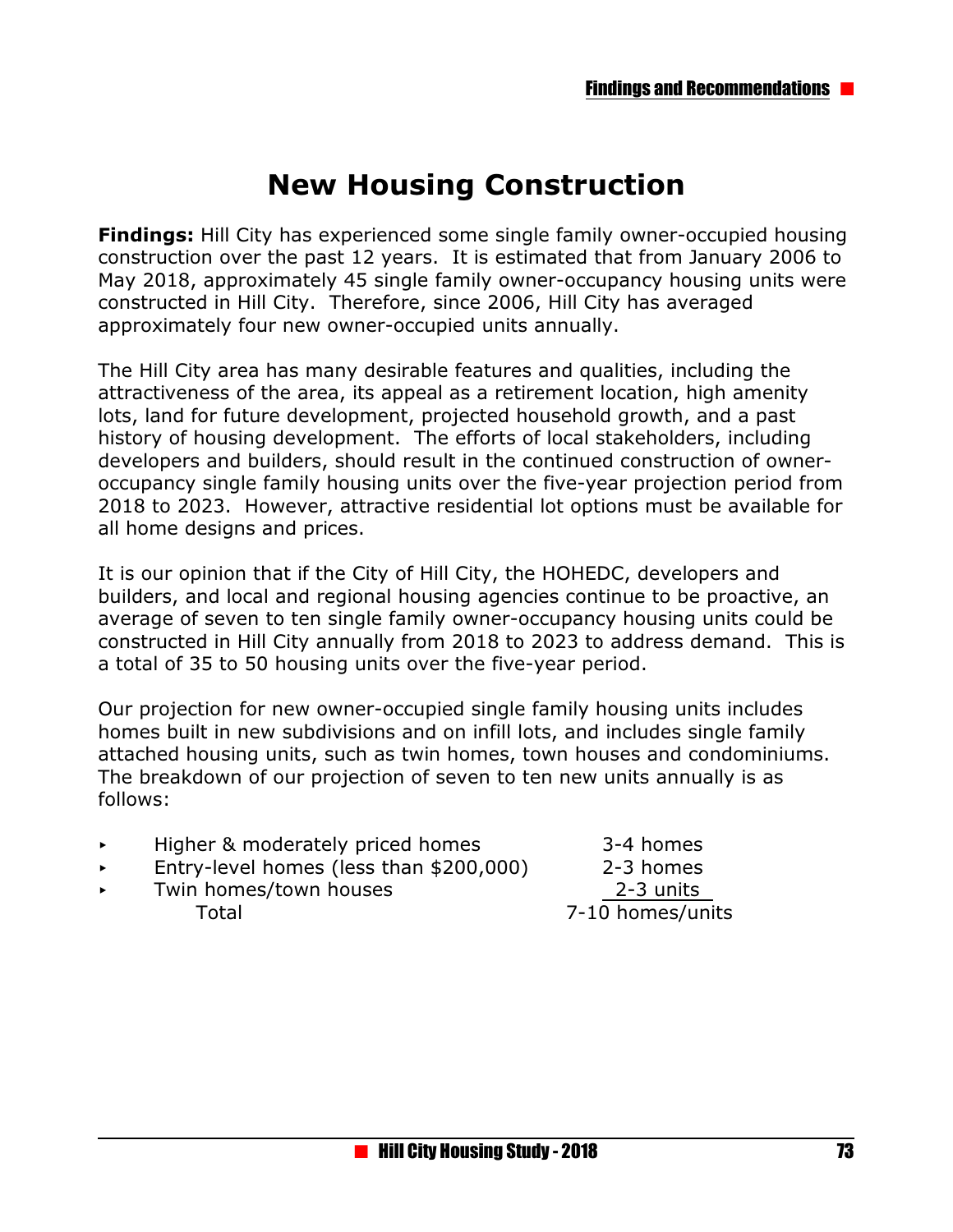# New Housing Construction

**Findings:** Hill City has experienced some single family owner-occupied housing construction over the past 12 years. It is estimated that from January 2006 to May 2018, approximately 45 single family owner-occupancy housing units were constructed in Hill City. Therefore, since 2006, Hill City has averaged approximately four new owner-occupied units annually.

The Hill City area has many desirable features and qualities, including the attractiveness of the area, its appeal as a retirement location, high amenity lots, land for future development, projected household growth, and a past history of housing development. The efforts of local stakeholders, including developers and builders, should result in the continued construction of owner-occupancy single family housing units over the five-year projection period from 2018 to 2023. However, attractive residential lot options must be available for all home designs and prices.

It is our opinion that if the City of Hill City, the HOHEDC, developers and builders, and local and regional housing agencies continue to be proactive, an average of seven to ten single family owner-occupancy housing units could be constructed in Hill City annually from 2018 to 2023 to address demand. This is a total of 35 to 50 housing units over the five-year period.

Our projection for new owner-occupied single family housing units includes homes built in new subdivisions and on infill lots, and includes single family attached housing units, such as twin homes, town houses and condominiums. The breakdown of our projection of seven to ten new units annually is as follows:

| | |
|---|---|
| ‣ Higher & moderately priced homes | 3-4 homes |
| ‣ Entry-level homes (less than $200,000) | 2-3 homes |
| ‣ Twin homes/town houses | 2-3 units |
| Total | 7-10 homes/units |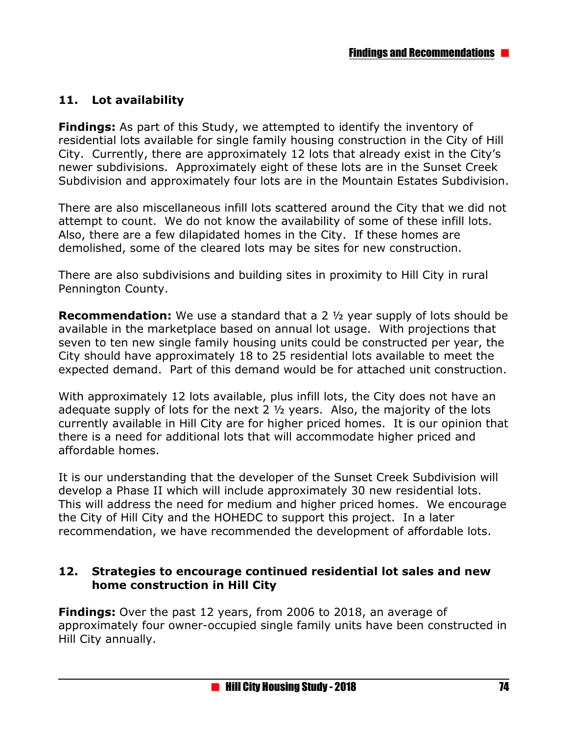## 11. Lot availability

**Findings:** As part of this Study, we attempted to identify the inventory of residential lots available for single family housing construction in the City of Hill City. Currently, there are approximately 12 lots that already exist in the City's newer subdivisions. Approximately eight of these lots are in the Sunset Creek Subdivision and approximately four lots are in the Mountain Estates Subdivision.

There are also miscellaneous infill lots scattered around the City that we did not attempt to count. We do not know the availability of some of these infill lots. Also, there are a few dilapidated homes in the City. If these homes are demolished, some of the cleared lots may be sites for new construction.

There are also subdivisions and building sites in proximity to Hill City in rural Pennington County.

**Recommendation:** We use a standard that a 2 ½ year supply of lots should be available in the marketplace based on annual lot usage. With projections that seven to ten new single family housing units could be constructed per year, the City should have approximately 18 to 25 residential lots available to meet the expected demand. Part of this demand would be for attached unit construction.

With approximately 12 lots available, plus infill lots, the City does not have an adequate supply of lots for the next 2 ½ years. Also, the majority of the lots currently available in Hill City are for higher priced homes. It is our opinion that there is a need for additional lots that will accommodate higher priced and affordable homes.

It is our understanding that the developer of the Sunset Creek Subdivision will develop a Phase II which will include approximately 30 new residential lots. This will address the need for medium and higher priced homes. We encourage the City of Hill City and the HOHEDC to support this project. In a later recommendation, we have recommended the development of affordable lots.

## 12. Strategies to encourage continued residential lot sales and new home construction in Hill City

**Findings:** Over the past 12 years, from 2006 to 2018, an average of approximately four owner-occupied single family units have been constructed in Hill City annually.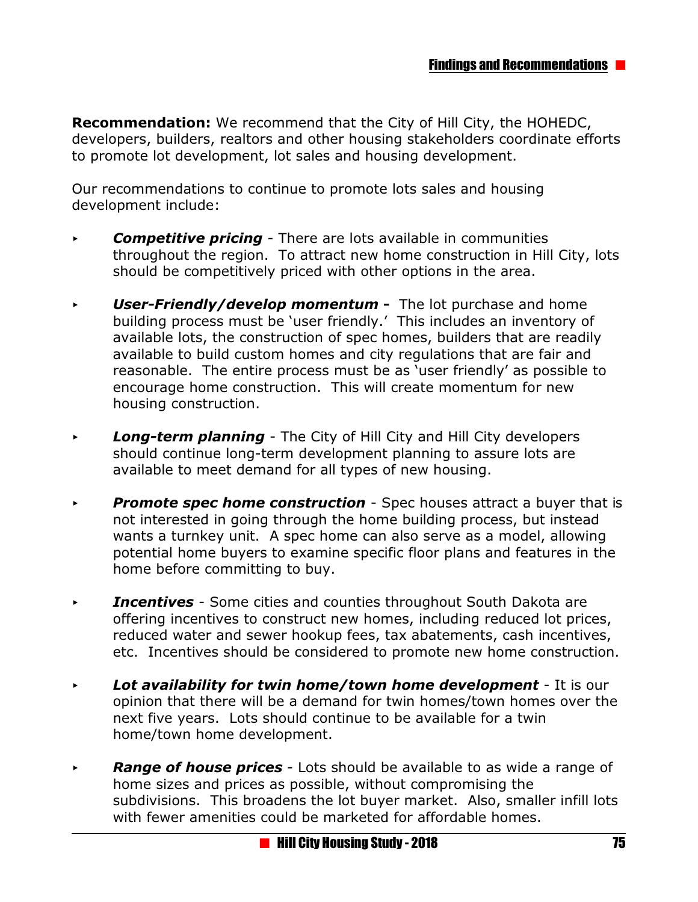**Recommendation:** We recommend that the City of Hill City, the HOHEDC, developers, builders, realtors and other housing stakeholders coordinate efforts to promote lot development, lot sales and housing development.

Our recommendations to continue to promote lots sales and housing development include:

- ***Competitive pricing*** - There are lots available in communities throughout the region. To attract new home construction in Hill City, lots should be competitively priced with other options in the area.

- ***User-Friendly/develop momentum*** **-** The lot purchase and home building process must be 'user friendly.' This includes an inventory of available lots, the construction of spec homes, builders that are readily available to build custom homes and city regulations that are fair and reasonable. The entire process must be as 'user friendly' as possible to encourage home construction. This will create momentum for new housing construction.

- ***Long-term planning*** - The City of Hill City and Hill City developers should continue long-term development planning to assure lots are available to meet demand for all types of new housing.

- ***Promote spec home construction*** - Spec houses attract a buyer that is not interested in going through the home building process, but instead wants a turnkey unit. A spec home can also serve as a model, allowing potential home buyers to examine specific floor plans and features in the home before committing to buy.

- ***Incentives*** - Some cities and counties throughout South Dakota are offering incentives to construct new homes, including reduced lot prices, reduced water and sewer hookup fees, tax abatements, cash incentives, etc. Incentives should be considered to promote new home construction.

- ***Lot availability for twin home/town home development*** - It is our opinion that there will be a demand for twin homes/town homes over the next five years. Lots should continue to be available for a twin home/town home development.

- ***Range of house prices*** - Lots should be available to as wide a range of home sizes and prices as possible, without compromising the subdivisions. This broadens the lot buyer market. Also, smaller infill lots with fewer amenities could be marketed for affordable homes.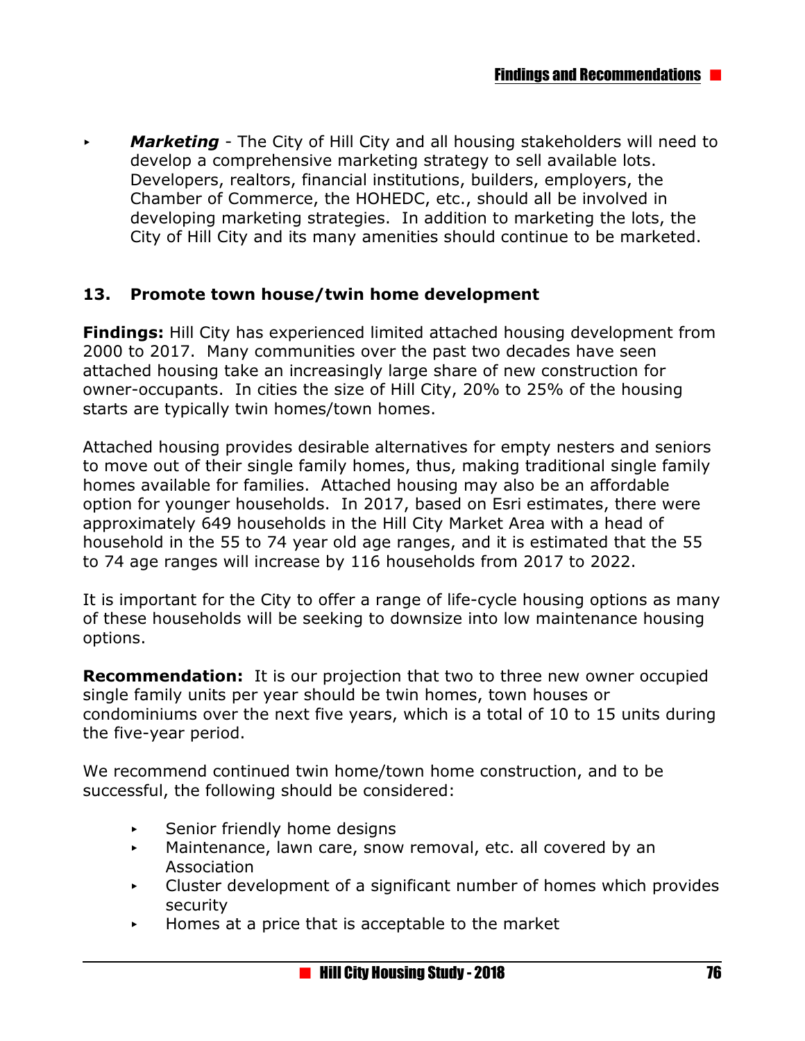- ***Marketing*** - The City of Hill City and all housing stakeholders will need to develop a comprehensive marketing strategy to sell available lots. Developers, realtors, financial institutions, builders, employers, the Chamber of Commerce, the HOHEDC, etc., should all be involved in developing marketing strategies. In addition to marketing the lots, the City of Hill City and its many amenities should continue to be marketed.

### 13. Promote town house/twin home development

**Findings:** Hill City has experienced limited attached housing development from 2000 to 2017. Many communities over the past two decades have seen attached housing take an increasingly large share of new construction for owner-occupants. In cities the size of Hill City, 20% to 25% of the housing starts are typically twin homes/town homes.

Attached housing provides desirable alternatives for empty nesters and seniors to move out of their single family homes, thus, making traditional single family homes available for families. Attached housing may also be an affordable option for younger households. In 2017, based on Esri estimates, there were approximately 649 households in the Hill City Market Area with a head of household in the 55 to 74 year old age ranges, and it is estimated that the 55 to 74 age ranges will increase by 116 households from 2017 to 2022.

It is important for the City to offer a range of life-cycle housing options as many of these households will be seeking to downsize into low maintenance housing options.

**Recommendation:** It is our projection that two to three new owner occupied single family units per year should be twin homes, town houses or condominiums over the next five years, which is a total of 10 to 15 units during the five-year period.

We recommend continued twin home/town home construction, and to be successful, the following should be considered:

- Senior friendly home designs
- Maintenance, lawn care, snow removal, etc. all covered by an Association
- Cluster development of a significant number of homes which provides security
- Homes at a price that is acceptable to the market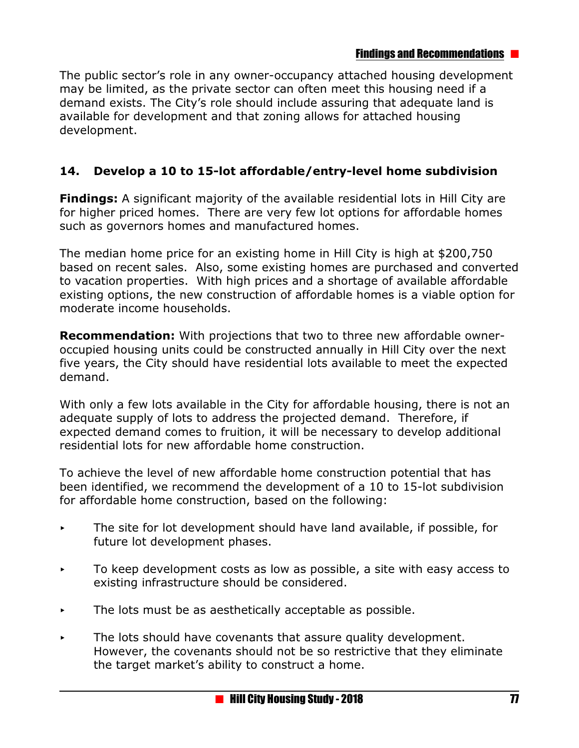The public sector's role in any owner-occupancy attached housing development may be limited, as the private sector can often meet this housing need if a demand exists. The City's role should include assuring that adequate land is available for development and that zoning allows for attached housing development.

### 14. Develop a 10 to 15-lot affordable/entry-level home subdivision

**Findings:** A significant majority of the available residential lots in Hill City are for higher priced homes. There are very few lot options for affordable homes such as governors homes and manufactured homes.

The median home price for an existing home in Hill City is high at $200,750 based on recent sales. Also, some existing homes are purchased and converted to vacation properties. With high prices and a shortage of available affordable existing options, the new construction of affordable homes is a viable option for moderate income households.

**Recommendation:** With projections that two to three new affordable owner-occupied housing units could be constructed annually in Hill City over the next five years, the City should have residential lots available to meet the expected demand.

With only a few lots available in the City for affordable housing, there is not an adequate supply of lots to address the projected demand. Therefore, if expected demand comes to fruition, it will be necessary to develop additional residential lots for new affordable home construction.

To achieve the level of new affordable home construction potential that has been identified, we recommend the development of a 10 to 15-lot subdivision for affordable home construction, based on the following:

- The site for lot development should have land available, if possible, for future lot development phases.
- To keep development costs as low as possible, a site with easy access to existing infrastructure should be considered.
- The lots must be as aesthetically acceptable as possible.
- The lots should have covenants that assure quality development. However, the covenants should not be so restrictive that they eliminate the target market's ability to construct a home.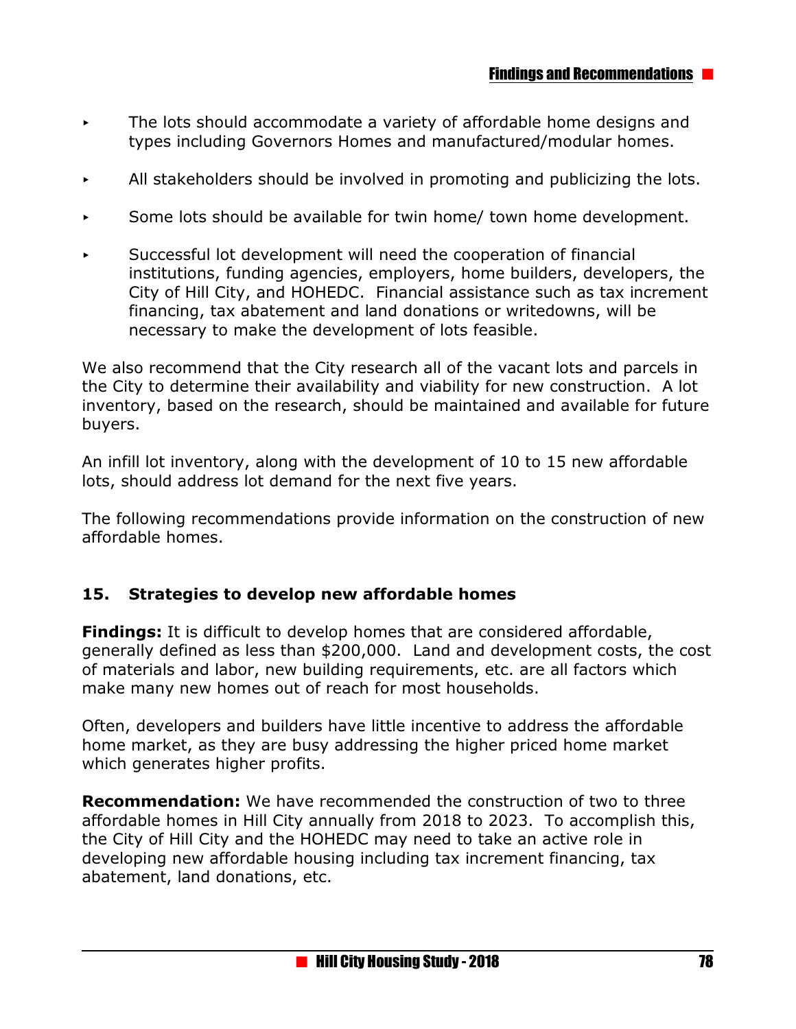- The lots should accommodate a variety of affordable home designs and types including Governors Homes and manufactured/modular homes.

- All stakeholders should be involved in promoting and publicizing the lots.

- Some lots should be available for twin home/ town home development.

- Successful lot development will need the cooperation of financial institutions, funding agencies, employers, home builders, developers, the City of Hill City, and HOHEDC. Financial assistance such as tax increment financing, tax abatement and land donations or writedowns, will be necessary to make the development of lots feasible.

We also recommend that the City research all of the vacant lots and parcels in the City to determine their availability and viability for new construction. A lot inventory, based on the research, should be maintained and available for future buyers.

An infill lot inventory, along with the development of 10 to 15 new affordable lots, should address lot demand for the next five years.

The following recommendations provide information on the construction of new affordable homes.

### 15. Strategies to develop new affordable homes

**Findings:** It is difficult to develop homes that are considered affordable, generally defined as less than $200,000. Land and development costs, the cost of materials and labor, new building requirements, etc. are all factors which make many new homes out of reach for most households.

Often, developers and builders have little incentive to address the affordable home market, as they are busy addressing the higher priced home market which generates higher profits.

**Recommendation:** We have recommended the construction of two to three affordable homes in Hill City annually from 2018 to 2023. To accomplish this, the City of Hill City and the HOHEDC may need to take an active role in developing new affordable housing including tax increment financing, tax abatement, land donations, etc.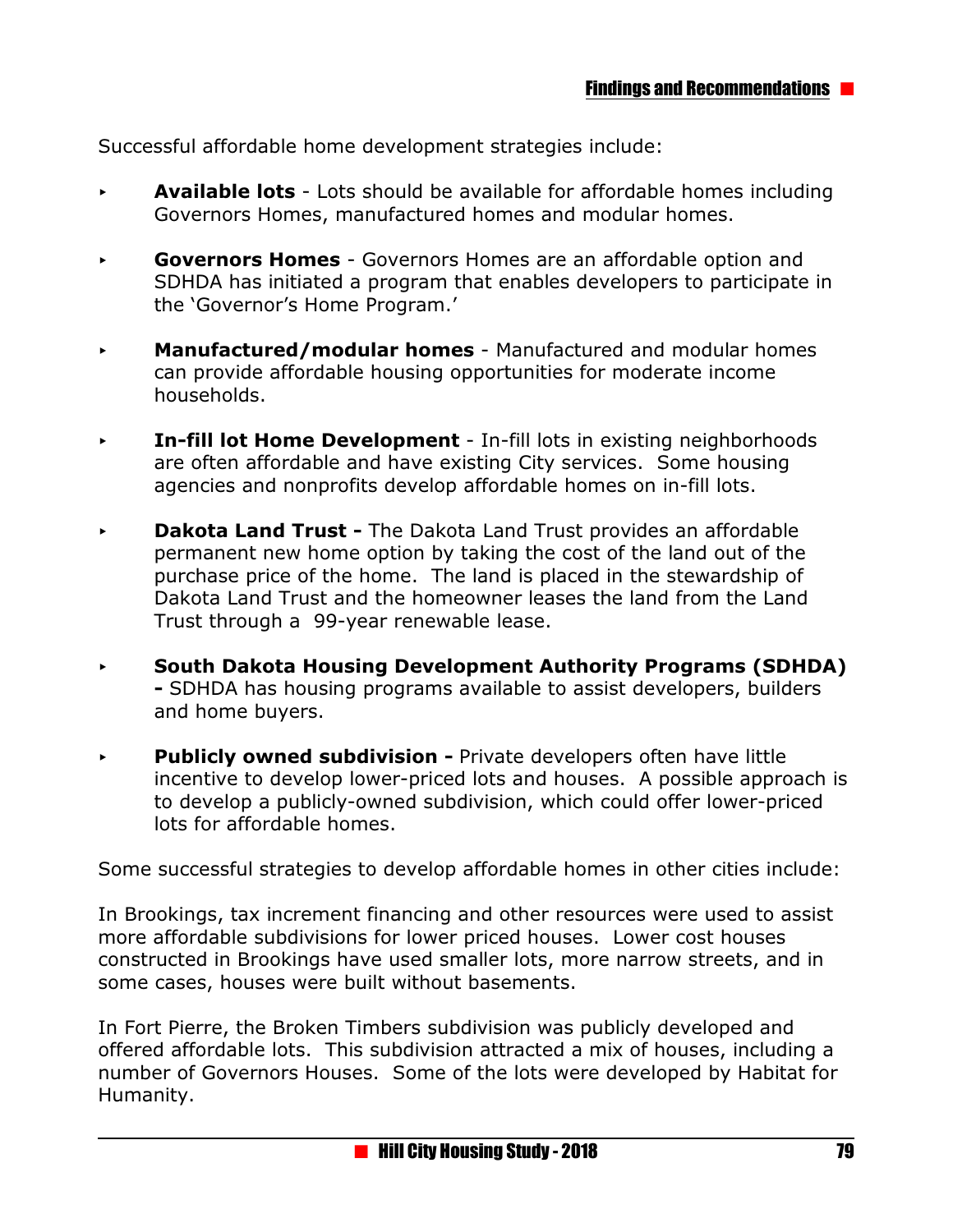Successful affordable home development strategies include:

- **Available lots** - Lots should be available for affordable homes including Governors Homes, manufactured homes and modular homes.

- **Governors Homes** - Governors Homes are an affordable option and SDHDA has initiated a program that enables developers to participate in the 'Governor's Home Program.'

- **Manufactured/modular homes** - Manufactured and modular homes can provide affordable housing opportunities for moderate income households.

- **In-fill lot Home Development** - In-fill lots in existing neighborhoods are often affordable and have existing City services. Some housing agencies and nonprofits develop affordable homes on in-fill lots.

- **Dakota Land Trust -** The Dakota Land Trust provides an affordable permanent new home option by taking the cost of the land out of the purchase price of the home. The land is placed in the stewardship of Dakota Land Trust and the homeowner leases the land from the Land Trust through a 99-year renewable lease.

- **South Dakota Housing Development Authority Programs (SDHDA) -** SDHDA has housing programs available to assist developers, builders and home buyers.

- **Publicly owned subdivision -** Private developers often have little incentive to develop lower-priced lots and houses. A possible approach is to develop a publicly-owned subdivision, which could offer lower-priced lots for affordable homes.

Some successful strategies to develop affordable homes in other cities include:

In Brookings, tax increment financing and other resources were used to assist more affordable subdivisions for lower priced houses. Lower cost houses constructed in Brookings have used smaller lots, more narrow streets, and in some cases, houses were built without basements.

In Fort Pierre, the Broken Timbers subdivision was publicly developed and offered affordable lots. This subdivision attracted a mix of houses, including a number of Governors Houses. Some of the lots were developed by Habitat for Humanity.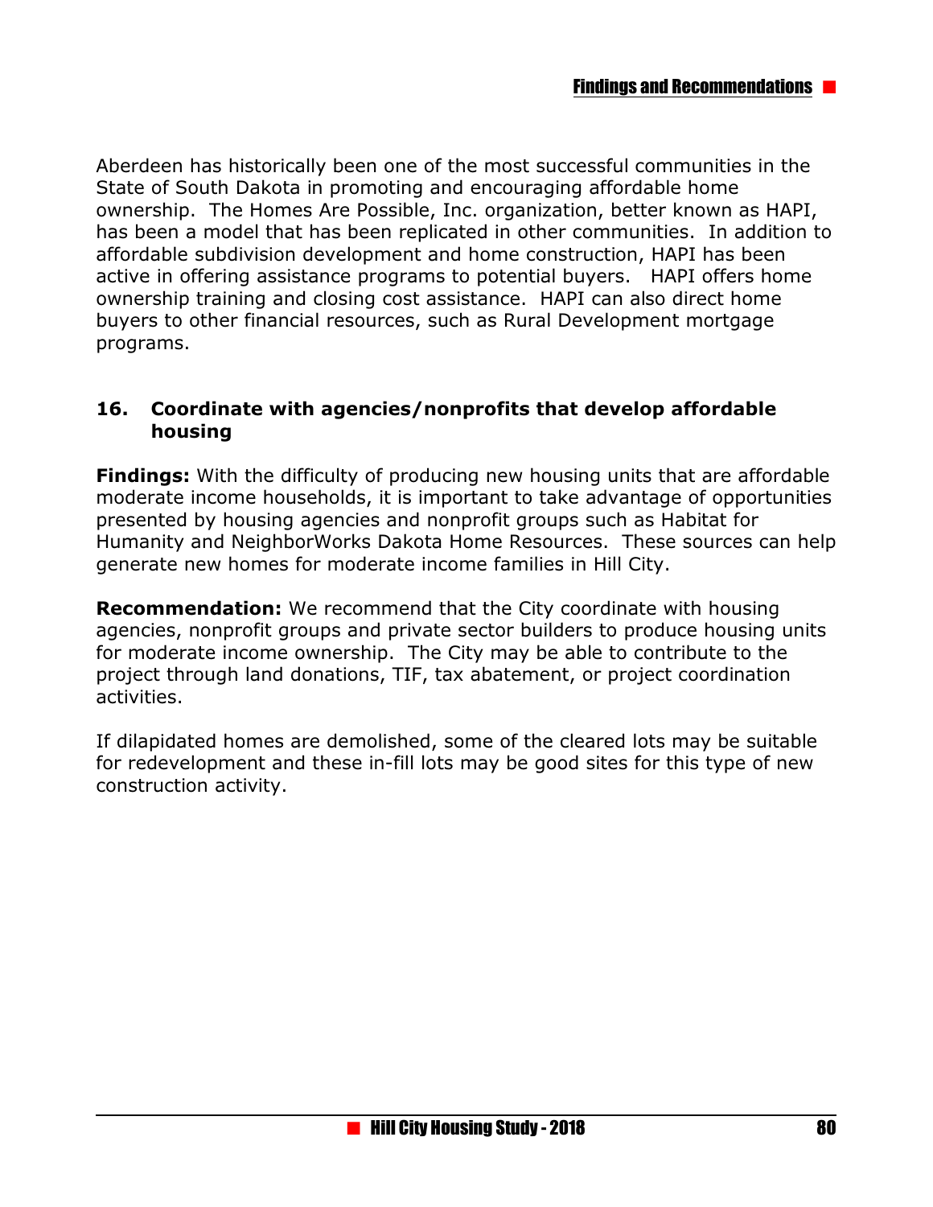Aberdeen has historically been one of the most successful communities in the State of South Dakota in promoting and encouraging affordable home ownership. The Homes Are Possible, Inc. organization, better known as HAPI, has been a model that has been replicated in other communities. In addition to affordable subdivision development and home construction, HAPI has been active in offering assistance programs to potential buyers. HAPI offers home ownership training and closing cost assistance. HAPI can also direct home buyers to other financial resources, such as Rural Development mortgage programs.

### 16. Coordinate with agencies/nonprofits that develop affordable housing

**Findings:** With the difficulty of producing new housing units that are affordable moderate income households, it is important to take advantage of opportunities presented by housing agencies and nonprofit groups such as Habitat for Humanity and NeighborWorks Dakota Home Resources. These sources can help generate new homes for moderate income families in Hill City.

**Recommendation:** We recommend that the City coordinate with housing agencies, nonprofit groups and private sector builders to produce housing units for moderate income ownership. The City may be able to contribute to the project through land donations, TIF, tax abatement, or project coordination activities.

If dilapidated homes are demolished, some of the cleared lots may be suitable for redevelopment and these in-fill lots may be good sites for this type of new construction activity.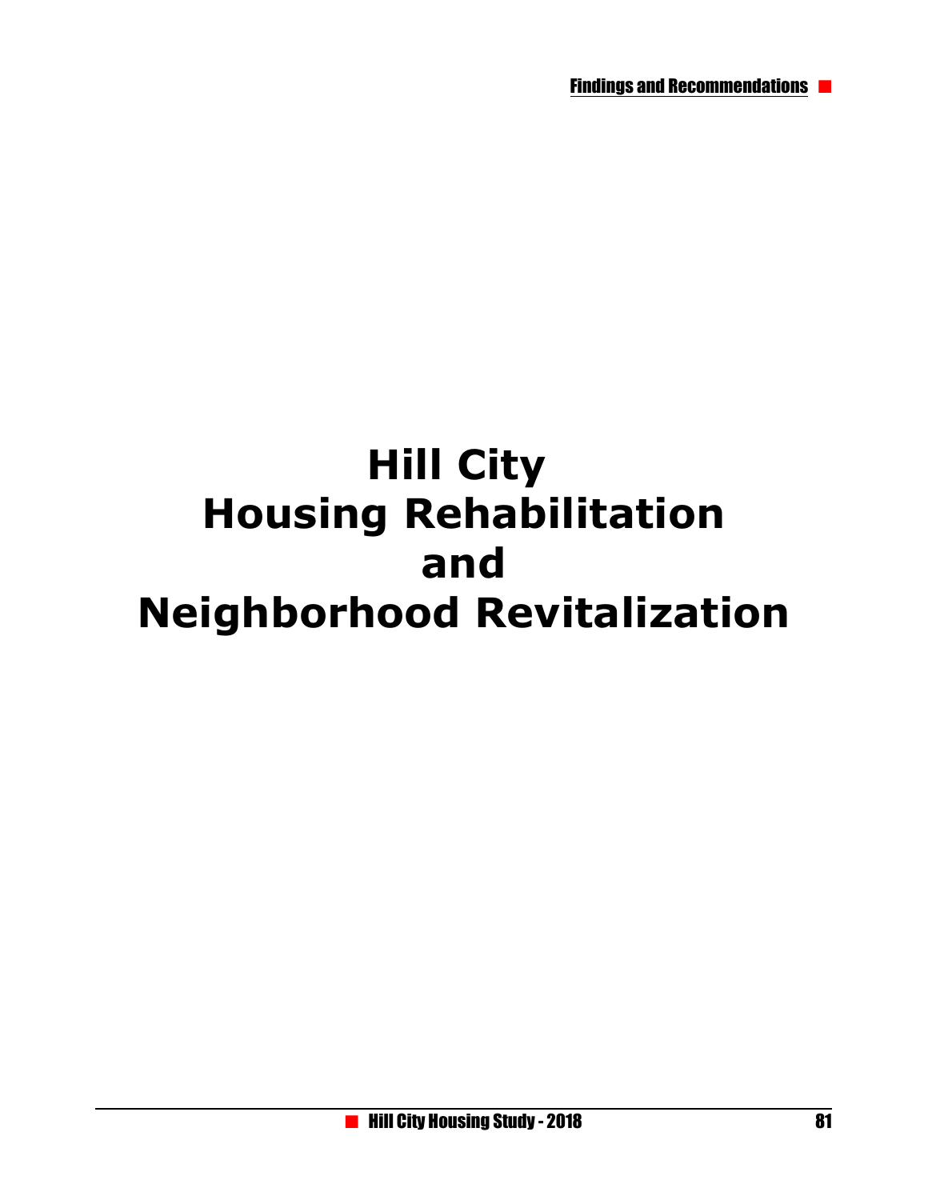# Hill City
# Housing Rehabilitation
# and
# Neighborhood Revitalization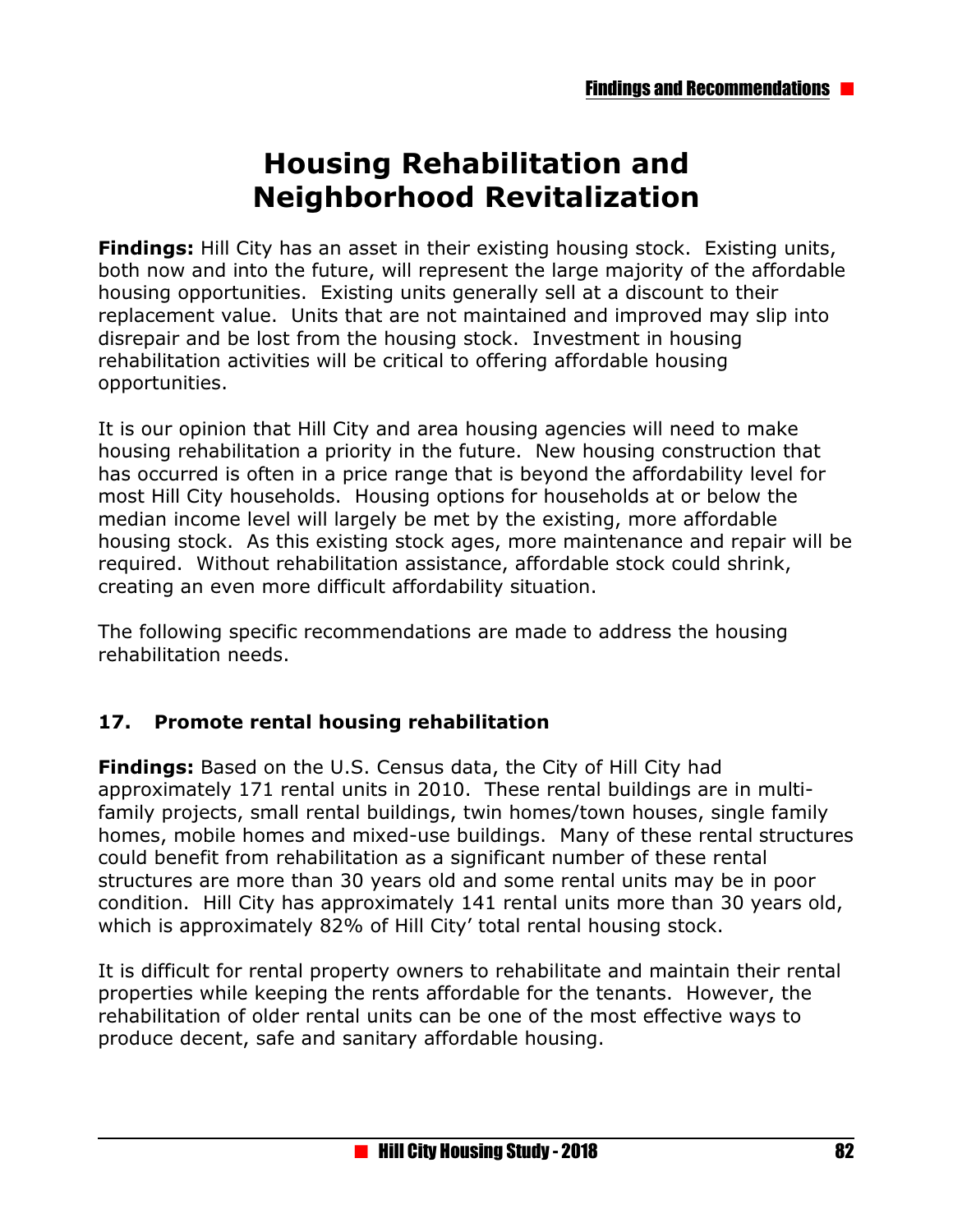# Housing Rehabilitation and Neighborhood Revitalization

**Findings:** Hill City has an asset in their existing housing stock. Existing units, both now and into the future, will represent the large majority of the affordable housing opportunities. Existing units generally sell at a discount to their replacement value. Units that are not maintained and improved may slip into disrepair and be lost from the housing stock. Investment in housing rehabilitation activities will be critical to offering affordable housing opportunities.

It is our opinion that Hill City and area housing agencies will need to make housing rehabilitation a priority in the future. New housing construction that has occurred is often in a price range that is beyond the affordability level for most Hill City households. Housing options for households at or below the median income level will largely be met by the existing, more affordable housing stock. As this existing stock ages, more maintenance and repair will be required. Without rehabilitation assistance, affordable stock could shrink, creating an even more difficult affordability situation.

The following specific recommendations are made to address the housing rehabilitation needs.

### 17. Promote rental housing rehabilitation

**Findings:** Based on the U.S. Census data, the City of Hill City had approximately 171 rental units in 2010. These rental buildings are in multi-family projects, small rental buildings, twin homes/town houses, single family homes, mobile homes and mixed-use buildings. Many of these rental structures could benefit from rehabilitation as a significant number of these rental structures are more than 30 years old and some rental units may be in poor condition. Hill City has approximately 141 rental units more than 30 years old, which is approximately 82% of Hill City' total rental housing stock.

It is difficult for rental property owners to rehabilitate and maintain their rental properties while keeping the rents affordable for the tenants. However, the rehabilitation of older rental units can be one of the most effective ways to produce decent, safe and sanitary affordable housing.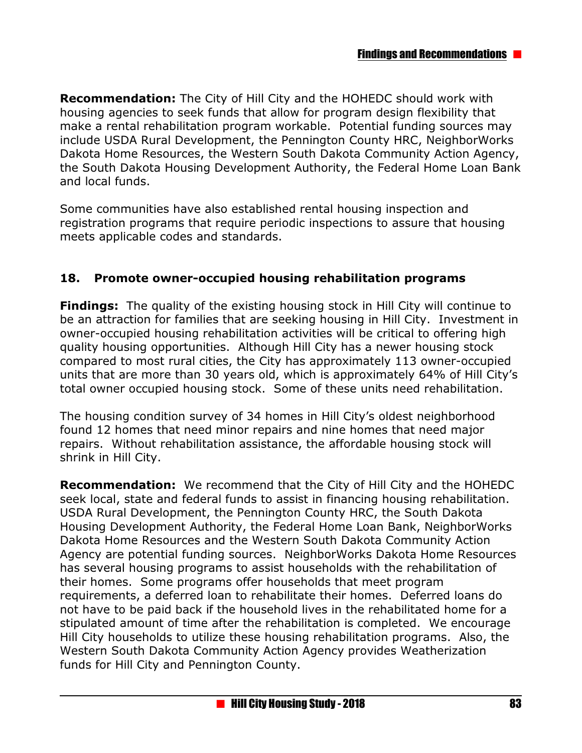**Recommendation:** The City of Hill City and the HOHEDC should work with housing agencies to seek funds that allow for program design flexibility that make a rental rehabilitation program workable. Potential funding sources may include USDA Rural Development, the Pennington County HRC, NeighborWorks Dakota Home Resources, the Western South Dakota Community Action Agency, the South Dakota Housing Development Authority, the Federal Home Loan Bank and local funds.

Some communities have also established rental housing inspection and registration programs that require periodic inspections to assure that housing meets applicable codes and standards.

### 18. Promote owner-occupied housing rehabilitation programs

**Findings:** The quality of the existing housing stock in Hill City will continue to be an attraction for families that are seeking housing in Hill City. Investment in owner-occupied housing rehabilitation activities will be critical to offering high quality housing opportunities. Although Hill City has a newer housing stock compared to most rural cities, the City has approximately 113 owner-occupied units that are more than 30 years old, which is approximately 64% of Hill City's total owner occupied housing stock. Some of these units need rehabilitation.

The housing condition survey of 34 homes in Hill City's oldest neighborhood found 12 homes that need minor repairs and nine homes that need major repairs. Without rehabilitation assistance, the affordable housing stock will shrink in Hill City.

**Recommendation:** We recommend that the City of Hill City and the HOHEDC seek local, state and federal funds to assist in financing housing rehabilitation. USDA Rural Development, the Pennington County HRC, the South Dakota Housing Development Authority, the Federal Home Loan Bank, NeighborWorks Dakota Home Resources and the Western South Dakota Community Action Agency are potential funding sources. NeighborWorks Dakota Home Resources has several housing programs to assist households with the rehabilitation of their homes. Some programs offer households that meet program requirements, a deferred loan to rehabilitate their homes. Deferred loans do not have to be paid back if the household lives in the rehabilitated home for a stipulated amount of time after the rehabilitation is completed. We encourage Hill City households to utilize these housing rehabilitation programs. Also, the Western South Dakota Community Action Agency provides Weatherization funds for Hill City and Pennington County.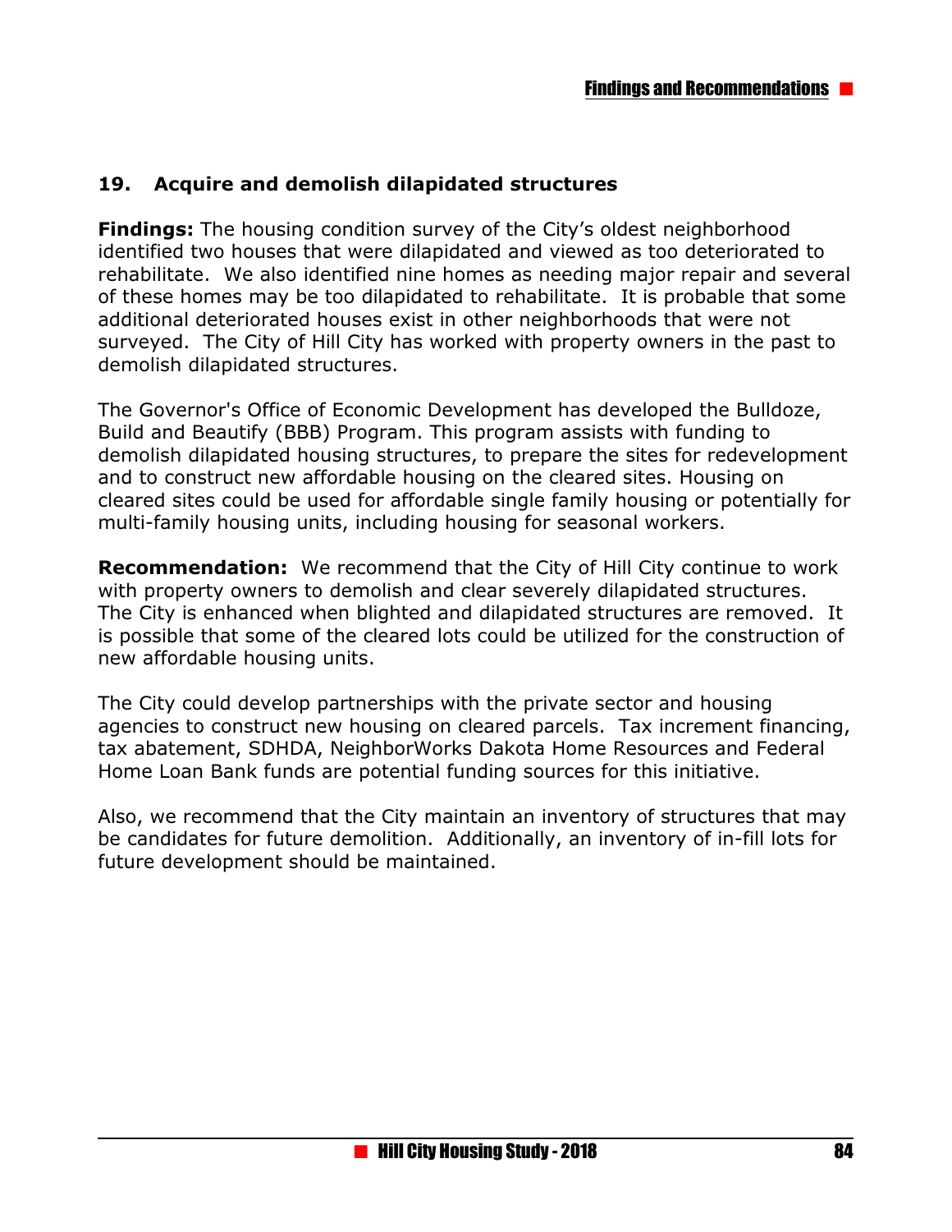## 19. Acquire and demolish dilapidated structures

**Findings:** The housing condition survey of the City's oldest neighborhood identified two houses that were dilapidated and viewed as too deteriorated to rehabilitate. We also identified nine homes as needing major repair and several of these homes may be too dilapidated to rehabilitate. It is probable that some additional deteriorated houses exist in other neighborhoods that were not surveyed. The City of Hill City has worked with property owners in the past to demolish dilapidated structures.

The Governor's Office of Economic Development has developed the Bulldoze, Build and Beautify (BBB) Program. This program assists with funding to demolish dilapidated housing structures, to prepare the sites for redevelopment and to construct new affordable housing on the cleared sites. Housing on cleared sites could be used for affordable single family housing or potentially for multi-family housing units, including housing for seasonal workers.

**Recommendation:** We recommend that the City of Hill City continue to work with property owners to demolish and clear severely dilapidated structures. The City is enhanced when blighted and dilapidated structures are removed. It is possible that some of the cleared lots could be utilized for the construction of new affordable housing units.

The City could develop partnerships with the private sector and housing agencies to construct new housing on cleared parcels. Tax increment financing, tax abatement, SDHDA, NeighborWorks Dakota Home Resources and Federal Home Loan Bank funds are potential funding sources for this initiative.

Also, we recommend that the City maintain an inventory of structures that may be candidates for future demolition. Additionally, an inventory of in-fill lots for future development should be maintained.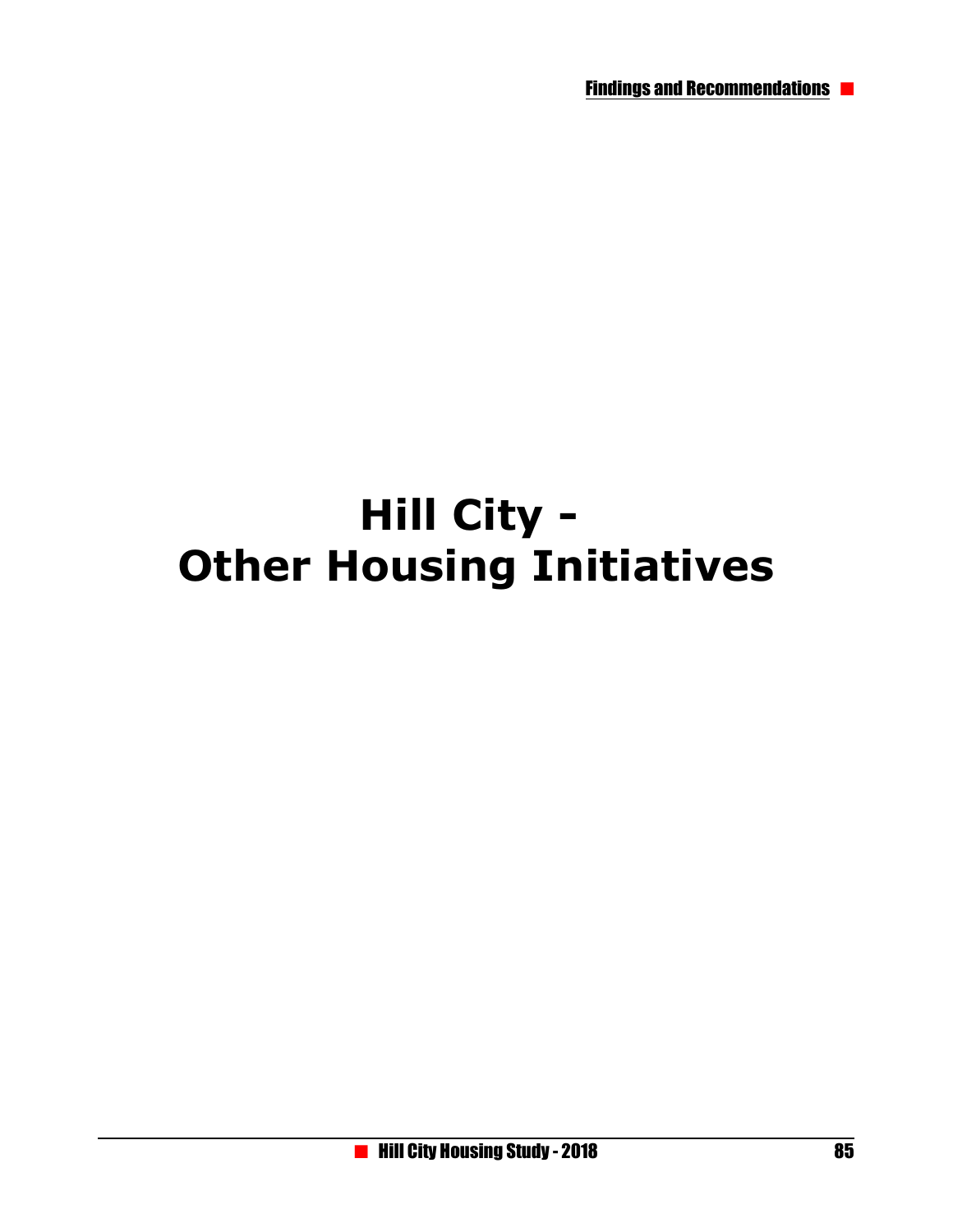# Hill City - Other Housing Initiatives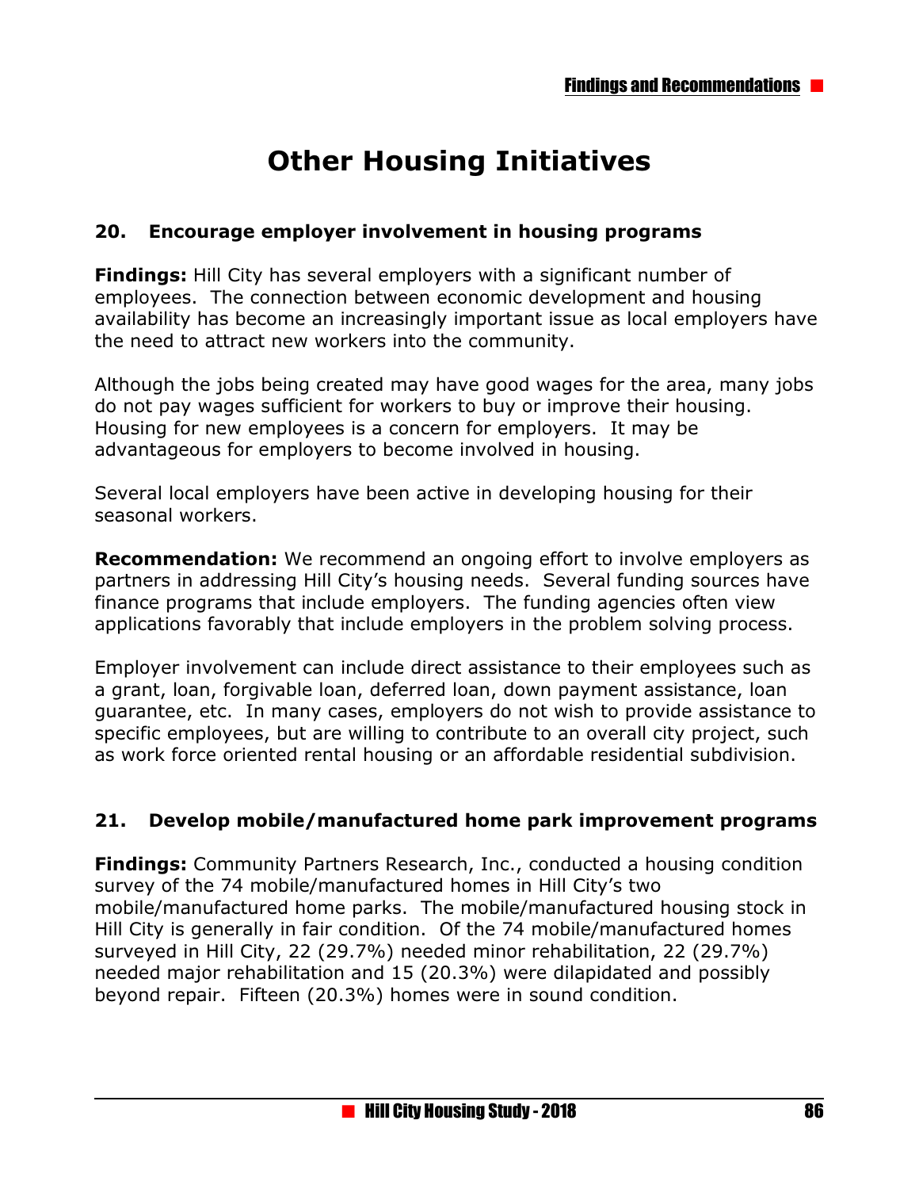# Other Housing Initiatives

### 20. Encourage employer involvement in housing programs

**Findings:** Hill City has several employers with a significant number of employees. The connection between economic development and housing availability has become an increasingly important issue as local employers have the need to attract new workers into the community.

Although the jobs being created may have good wages for the area, many jobs do not pay wages sufficient for workers to buy or improve their housing. Housing for new employees is a concern for employers. It may be advantageous for employers to become involved in housing.

Several local employers have been active in developing housing for their seasonal workers.

**Recommendation:** We recommend an ongoing effort to involve employers as partners in addressing Hill City's housing needs. Several funding sources have finance programs that include employers. The funding agencies often view applications favorably that include employers in the problem solving process.

Employer involvement can include direct assistance to their employees such as a grant, loan, forgivable loan, deferred loan, down payment assistance, loan guarantee, etc. In many cases, employers do not wish to provide assistance to specific employees, but are willing to contribute to an overall city project, such as work force oriented rental housing or an affordable residential subdivision.

### 21. Develop mobile/manufactured home park improvement programs

**Findings:** Community Partners Research, Inc., conducted a housing condition survey of the 74 mobile/manufactured homes in Hill City's two mobile/manufactured home parks. The mobile/manufactured housing stock in Hill City is generally in fair condition. Of the 74 mobile/manufactured homes surveyed in Hill City, 22 (29.7%) needed minor rehabilitation, 22 (29.7%) needed major rehabilitation and 15 (20.3%) were dilapidated and possibly beyond repair. Fifteen (20.3%) homes were in sound condition.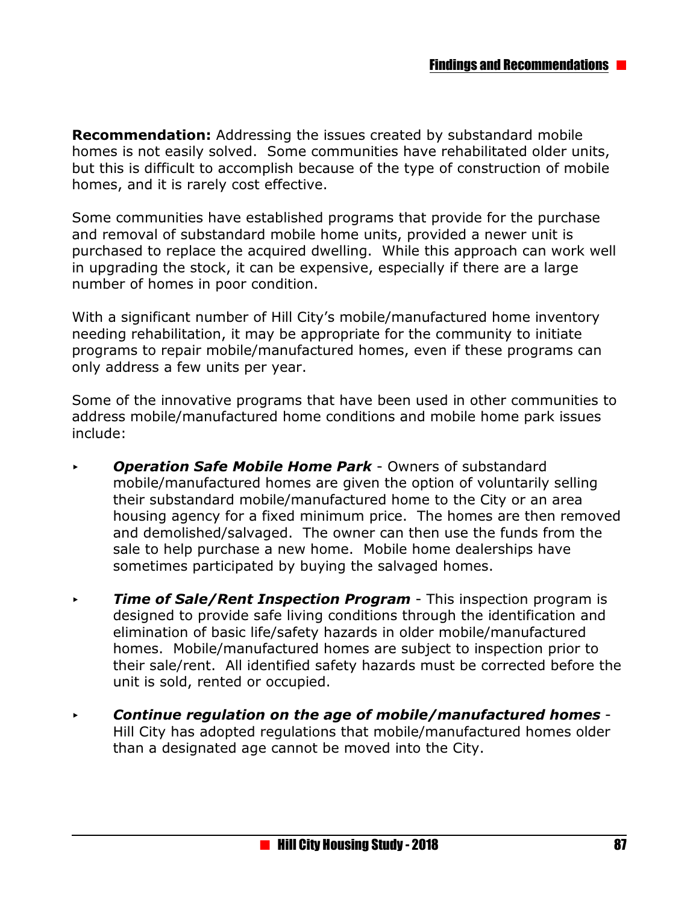**Recommendation:** Addressing the issues created by substandard mobile homes is not easily solved. Some communities have rehabilitated older units, but this is difficult to accomplish because of the type of construction of mobile homes, and it is rarely cost effective.

Some communities have established programs that provide for the purchase and removal of substandard mobile home units, provided a newer unit is purchased to replace the acquired dwelling. While this approach can work well in upgrading the stock, it can be expensive, especially if there are a large number of homes in poor condition.

With a significant number of Hill City's mobile/manufactured home inventory needing rehabilitation, it may be appropriate for the community to initiate programs to repair mobile/manufactured homes, even if these programs can only address a few units per year.

Some of the innovative programs that have been used in other communities to address mobile/manufactured home conditions and mobile home park issues include:

- ***Operation Safe Mobile Home Park*** - Owners of substandard mobile/manufactured homes are given the option of voluntarily selling their substandard mobile/manufactured home to the City or an area housing agency for a fixed minimum price. The homes are then removed and demolished/salvaged. The owner can then use the funds from the sale to help purchase a new home. Mobile home dealerships have sometimes participated by buying the salvaged homes.

- ***Time of Sale/Rent Inspection Program*** - This inspection program is designed to provide safe living conditions through the identification and elimination of basic life/safety hazards in older mobile/manufactured homes. Mobile/manufactured homes are subject to inspection prior to their sale/rent. All identified safety hazards must be corrected before the unit is sold, rented or occupied.

- ***Continue regulation on the age of mobile/manufactured homes*** - Hill City has adopted regulations that mobile/manufactured homes older than a designated age cannot be moved into the City.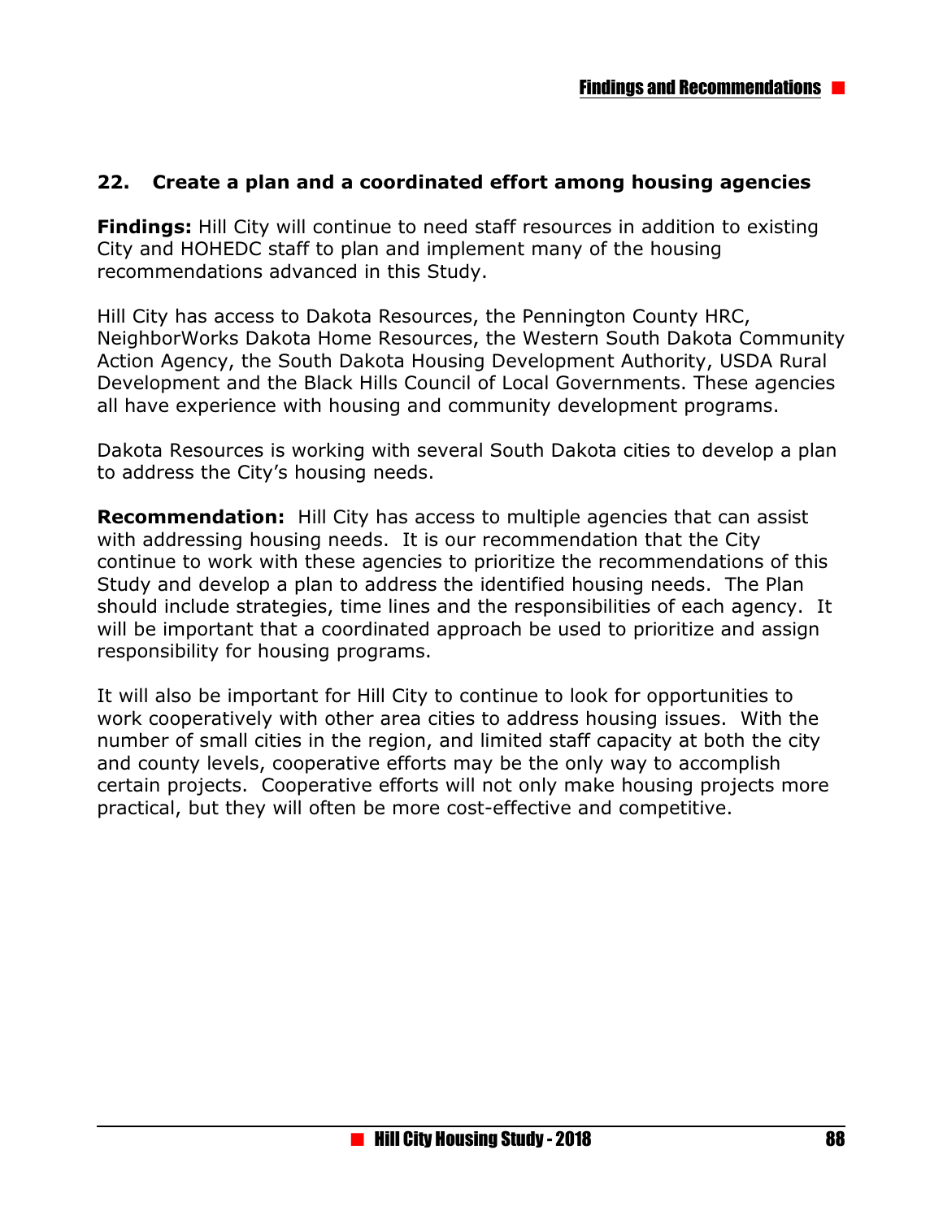## 22. Create a plan and a coordinated effort among housing agencies

**Findings:** Hill City will continue to need staff resources in addition to existing City and HOHEDC staff to plan and implement many of the housing recommendations advanced in this Study.

Hill City has access to Dakota Resources, the Pennington County HRC, NeighborWorks Dakota Home Resources, the Western South Dakota Community Action Agency, the South Dakota Housing Development Authority, USDA Rural Development and the Black Hills Council of Local Governments. These agencies all have experience with housing and community development programs.

Dakota Resources is working with several South Dakota cities to develop a plan to address the City's housing needs.

**Recommendation:** Hill City has access to multiple agencies that can assist with addressing housing needs. It is our recommendation that the City continue to work with these agencies to prioritize the recommendations of this Study and develop a plan to address the identified housing needs. The Plan should include strategies, time lines and the responsibilities of each agency. It will be important that a coordinated approach be used to prioritize and assign responsibility for housing programs.

It will also be important for Hill City to continue to look for opportunities to work cooperatively with other area cities to address housing issues. With the number of small cities in the region, and limited staff capacity at both the city and county levels, cooperative efforts may be the only way to accomplish certain projects. Cooperative efforts will not only make housing projects more practical, but they will often be more cost-effective and competitive.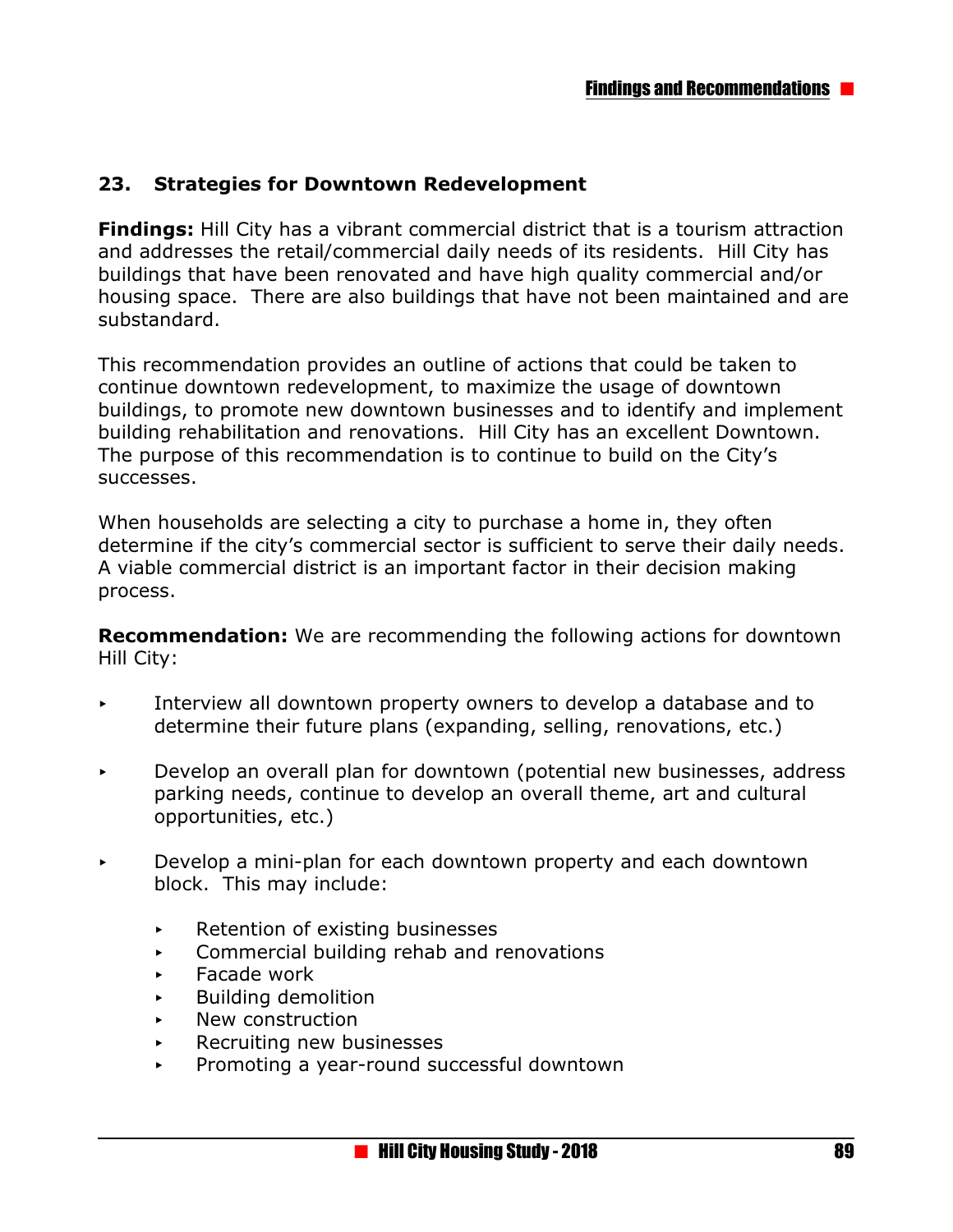## 23. Strategies for Downtown Redevelopment

**Findings:** Hill City has a vibrant commercial district that is a tourism attraction and addresses the retail/commercial daily needs of its residents. Hill City has buildings that have been renovated and have high quality commercial and/or housing space. There are also buildings that have not been maintained and are substandard.

This recommendation provides an outline of actions that could be taken to continue downtown redevelopment, to maximize the usage of downtown buildings, to promote new downtown businesses and to identify and implement building rehabilitation and renovations. Hill City has an excellent Downtown. The purpose of this recommendation is to continue to build on the City's successes.

When households are selecting a city to purchase a home in, they often determine if the city's commercial sector is sufficient to serve their daily needs. A viable commercial district is an important factor in their decision making process.

**Recommendation:** We are recommending the following actions for downtown Hill City:

- Interview all downtown property owners to develop a database and to determine their future plans (expanding, selling, renovations, etc.)
- Develop an overall plan for downtown (potential new businesses, address parking needs, continue to develop an overall theme, art and cultural opportunities, etc.)
- Develop a mini-plan for each downtown property and each downtown block. This may include:
  - Retention of existing businesses
  - Commercial building rehab and renovations
  - Facade work
  - Building demolition
  - New construction
  - Recruiting new businesses
  - Promoting a year-round successful downtown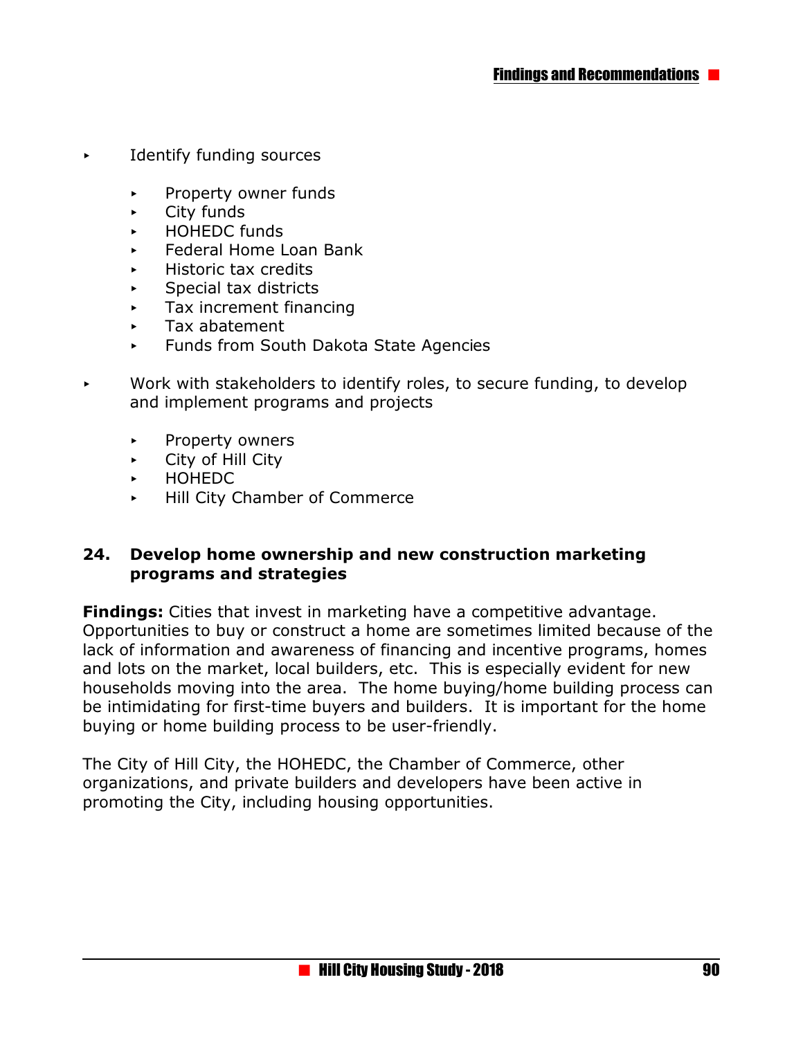- Identify funding sources

    - Property owner funds
    - City funds
    - HOHEDC funds
    - Federal Home Loan Bank
    - Historic tax credits
    - Special tax districts
    - Tax increment financing
    - Tax abatement
    - Funds from South Dakota State Agencies

- Work with stakeholders to identify roles, to secure funding, to develop and implement programs and projects

    - Property owners
    - City of Hill City
    - HOHEDC
    - Hill City Chamber of Commerce

### 24. Develop home ownership and new construction marketing programs and strategies

**Findings:** Cities that invest in marketing have a competitive advantage. Opportunities to buy or construct a home are sometimes limited because of the lack of information and awareness of financing and incentive programs, homes and lots on the market, local builders, etc. This is especially evident for new households moving into the area. The home buying/home building process can be intimidating for first-time buyers and builders. It is important for the home buying or home building process to be user-friendly.

The City of Hill City, the HOHEDC, the Chamber of Commerce, other organizations, and private builders and developers have been active in promoting the City, including housing opportunities.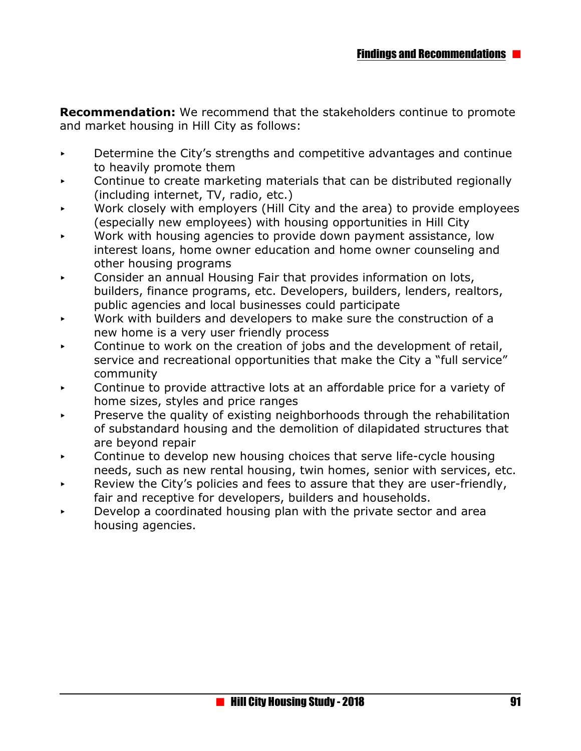**Recommendation:** We recommend that the stakeholders continue to promote and market housing in Hill City as follows:

- Determine the City's strengths and competitive advantages and continue to heavily promote them
- Continue to create marketing materials that can be distributed regionally (including internet, TV, radio, etc.)
- Work closely with employers (Hill City and the area) to provide employees (especially new employees) with housing opportunities in Hill City
- Work with housing agencies to provide down payment assistance, low interest loans, home owner education and home owner counseling and other housing programs
- Consider an annual Housing Fair that provides information on lots, builders, finance programs, etc. Developers, builders, lenders, realtors, public agencies and local businesses could participate
- Work with builders and developers to make sure the construction of a new home is a very user friendly process
- Continue to work on the creation of jobs and the development of retail, service and recreational opportunities that make the City a "full service" community
- Continue to provide attractive lots at an affordable price for a variety of home sizes, styles and price ranges
- Preserve the quality of existing neighborhoods through the rehabilitation of substandard housing and the demolition of dilapidated structures that are beyond repair
- Continue to develop new housing choices that serve life-cycle housing needs, such as new rental housing, twin homes, senior with services, etc.
- Review the City's policies and fees to assure that they are user-friendly, fair and receptive for developers, builders and households.
- Develop a coordinated housing plan with the private sector and area housing agencies.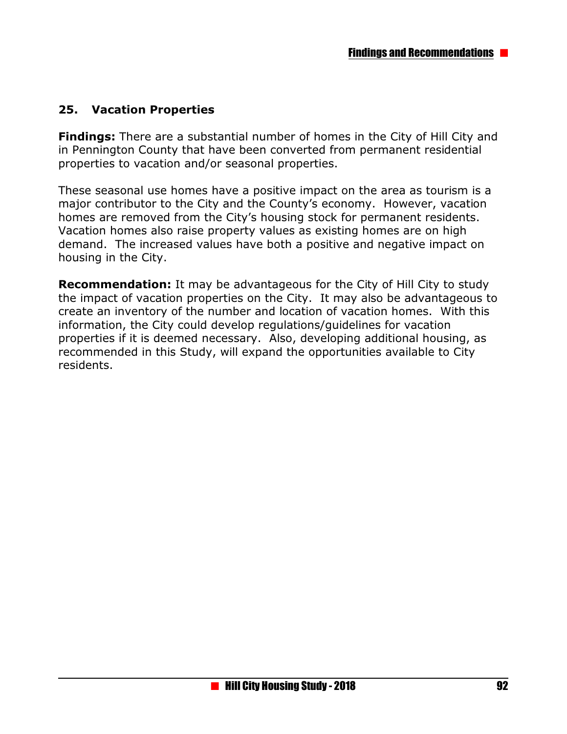## 25. Vacation Properties

**Findings:** There are a substantial number of homes in the City of Hill City and in Pennington County that have been converted from permanent residential properties to vacation and/or seasonal properties.

These seasonal use homes have a positive impact on the area as tourism is a major contributor to the City and the County's economy. However, vacation homes are removed from the City's housing stock for permanent residents. Vacation homes also raise property values as existing homes are on high demand. The increased values have both a positive and negative impact on housing in the City.

**Recommendation:** It may be advantageous for the City of Hill City to study the impact of vacation properties on the City. It may also be advantageous to create an inventory of the number and location of vacation homes. With this information, the City could develop regulations/guidelines for vacation properties if it is deemed necessary. Also, developing additional housing, as recommended in this Study, will expand the opportunities available to City residents.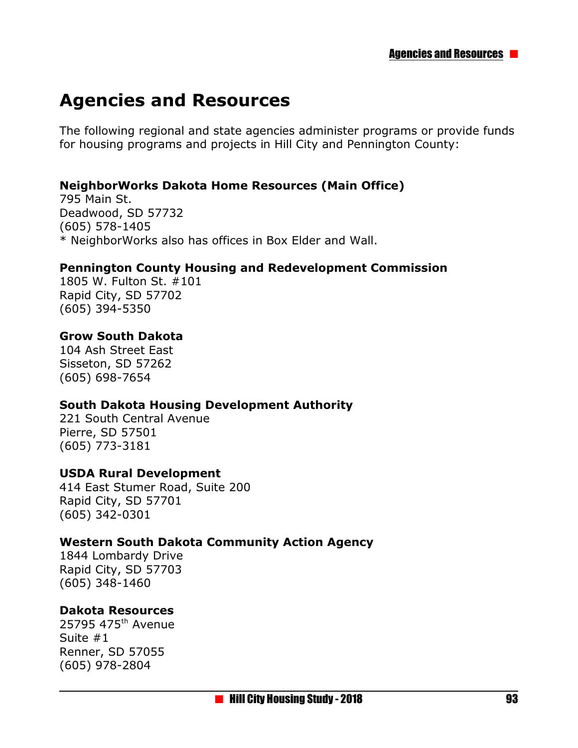# Agencies and Resources

The following regional and state agencies administer programs or provide funds for housing programs and projects in Hill City and Pennington County:

**NeighborWorks Dakota Home Resources (Main Office)**
795 Main St.
Deadwood, SD 57732
(605) 578-1405
* NeighborWorks also has offices in Box Elder and Wall.

**Pennington County Housing and Redevelopment Commission**
1805 W. Fulton St. #101
Rapid City, SD 57702
(605) 394-5350

**Grow South Dakota**
104 Ash Street East
Sisseton, SD 57262
(605) 698-7654

**South Dakota Housing Development Authority**
221 South Central Avenue
Pierre, SD 57501
(605) 773-3181

**USDA Rural Development**
414 East Stumer Road, Suite 200
Rapid City, SD 57701
(605) 342-0301

**Western South Dakota Community Action Agency**
1844 Lombardy Drive
Rapid City, SD 57703
(605) 348-1460

**Dakota Resources**
25795 475th Avenue
Suite #1
Renner, SD 57055
(605) 978-2804